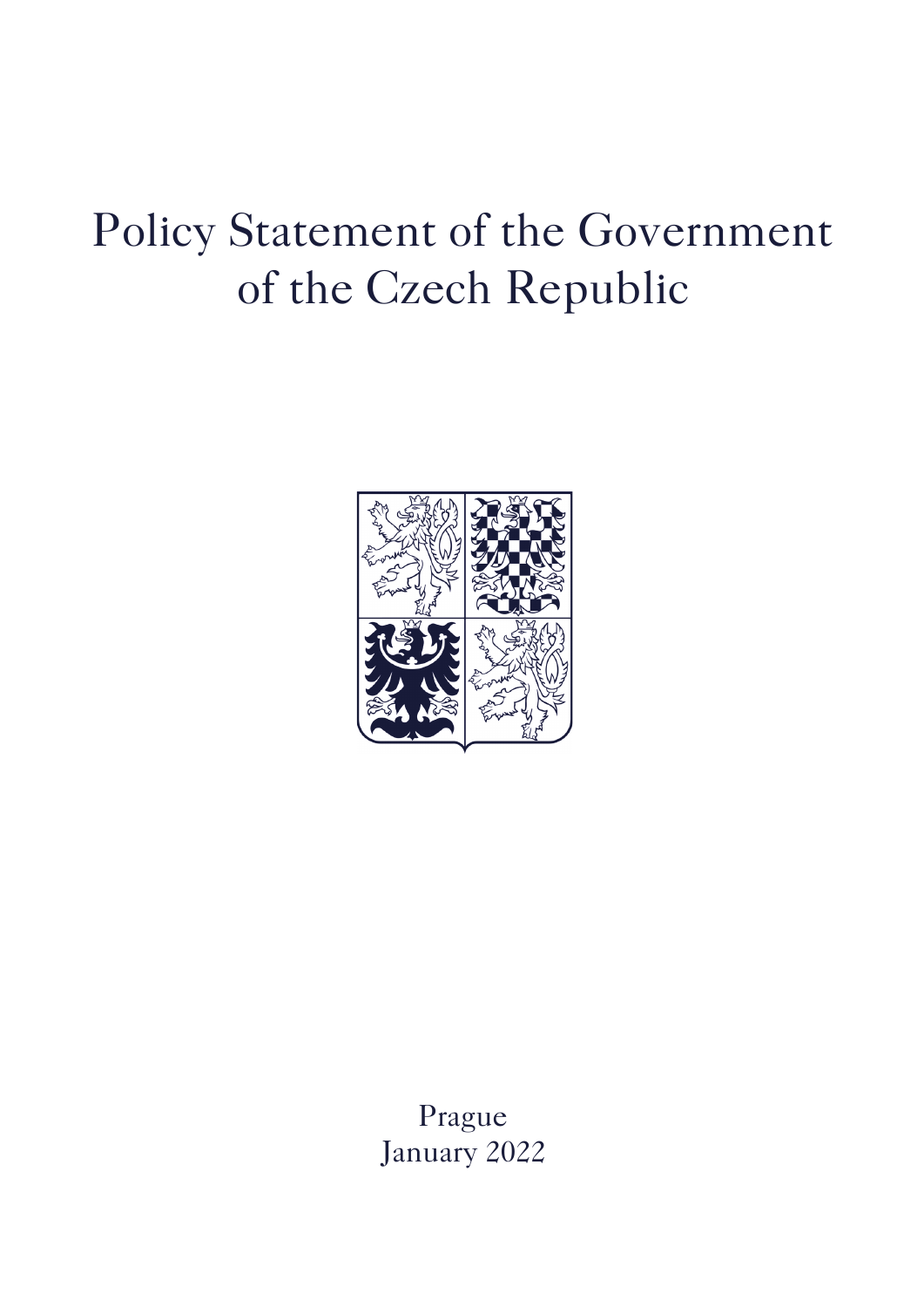# Policy Statement of the Government of the Czech Republic

Prague
January 2022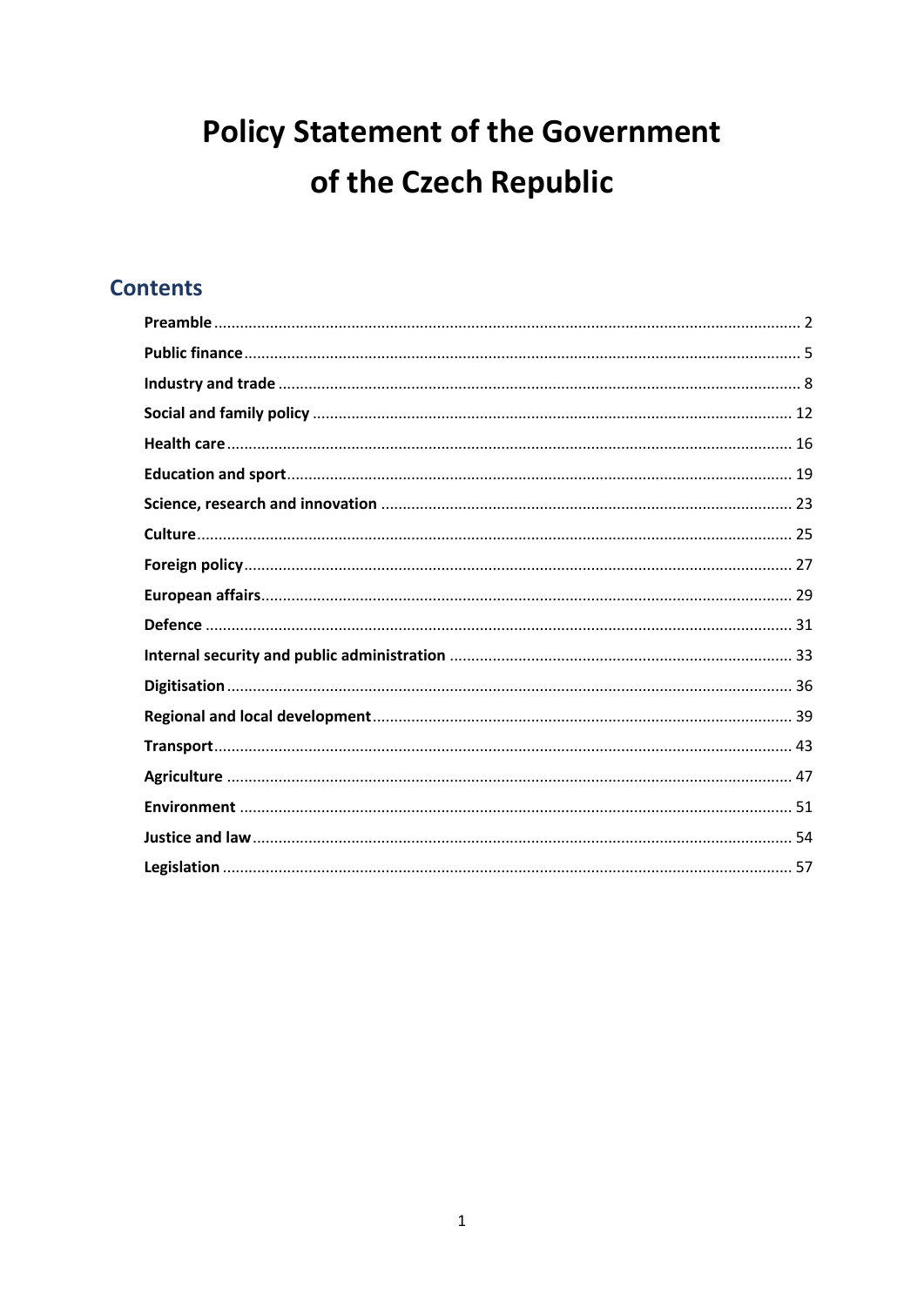# Policy Statement of the Government of the Czech Republic

## Contents

- **Preamble** ... 2
- **Public finance** ... 5
- **Industry and trade** ... 8
- **Social and family policy** ... 12
- **Health care** ... 16
- **Education and sport** ... 19
- **Science, research and innovation** ... 23
- **Culture** ... 25
- **Foreign policy** ... 27
- **European affairs** ... 29
- **Defence** ... 31
- **Internal security and public administration** ... 33
- **Digitisation** ... 36
- **Regional and local development** ... 39
- **Transport** ... 43
- **Agriculture** ... 47
- **Environment** ... 51
- **Justice and law** ... 54
- **Legislation** ... 57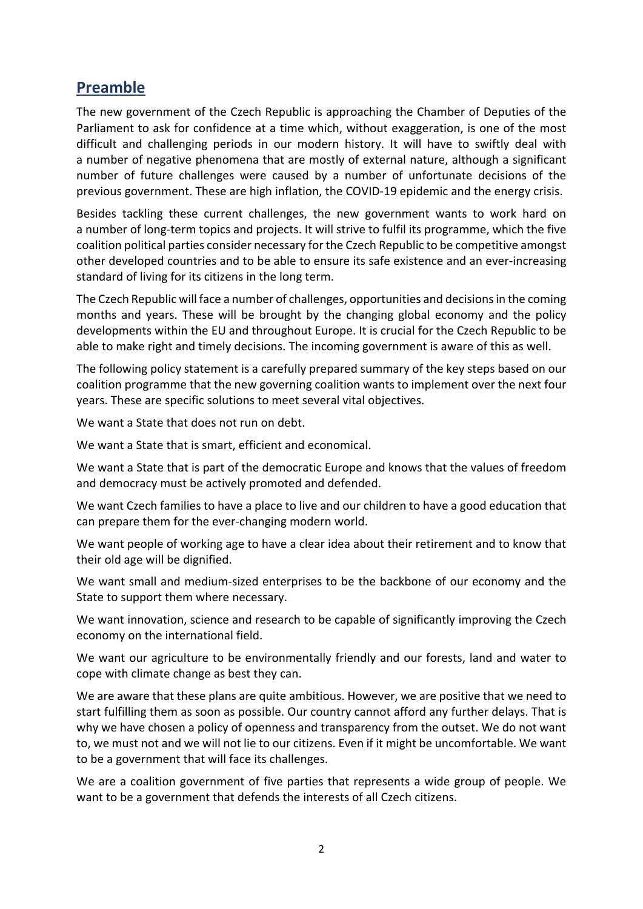## Preamble

The new government of the Czech Republic is approaching the Chamber of Deputies of the Parliament to ask for confidence at a time which, without exaggeration, is one of the most difficult and challenging periods in our modern history. It will have to swiftly deal with a number of negative phenomena that are mostly of external nature, although a significant number of future challenges were caused by a number of unfortunate decisions of the previous government. These are high inflation, the COVID-19 epidemic and the energy crisis.

Besides tackling these current challenges, the new government wants to work hard on a number of long-term topics and projects. It will strive to fulfil its programme, which the five coalition political parties consider necessary for the Czech Republic to be competitive amongst other developed countries and to be able to ensure its safe existence and an ever-increasing standard of living for its citizens in the long term.

The Czech Republic will face a number of challenges, opportunities and decisions in the coming months and years. These will be brought by the changing global economy and the policy developments within the EU and throughout Europe. It is crucial for the Czech Republic to be able to make right and timely decisions. The incoming government is aware of this as well.

The following policy statement is a carefully prepared summary of the key steps based on our coalition programme that the new governing coalition wants to implement over the next four years. These are specific solutions to meet several vital objectives.

We want a State that does not run on debt.

We want a State that is smart, efficient and economical.

We want a State that is part of the democratic Europe and knows that the values of freedom and democracy must be actively promoted and defended.

We want Czech families to have a place to live and our children to have a good education that can prepare them for the ever-changing modern world.

We want people of working age to have a clear idea about their retirement and to know that their old age will be dignified.

We want small and medium-sized enterprises to be the backbone of our economy and the State to support them where necessary.

We want innovation, science and research to be capable of significantly improving the Czech economy on the international field.

We want our agriculture to be environmentally friendly and our forests, land and water to cope with climate change as best they can.

We are aware that these plans are quite ambitious. However, we are positive that we need to start fulfilling them as soon as possible. Our country cannot afford any further delays. That is why we have chosen a policy of openness and transparency from the outset. We do not want to, we must not and we will not lie to our citizens. Even if it might be uncomfortable. We want to be a government that will face its challenges.

We are a coalition government of five parties that represents a wide group of people. We want to be a government that defends the interests of all Czech citizens.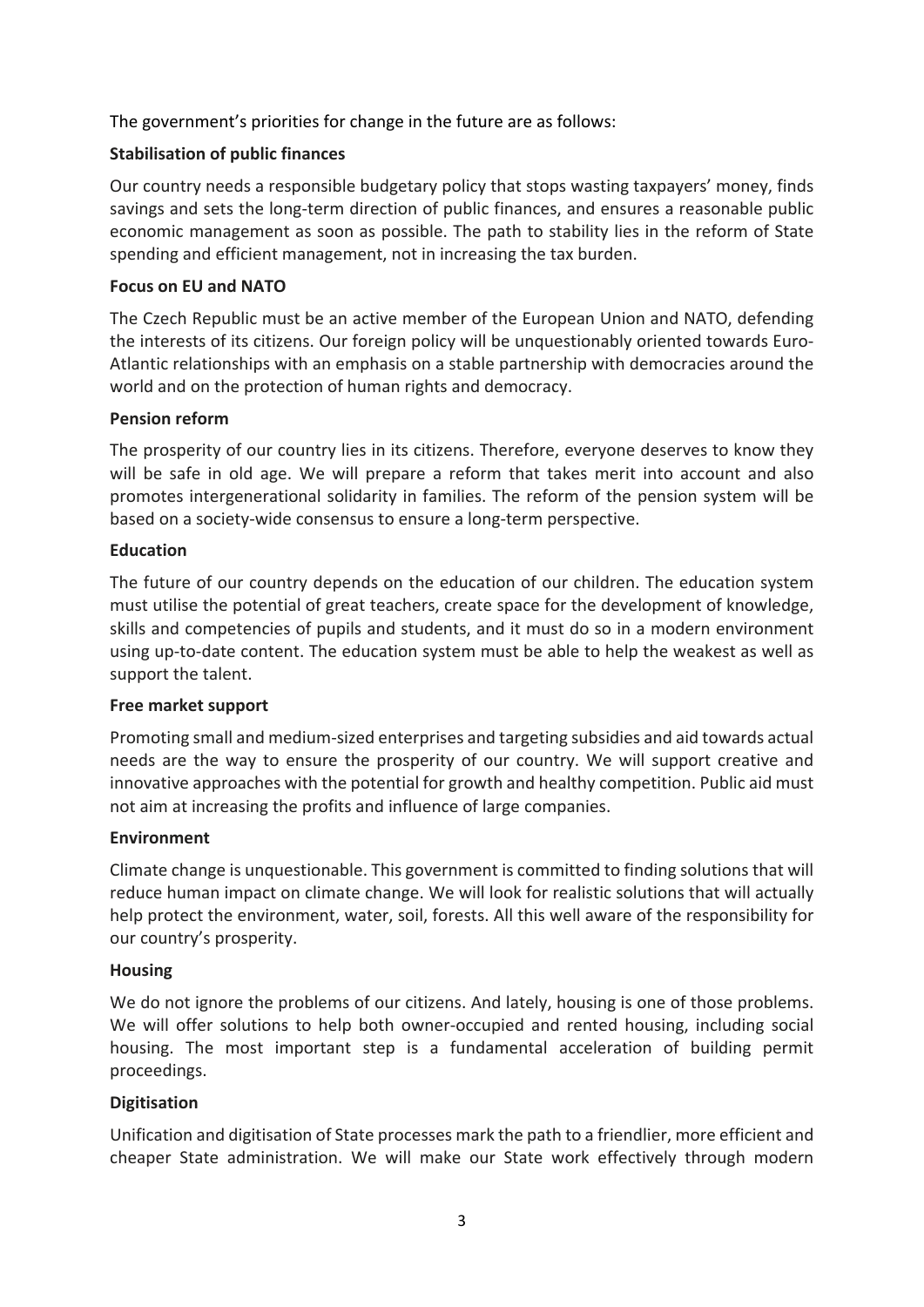The government's priorities for change in the future are as follows:

**Stabilisation of public finances**

Our country needs a responsible budgetary policy that stops wasting taxpayers' money, finds savings and sets the long-term direction of public finances, and ensures a reasonable public economic management as soon as possible. The path to stability lies in the reform of State spending and efficient management, not in increasing the tax burden.

**Focus on EU and NATO**

The Czech Republic must be an active member of the European Union and NATO, defending the interests of its citizens. Our foreign policy will be unquestionably oriented towards Euro-Atlantic relationships with an emphasis on a stable partnership with democracies around the world and on the protection of human rights and democracy.

**Pension reform**

The prosperity of our country lies in its citizens. Therefore, everyone deserves to know they will be safe in old age. We will prepare a reform that takes merit into account and also promotes intergenerational solidarity in families. The reform of the pension system will be based on a society-wide consensus to ensure a long-term perspective.

**Education**

The future of our country depends on the education of our children. The education system must utilise the potential of great teachers, create space for the development of knowledge, skills and competencies of pupils and students, and it must do so in a modern environment using up-to-date content. The education system must be able to help the weakest as well as support the talent.

**Free market support**

Promoting small and medium-sized enterprises and targeting subsidies and aid towards actual needs are the way to ensure the prosperity of our country. We will support creative and innovative approaches with the potential for growth and healthy competition. Public aid must not aim at increasing the profits and influence of large companies.

**Environment**

Climate change is unquestionable. This government is committed to finding solutions that will reduce human impact on climate change. We will look for realistic solutions that will actually help protect the environment, water, soil, forests. All this well aware of the responsibility for our country's prosperity.

**Housing**

We do not ignore the problems of our citizens. And lately, housing is one of those problems. We will offer solutions to help both owner-occupied and rented housing, including social housing. The most important step is a fundamental acceleration of building permit proceedings.

**Digitisation**

Unification and digitisation of State processes mark the path to a friendlier, more efficient and cheaper State administration. We will make our State work effectively through modern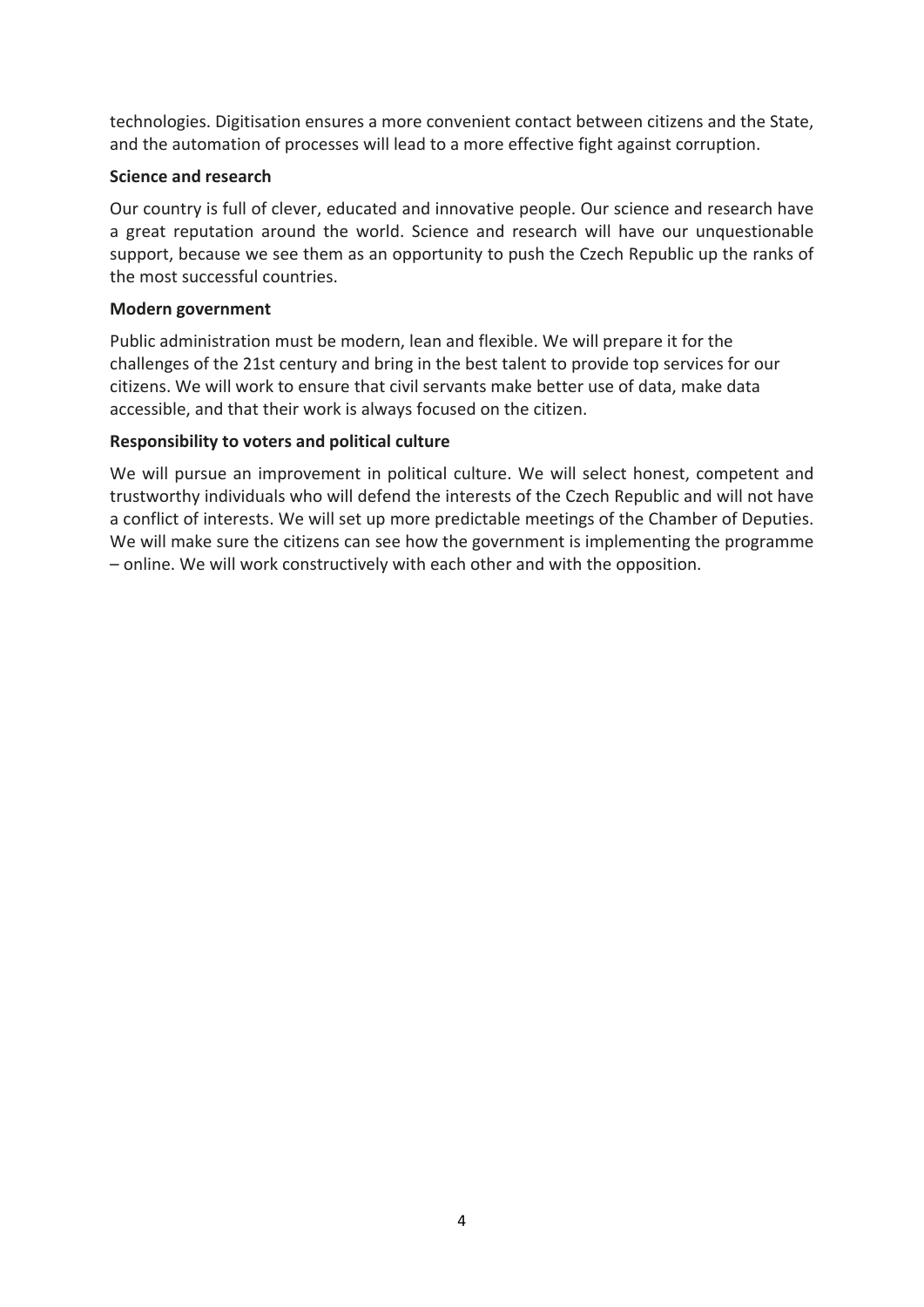technologies. Digitisation ensures a more convenient contact between citizens and the State, and the automation of processes will lead to a more effective fight against corruption.

**Science and research**

Our country is full of clever, educated and innovative people. Our science and research have a great reputation around the world. Science and research will have our unquestionable support, because we see them as an opportunity to push the Czech Republic up the ranks of the most successful countries.

**Modern government**

Public administration must be modern, lean and flexible. We will prepare it for the challenges of the 21st century and bring in the best talent to provide top services for our citizens. We will work to ensure that civil servants make better use of data, make data accessible, and that their work is always focused on the citizen.

**Responsibility to voters and political culture**

We will pursue an improvement in political culture. We will select honest, competent and trustworthy individuals who will defend the interests of the Czech Republic and will not have a conflict of interests. We will set up more predictable meetings of the Chamber of Deputies. We will make sure the citizens can see how the government is implementing the programme – online. We will work constructively with each other and with the opposition.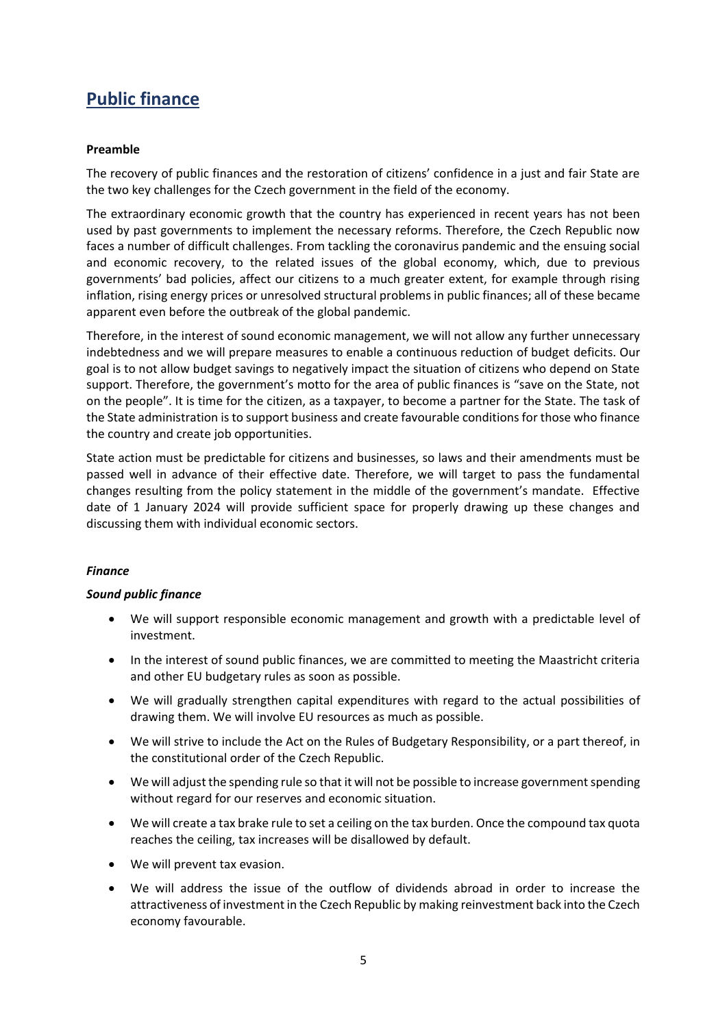# Public finance

**Preamble**

The recovery of public finances and the restoration of citizens' confidence in a just and fair State are the two key challenges for the Czech government in the field of the economy.

The extraordinary economic growth that the country has experienced in recent years has not been used by past governments to implement the necessary reforms. Therefore, the Czech Republic now faces a number of difficult challenges. From tackling the coronavirus pandemic and the ensuing social and economic recovery, to the related issues of the global economy, which, due to previous governments' bad policies, affect our citizens to a much greater extent, for example through rising inflation, rising energy prices or unresolved structural problems in public finances; all of these became apparent even before the outbreak of the global pandemic.

Therefore, in the interest of sound economic management, we will not allow any further unnecessary indebtedness and we will prepare measures to enable a continuous reduction of budget deficits. Our goal is to not allow budget savings to negatively impact the situation of citizens who depend on State support. Therefore, the government's motto for the area of public finances is "save on the State, not on the people". It is time for the citizen, as a taxpayer, to become a partner for the State. The task of the State administration is to support business and create favourable conditions for those who finance the country and create job opportunities.

State action must be predictable for citizens and businesses, so laws and their amendments must be passed well in advance of their effective date. Therefore, we will target to pass the fundamental changes resulting from the policy statement in the middle of the government's mandate. Effective date of 1 January 2024 will provide sufficient space for properly drawing up these changes and discussing them with individual economic sectors.

***Finance***

***Sound public finance***

- We will support responsible economic management and growth with a predictable level of investment.
- In the interest of sound public finances, we are committed to meeting the Maastricht criteria and other EU budgetary rules as soon as possible.
- We will gradually strengthen capital expenditures with regard to the actual possibilities of drawing them. We will involve EU resources as much as possible.
- We will strive to include the Act on the Rules of Budgetary Responsibility, or a part thereof, in the constitutional order of the Czech Republic.
- We will adjust the spending rule so that it will not be possible to increase government spending without regard for our reserves and economic situation.
- We will create a tax brake rule to set a ceiling on the tax burden. Once the compound tax quota reaches the ceiling, tax increases will be disallowed by default.
- We will prevent tax evasion.
- We will address the issue of the outflow of dividends abroad in order to increase the attractiveness of investment in the Czech Republic by making reinvestment back into the Czech economy favourable.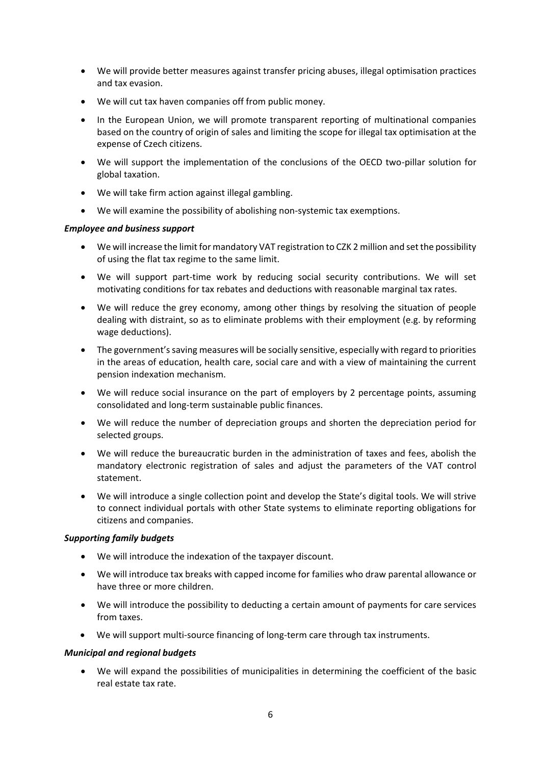- We will provide better measures against transfer pricing abuses, illegal optimisation practices and tax evasion.
- We will cut tax haven companies off from public money.
- In the European Union, we will promote transparent reporting of multinational companies based on the country of origin of sales and limiting the scope for illegal tax optimisation at the expense of Czech citizens.
- We will support the implementation of the conclusions of the OECD two-pillar solution for global taxation.
- We will take firm action against illegal gambling.
- We will examine the possibility of abolishing non-systemic tax exemptions.

***Employee and business support***

- We will increase the limit for mandatory VAT registration to CZK 2 million and set the possibility of using the flat tax regime to the same limit.
- We will support part-time work by reducing social security contributions. We will set motivating conditions for tax rebates and deductions with reasonable marginal tax rates.
- We will reduce the grey economy, among other things by resolving the situation of people dealing with distraint, so as to eliminate problems with their employment (e.g. by reforming wage deductions).
- The government's saving measures will be socially sensitive, especially with regard to priorities in the areas of education, health care, social care and with a view of maintaining the current pension indexation mechanism.
- We will reduce social insurance on the part of employers by 2 percentage points, assuming consolidated and long-term sustainable public finances.
- We will reduce the number of depreciation groups and shorten the depreciation period for selected groups.
- We will reduce the bureaucratic burden in the administration of taxes and fees, abolish the mandatory electronic registration of sales and adjust the parameters of the VAT control statement.
- We will introduce a single collection point and develop the State's digital tools. We will strive to connect individual portals with other State systems to eliminate reporting obligations for citizens and companies.

***Supporting family budgets***

- We will introduce the indexation of the taxpayer discount.
- We will introduce tax breaks with capped income for families who draw parental allowance or have three or more children.
- We will introduce the possibility to deducting a certain amount of payments for care services from taxes.
- We will support multi-source financing of long-term care through tax instruments.

***Municipal and regional budgets***

- We will expand the possibilities of municipalities in determining the coefficient of the basic real estate tax rate.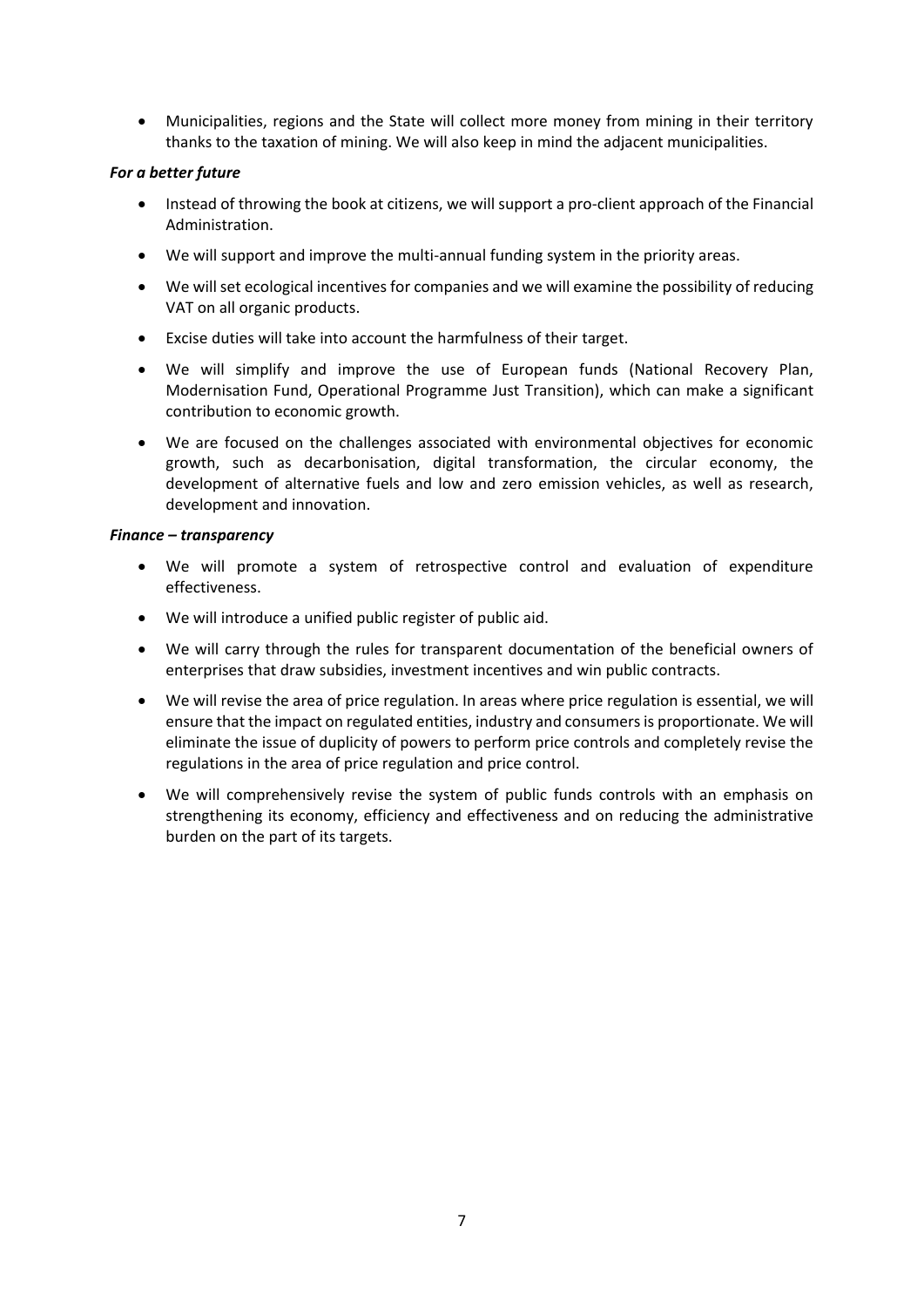- Municipalities, regions and the State will collect more money from mining in their territory thanks to the taxation of mining. We will also keep in mind the adjacent municipalities.

***For a better future***

- Instead of throwing the book at citizens, we will support a pro-client approach of the Financial Administration.
- We will support and improve the multi-annual funding system in the priority areas.
- We will set ecological incentives for companies and we will examine the possibility of reducing VAT on all organic products.
- Excise duties will take into account the harmfulness of their target.
- We will simplify and improve the use of European funds (National Recovery Plan, Modernisation Fund, Operational Programme Just Transition), which can make a significant contribution to economic growth.
- We are focused on the challenges associated with environmental objectives for economic growth, such as decarbonisation, digital transformation, the circular economy, the development of alternative fuels and low and zero emission vehicles, as well as research, development and innovation.

***Finance – transparency***

- We will promote a system of retrospective control and evaluation of expenditure effectiveness.
- We will introduce a unified public register of public aid.
- We will carry through the rules for transparent documentation of the beneficial owners of enterprises that draw subsidies, investment incentives and win public contracts.
- We will revise the area of price regulation. In areas where price regulation is essential, we will ensure that the impact on regulated entities, industry and consumers is proportionate. We will eliminate the issue of duplicity of powers to perform price controls and completely revise the regulations in the area of price regulation and price control.
- We will comprehensively revise the system of public funds controls with an emphasis on strengthening its economy, efficiency and effectiveness and on reducing the administrative burden on the part of its targets.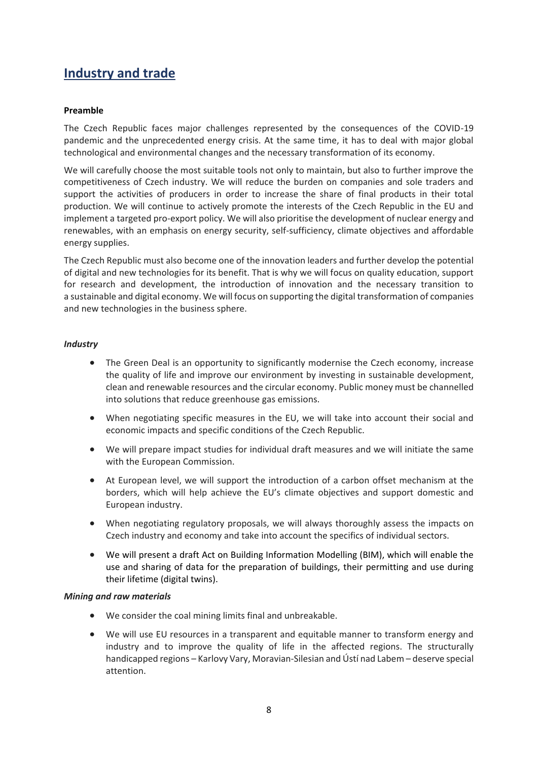## Industry and trade

**Preamble**

The Czech Republic faces major challenges represented by the consequences of the COVID-19 pandemic and the unprecedented energy crisis. At the same time, it has to deal with major global technological and environmental changes and the necessary transformation of its economy.

We will carefully choose the most suitable tools not only to maintain, but also to further improve the competitiveness of Czech industry. We will reduce the burden on companies and sole traders and support the activities of producers in order to increase the share of final products in their total production. We will continue to actively promote the interests of the Czech Republic in the EU and implement a targeted pro-export policy. We will also prioritise the development of nuclear energy and renewables, with an emphasis on energy security, self-sufficiency, climate objectives and affordable energy supplies.

The Czech Republic must also become one of the innovation leaders and further develop the potential of digital and new technologies for its benefit. That is why we will focus on quality education, support for research and development, the introduction of innovation and the necessary transition to a sustainable and digital economy. We will focus on supporting the digital transformation of companies and new technologies in the business sphere.

***Industry***

- The Green Deal is an opportunity to significantly modernise the Czech economy, increase the quality of life and improve our environment by investing in sustainable development, clean and renewable resources and the circular economy. Public money must be channelled into solutions that reduce greenhouse gas emissions.
- When negotiating specific measures in the EU, we will take into account their social and economic impacts and specific conditions of the Czech Republic.
- We will prepare impact studies for individual draft measures and we will initiate the same with the European Commission.
- At European level, we will support the introduction of a carbon offset mechanism at the borders, which will help achieve the EU's climate objectives and support domestic and European industry.
- When negotiating regulatory proposals, we will always thoroughly assess the impacts on Czech industry and economy and take into account the specifics of individual sectors.
- We will present a draft Act on Building Information Modelling (BIM), which will enable the use and sharing of data for the preparation of buildings, their permitting and use during their lifetime (digital twins).

***Mining and raw materials***

- We consider the coal mining limits final and unbreakable.
- We will use EU resources in a transparent and equitable manner to transform energy and industry and to improve the quality of life in the affected regions. The structurally handicapped regions – Karlovy Vary, Moravian-Silesian and Ústí nad Labem – deserve special attention.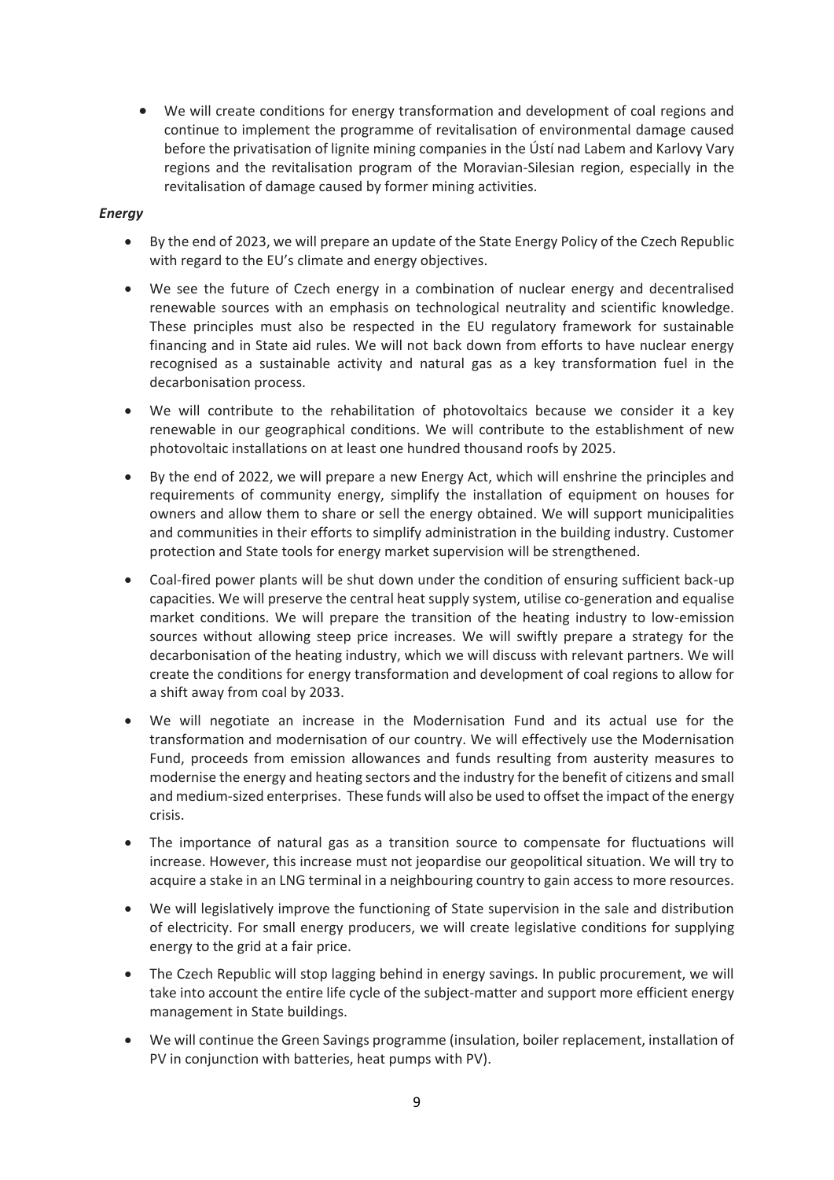- We will create conditions for energy transformation and development of coal regions and continue to implement the programme of revitalisation of environmental damage caused before the privatisation of lignite mining companies in the Ústí nad Labem and Karlovy Vary regions and the revitalisation program of the Moravian-Silesian region, especially in the revitalisation of damage caused by former mining activities.

***Energy***

- By the end of 2023, we will prepare an update of the State Energy Policy of the Czech Republic with regard to the EU's climate and energy objectives.
- We see the future of Czech energy in a combination of nuclear energy and decentralised renewable sources with an emphasis on technological neutrality and scientific knowledge. These principles must also be respected in the EU regulatory framework for sustainable financing and in State aid rules. We will not back down from efforts to have nuclear energy recognised as a sustainable activity and natural gas as a key transformation fuel in the decarbonisation process.
- We will contribute to the rehabilitation of photovoltaics because we consider it a key renewable in our geographical conditions. We will contribute to the establishment of new photovoltaic installations on at least one hundred thousand roofs by 2025.
- By the end of 2022, we will prepare a new Energy Act, which will enshrine the principles and requirements of community energy, simplify the installation of equipment on houses for owners and allow them to share or sell the energy obtained. We will support municipalities and communities in their efforts to simplify administration in the building industry. Customer protection and State tools for energy market supervision will be strengthened.
- Coal-fired power plants will be shut down under the condition of ensuring sufficient back-up capacities. We will preserve the central heat supply system, utilise co-generation and equalise market conditions. We will prepare the transition of the heating industry to low-emission sources without allowing steep price increases. We will swiftly prepare a strategy for the decarbonisation of the heating industry, which we will discuss with relevant partners. We will create the conditions for energy transformation and development of coal regions to allow for a shift away from coal by 2033.
- We will negotiate an increase in the Modernisation Fund and its actual use for the transformation and modernisation of our country. We will effectively use the Modernisation Fund, proceeds from emission allowances and funds resulting from austerity measures to modernise the energy and heating sectors and the industry for the benefit of citizens and small and medium-sized enterprises. These funds will also be used to offset the impact of the energy crisis.
- The importance of natural gas as a transition source to compensate for fluctuations will increase. However, this increase must not jeopardise our geopolitical situation. We will try to acquire a stake in an LNG terminal in a neighbouring country to gain access to more resources.
- We will legislatively improve the functioning of State supervision in the sale and distribution of electricity. For small energy producers, we will create legislative conditions for supplying energy to the grid at a fair price.
- The Czech Republic will stop lagging behind in energy savings. In public procurement, we will take into account the entire life cycle of the subject-matter and support more efficient energy management in State buildings.
- We will continue the Green Savings programme (insulation, boiler replacement, installation of PV in conjunction with batteries, heat pumps with PV).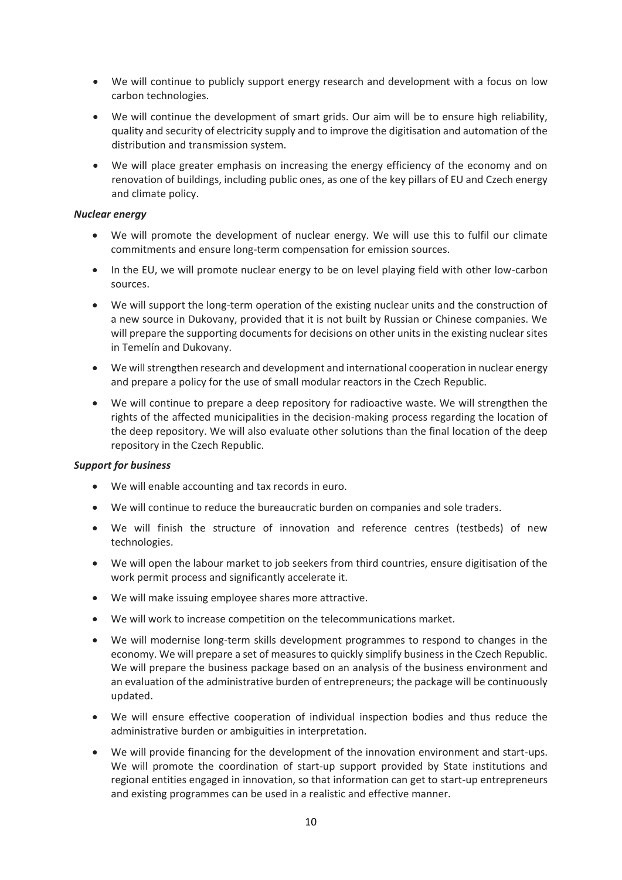- We will continue to publicly support energy research and development with a focus on low carbon technologies.
- We will continue the development of smart grids. Our aim will be to ensure high reliability, quality and security of electricity supply and to improve the digitisation and automation of the distribution and transmission system.
- We will place greater emphasis on increasing the energy efficiency of the economy and on renovation of buildings, including public ones, as one of the key pillars of EU and Czech energy and climate policy.

***Nuclear energy***

- We will promote the development of nuclear energy. We will use this to fulfil our climate commitments and ensure long-term compensation for emission sources.
- In the EU, we will promote nuclear energy to be on level playing field with other low-carbon sources.
- We will support the long-term operation of the existing nuclear units and the construction of a new source in Dukovany, provided that it is not built by Russian or Chinese companies. We will prepare the supporting documents for decisions on other units in the existing nuclear sites in Temelín and Dukovany.
- We will strengthen research and development and international cooperation in nuclear energy and prepare a policy for the use of small modular reactors in the Czech Republic.
- We will continue to prepare a deep repository for radioactive waste. We will strengthen the rights of the affected municipalities in the decision-making process regarding the location of the deep repository. We will also evaluate other solutions than the final location of the deep repository in the Czech Republic.

***Support for business***

- We will enable accounting and tax records in euro.
- We will continue to reduce the bureaucratic burden on companies and sole traders.
- We will finish the structure of innovation and reference centres (testbeds) of new technologies.
- We will open the labour market to job seekers from third countries, ensure digitisation of the work permit process and significantly accelerate it.
- We will make issuing employee shares more attractive.
- We will work to increase competition on the telecommunications market.
- We will modernise long-term skills development programmes to respond to changes in the economy. We will prepare a set of measures to quickly simplify business in the Czech Republic. We will prepare the business package based on an analysis of the business environment and an evaluation of the administrative burden of entrepreneurs; the package will be continuously updated.
- We will ensure effective cooperation of individual inspection bodies and thus reduce the administrative burden or ambiguities in interpretation.
- We will provide financing for the development of the innovation environment and start-ups. We will promote the coordination of start-up support provided by State institutions and regional entities engaged in innovation, so that information can get to start-up entrepreneurs and existing programmes can be used in a realistic and effective manner.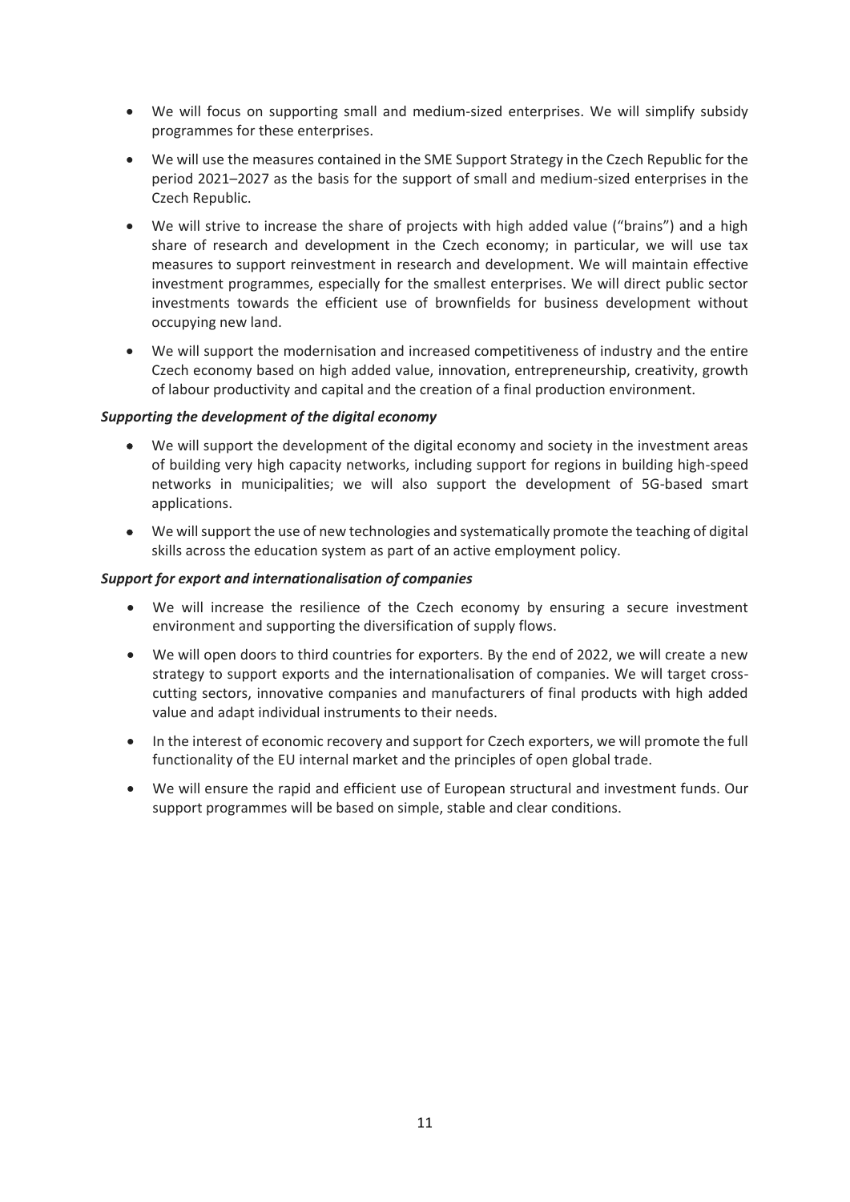- We will focus on supporting small and medium-sized enterprises. We will simplify subsidy programmes for these enterprises.
- We will use the measures contained in the SME Support Strategy in the Czech Republic for the period 2021–2027 as the basis for the support of small and medium-sized enterprises in the Czech Republic.
- We will strive to increase the share of projects with high added value ("brains") and a high share of research and development in the Czech economy; in particular, we will use tax measures to support reinvestment in research and development. We will maintain effective investment programmes, especially for the smallest enterprises. We will direct public sector investments towards the efficient use of brownfields for business development without occupying new land.
- We will support the modernisation and increased competitiveness of industry and the entire Czech economy based on high added value, innovation, entrepreneurship, creativity, growth of labour productivity and capital and the creation of a final production environment.

***Supporting the development of the digital economy***

- We will support the development of the digital economy and society in the investment areas of building very high capacity networks, including support for regions in building high-speed networks in municipalities; we will also support the development of 5G-based smart applications.
- We will support the use of new technologies and systematically promote the teaching of digital skills across the education system as part of an active employment policy.

***Support for export and internationalisation of companies***

- We will increase the resilience of the Czech economy by ensuring a secure investment environment and supporting the diversification of supply flows.
- We will open doors to third countries for exporters. By the end of 2022, we will create a new strategy to support exports and the internationalisation of companies. We will target cross-cutting sectors, innovative companies and manufacturers of final products with high added value and adapt individual instruments to their needs.
- In the interest of economic recovery and support for Czech exporters, we will promote the full functionality of the EU internal market and the principles of open global trade.
- We will ensure the rapid and efficient use of European structural and investment funds. Our support programmes will be based on simple, stable and clear conditions.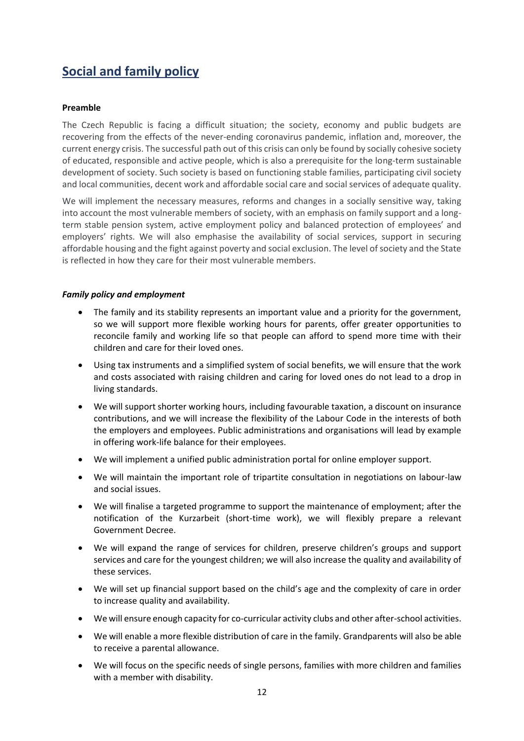## Social and family policy

**Preamble**

The Czech Republic is facing a difficult situation; the society, economy and public budgets are recovering from the effects of the never-ending coronavirus pandemic, inflation and, moreover, the current energy crisis. The successful path out of this crisis can only be found by socially cohesive society of educated, responsible and active people, which is also a prerequisite for the long-term sustainable development of society. Such society is based on functioning stable families, participating civil society and local communities, decent work and affordable social care and social services of adequate quality.

We will implement the necessary measures, reforms and changes in a socially sensitive way, taking into account the most vulnerable members of society, with an emphasis on family support and a long-term stable pension system, active employment policy and balanced protection of employees' and employers' rights. We will also emphasise the availability of social services, support in securing affordable housing and the fight against poverty and social exclusion. The level of society and the State is reflected in how they care for their most vulnerable members.

***Family policy and employment***

- The family and its stability represents an important value and a priority for the government, so we will support more flexible working hours for parents, offer greater opportunities to reconcile family and working life so that people can afford to spend more time with their children and care for their loved ones.
- Using tax instruments and a simplified system of social benefits, we will ensure that the work and costs associated with raising children and caring for loved ones do not lead to a drop in living standards.
- We will support shorter working hours, including favourable taxation, a discount on insurance contributions, and we will increase the flexibility of the Labour Code in the interests of both the employers and employees. Public administrations and organisations will lead by example in offering work-life balance for their employees.
- We will implement a unified public administration portal for online employer support.
- We will maintain the important role of tripartite consultation in negotiations on labour-law and social issues.
- We will finalise a targeted programme to support the maintenance of employment; after the notification of the Kurzarbeit (short-time work), we will flexibly prepare a relevant Government Decree.
- We will expand the range of services for children, preserve children's groups and support services and care for the youngest children; we will also increase the quality and availability of these services.
- We will set up financial support based on the child's age and the complexity of care in order to increase quality and availability.
- We will ensure enough capacity for co-curricular activity clubs and other after-school activities.
- We will enable a more flexible distribution of care in the family. Grandparents will also be able to receive a parental allowance.
- We will focus on the specific needs of single persons, families with more children and families with a member with disability.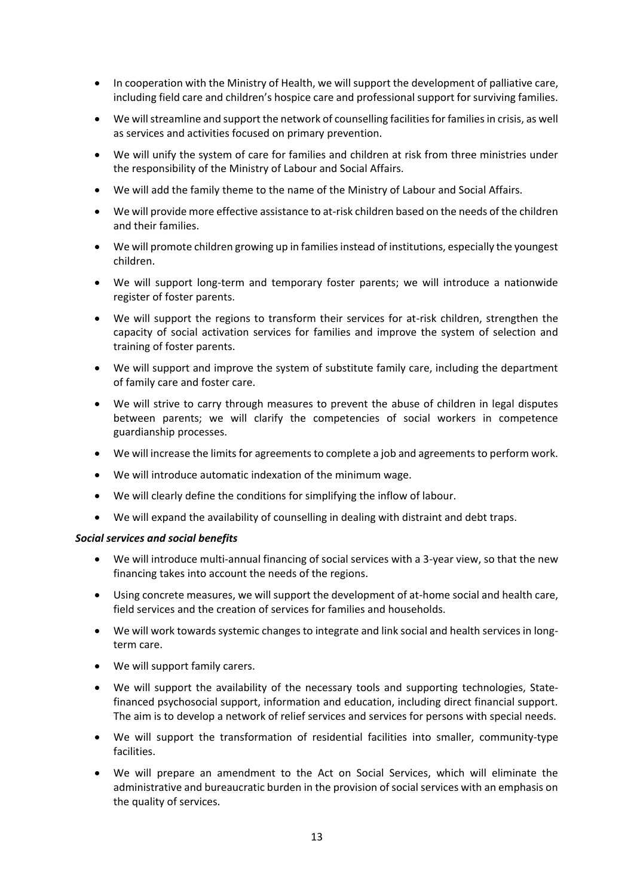- In cooperation with the Ministry of Health, we will support the development of palliative care, including field care and children's hospice care and professional support for surviving families.
- We will streamline and support the network of counselling facilities for families in crisis, as well as services and activities focused on primary prevention.
- We will unify the system of care for families and children at risk from three ministries under the responsibility of the Ministry of Labour and Social Affairs.
- We will add the family theme to the name of the Ministry of Labour and Social Affairs.
- We will provide more effective assistance to at-risk children based on the needs of the children and their families.
- We will promote children growing up in families instead of institutions, especially the youngest children.
- We will support long-term and temporary foster parents; we will introduce a nationwide register of foster parents.
- We will support the regions to transform their services for at-risk children, strengthen the capacity of social activation services for families and improve the system of selection and training of foster parents.
- We will support and improve the system of substitute family care, including the department of family care and foster care.
- We will strive to carry through measures to prevent the abuse of children in legal disputes between parents; we will clarify the competencies of social workers in competence guardianship processes.
- We will increase the limits for agreements to complete a job and agreements to perform work.
- We will introduce automatic indexation of the minimum wage.
- We will clearly define the conditions for simplifying the inflow of labour.
- We will expand the availability of counselling in dealing with distraint and debt traps.

***Social services and social benefits***

- We will introduce multi-annual financing of social services with a 3-year view, so that the new financing takes into account the needs of the regions.
- Using concrete measures, we will support the development of at-home social and health care, field services and the creation of services for families and households.
- We will work towards systemic changes to integrate and link social and health services in long-term care.
- We will support family carers.
- We will support the availability of the necessary tools and supporting technologies, State-financed psychosocial support, information and education, including direct financial support. The aim is to develop a network of relief services and services for persons with special needs.
- We will support the transformation of residential facilities into smaller, community-type facilities.
- We will prepare an amendment to the Act on Social Services, which will eliminate the administrative and bureaucratic burden in the provision of social services with an emphasis on the quality of services.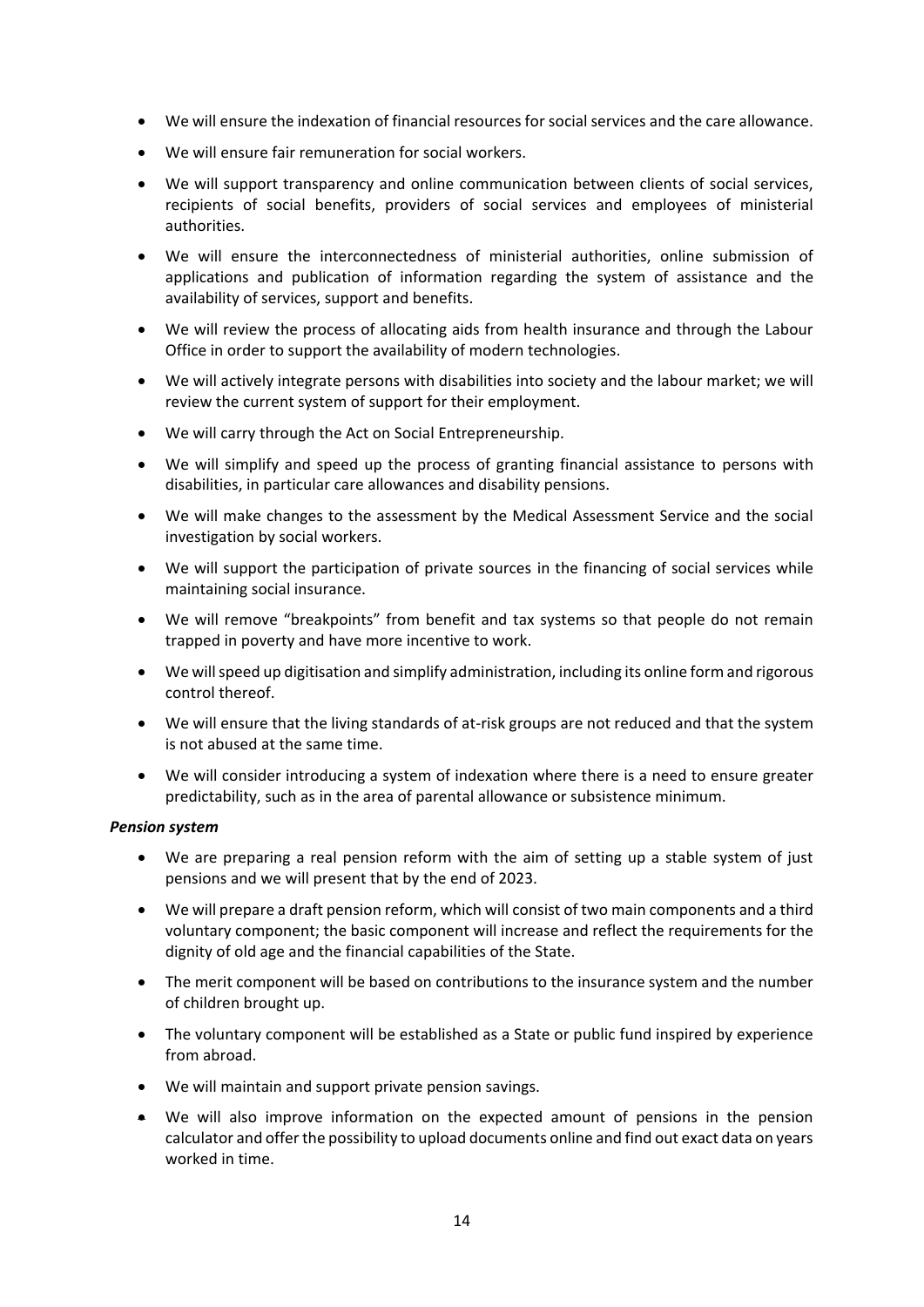- We will ensure the indexation of financial resources for social services and the care allowance.
- We will ensure fair remuneration for social workers.
- We will support transparency and online communication between clients of social services, recipients of social benefits, providers of social services and employees of ministerial authorities.
- We will ensure the interconnectedness of ministerial authorities, online submission of applications and publication of information regarding the system of assistance and the availability of services, support and benefits.
- We will review the process of allocating aids from health insurance and through the Labour Office in order to support the availability of modern technologies.
- We will actively integrate persons with disabilities into society and the labour market; we will review the current system of support for their employment.
- We will carry through the Act on Social Entrepreneurship.
- We will simplify and speed up the process of granting financial assistance to persons with disabilities, in particular care allowances and disability pensions.
- We will make changes to the assessment by the Medical Assessment Service and the social investigation by social workers.
- We will support the participation of private sources in the financing of social services while maintaining social insurance.
- We will remove "breakpoints" from benefit and tax systems so that people do not remain trapped in poverty and have more incentive to work.
- We will speed up digitisation and simplify administration, including its online form and rigorous control thereof.
- We will ensure that the living standards of at-risk groups are not reduced and that the system is not abused at the same time.
- We will consider introducing a system of indexation where there is a need to ensure greater predictability, such as in the area of parental allowance or subsistence minimum.

***Pension system***

- We are preparing a real pension reform with the aim of setting up a stable system of just pensions and we will present that by the end of 2023.
- We will prepare a draft pension reform, which will consist of two main components and a third voluntary component; the basic component will increase and reflect the requirements for the dignity of old age and the financial capabilities of the State.
- The merit component will be based on contributions to the insurance system and the number of children brought up.
- The voluntary component will be established as a State or public fund inspired by experience from abroad.
- We will maintain and support private pension savings.
- We will also improve information on the expected amount of pensions in the pension calculator and offer the possibility to upload documents online and find out exact data on years worked in time.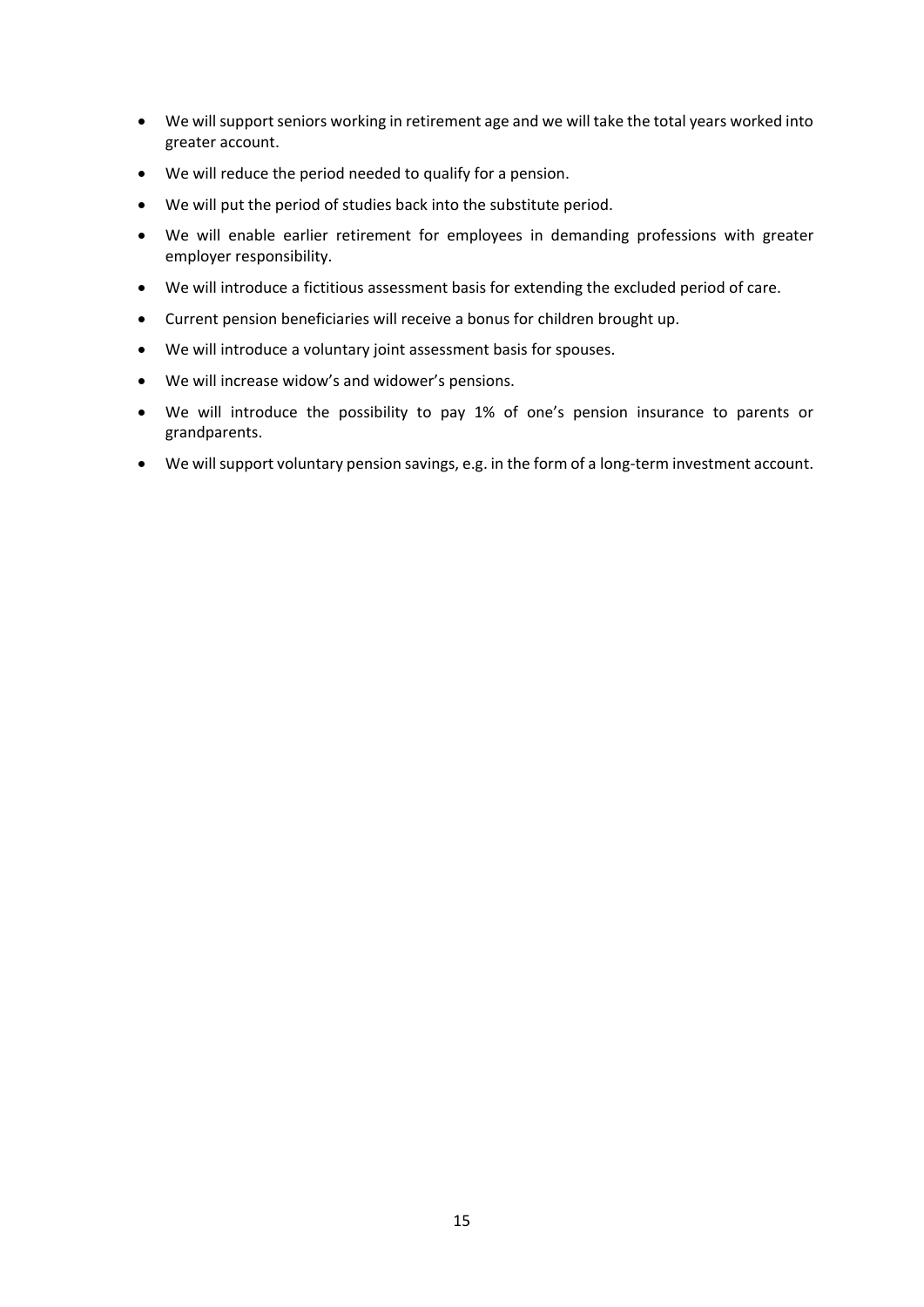- We will support seniors working in retirement age and we will take the total years worked into greater account.
- We will reduce the period needed to qualify for a pension.
- We will put the period of studies back into the substitute period.
- We will enable earlier retirement for employees in demanding professions with greater employer responsibility.
- We will introduce a fictitious assessment basis for extending the excluded period of care.
- Current pension beneficiaries will receive a bonus for children brought up.
- We will introduce a voluntary joint assessment basis for spouses.
- We will increase widow's and widower's pensions.
- We will introduce the possibility to pay 1% of one's pension insurance to parents or grandparents.
- We will support voluntary pension savings, e.g. in the form of a long-term investment account.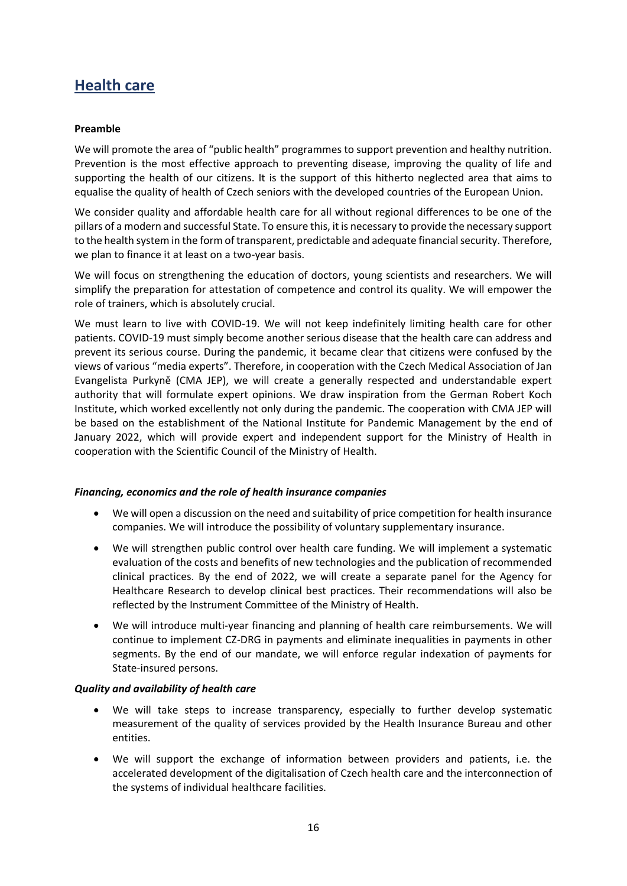## Health care

**Preamble**

We will promote the area of "public health" programmes to support prevention and healthy nutrition. Prevention is the most effective approach to preventing disease, improving the quality of life and supporting the health of our citizens. It is the support of this hitherto neglected area that aims to equalise the quality of health of Czech seniors with the developed countries of the European Union.

We consider quality and affordable health care for all without regional differences to be one of the pillars of a modern and successful State. To ensure this, it is necessary to provide the necessary support to the health system in the form of transparent, predictable and adequate financial security. Therefore, we plan to finance it at least on a two-year basis.

We will focus on strengthening the education of doctors, young scientists and researchers. We will simplify the preparation for attestation of competence and control its quality. We will empower the role of trainers, which is absolutely crucial.

We must learn to live with COVID-19. We will not keep indefinitely limiting health care for other patients. COVID-19 must simply become another serious disease that the health care can address and prevent its serious course. During the pandemic, it became clear that citizens were confused by the views of various "media experts". Therefore, in cooperation with the Czech Medical Association of Jan Evangelista Purkyně (CMA JEP), we will create a generally respected and understandable expert authority that will formulate expert opinions. We draw inspiration from the German Robert Koch Institute, which worked excellently not only during the pandemic. The cooperation with CMA JEP will be based on the establishment of the National Institute for Pandemic Management by the end of January 2022, which will provide expert and independent support for the Ministry of Health in cooperation with the Scientific Council of the Ministry of Health.

***Financing, economics and the role of health insurance companies***

- We will open a discussion on the need and suitability of price competition for health insurance companies. We will introduce the possibility of voluntary supplementary insurance.
- We will strengthen public control over health care funding. We will implement a systematic evaluation of the costs and benefits of new technologies and the publication of recommended clinical practices. By the end of 2022, we will create a separate panel for the Agency for Healthcare Research to develop clinical best practices. Their recommendations will also be reflected by the Instrument Committee of the Ministry of Health.
- We will introduce multi-year financing and planning of health care reimbursements. We will continue to implement CZ-DRG in payments and eliminate inequalities in payments in other segments. By the end of our mandate, we will enforce regular indexation of payments for State-insured persons.

***Quality and availability of health care***

- We will take steps to increase transparency, especially to further develop systematic measurement of the quality of services provided by the Health Insurance Bureau and other entities.
- We will support the exchange of information between providers and patients, i.e. the accelerated development of the digitalisation of Czech health care and the interconnection of the systems of individual healthcare facilities.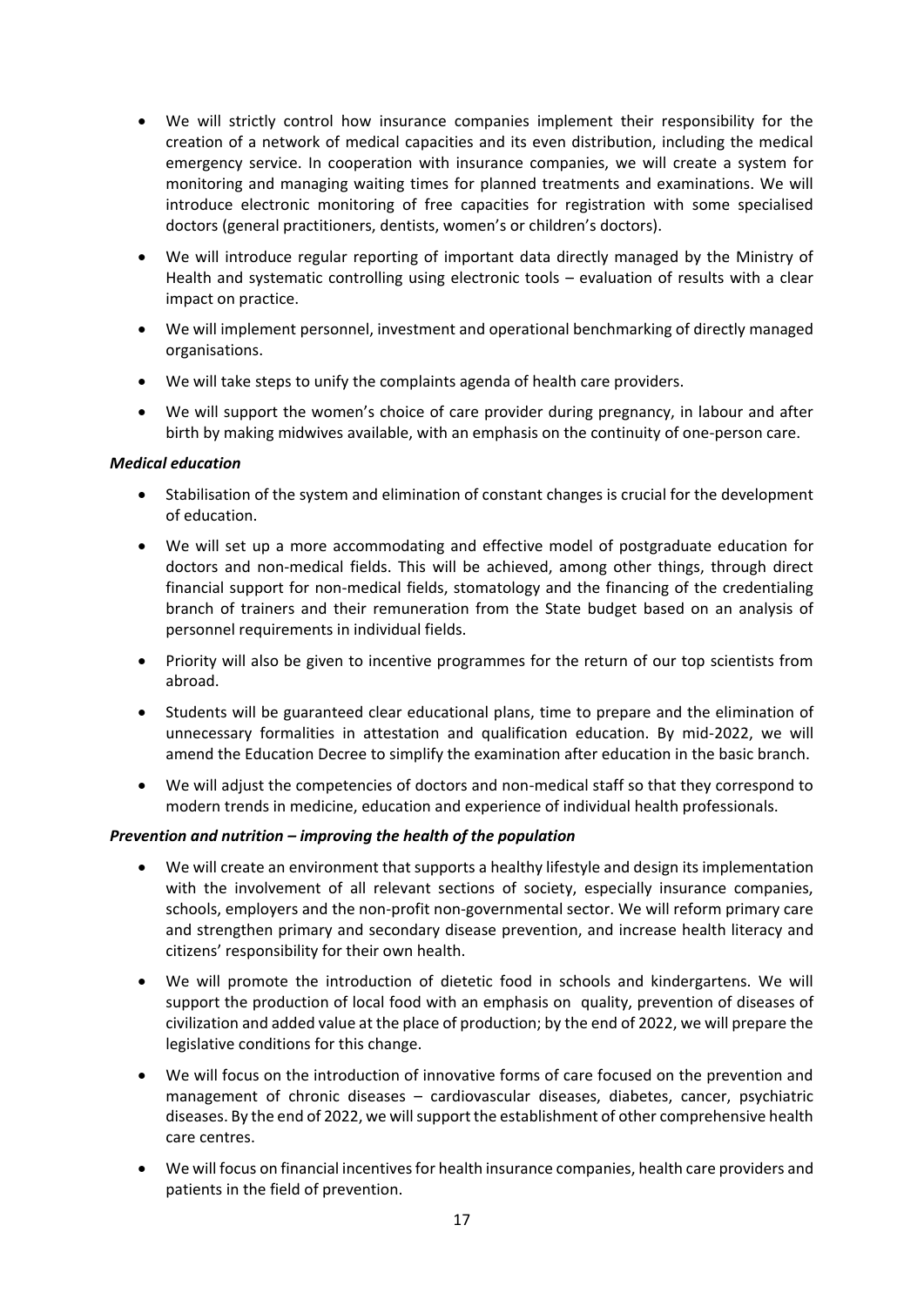- We will strictly control how insurance companies implement their responsibility for the creation of a network of medical capacities and its even distribution, including the medical emergency service. In cooperation with insurance companies, we will create a system for monitoring and managing waiting times for planned treatments and examinations. We will introduce electronic monitoring of free capacities for registration with some specialised doctors (general practitioners, dentists, women's or children's doctors).
- We will introduce regular reporting of important data directly managed by the Ministry of Health and systematic controlling using electronic tools – evaluation of results with a clear impact on practice.
- We will implement personnel, investment and operational benchmarking of directly managed organisations.
- We will take steps to unify the complaints agenda of health care providers.
- We will support the women's choice of care provider during pregnancy, in labour and after birth by making midwives available, with an emphasis on the continuity of one-person care.

***Medical education***

- Stabilisation of the system and elimination of constant changes is crucial for the development of education.
- We will set up a more accommodating and effective model of postgraduate education for doctors and non-medical fields. This will be achieved, among other things, through direct financial support for non-medical fields, stomatology and the financing of the credentialing branch of trainers and their remuneration from the State budget based on an analysis of personnel requirements in individual fields.
- Priority will also be given to incentive programmes for the return of our top scientists from abroad.
- Students will be guaranteed clear educational plans, time to prepare and the elimination of unnecessary formalities in attestation and qualification education. By mid-2022, we will amend the Education Decree to simplify the examination after education in the basic branch.
- We will adjust the competencies of doctors and non-medical staff so that they correspond to modern trends in medicine, education and experience of individual health professionals.

***Prevention and nutrition – improving the health of the population***

- We will create an environment that supports a healthy lifestyle and design its implementation with the involvement of all relevant sections of society, especially insurance companies, schools, employers and the non-profit non-governmental sector. We will reform primary care and strengthen primary and secondary disease prevention, and increase health literacy and citizens' responsibility for their own health.
- We will promote the introduction of dietetic food in schools and kindergartens. We will support the production of local food with an emphasis on quality, prevention of diseases of civilization and added value at the place of production; by the end of 2022, we will prepare the legislative conditions for this change.
- We will focus on the introduction of innovative forms of care focused on the prevention and management of chronic diseases – cardiovascular diseases, diabetes, cancer, psychiatric diseases. By the end of 2022, we will support the establishment of other comprehensive health care centres.
- We will focus on financial incentives for health insurance companies, health care providers and patients in the field of prevention.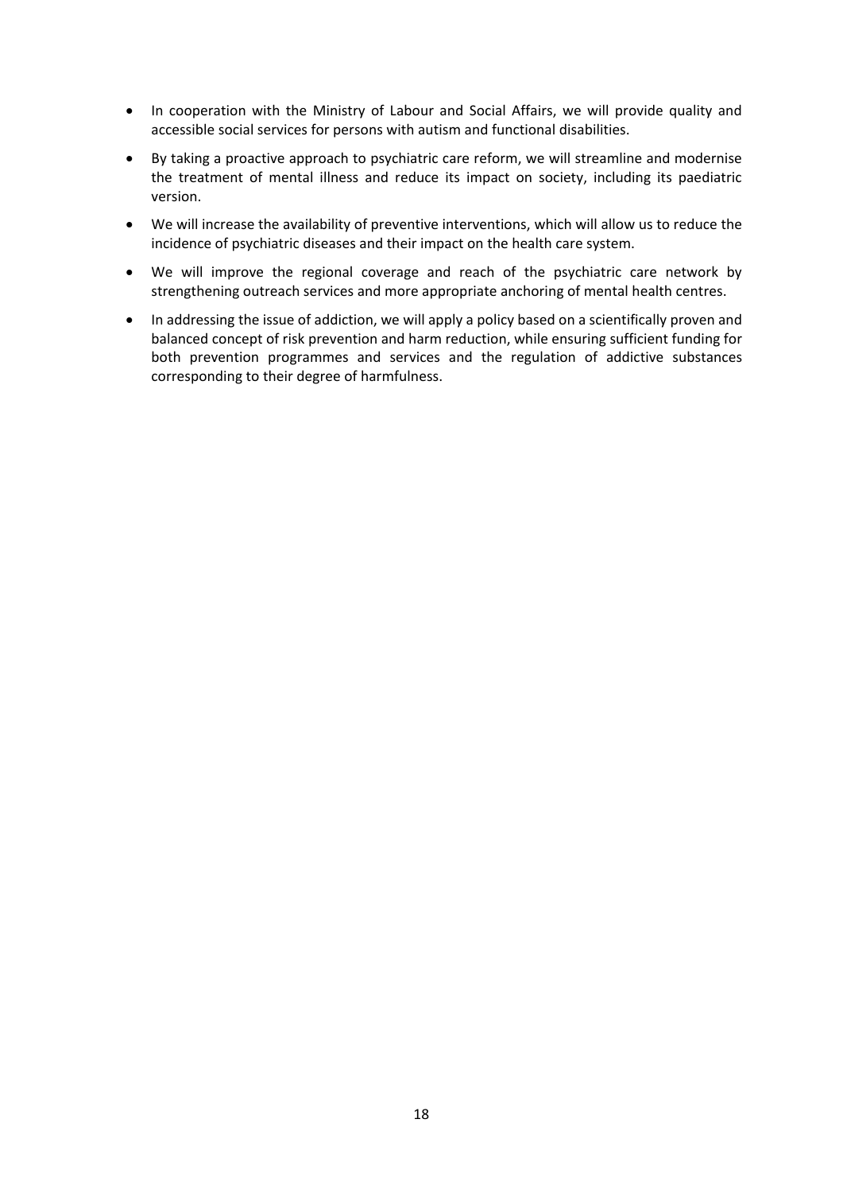- In cooperation with the Ministry of Labour and Social Affairs, we will provide quality and accessible social services for persons with autism and functional disabilities.
- By taking a proactive approach to psychiatric care reform, we will streamline and modernise the treatment of mental illness and reduce its impact on society, including its paediatric version.
- We will increase the availability of preventive interventions, which will allow us to reduce the incidence of psychiatric diseases and their impact on the health care system.
- We will improve the regional coverage and reach of the psychiatric care network by strengthening outreach services and more appropriate anchoring of mental health centres.
- In addressing the issue of addiction, we will apply a policy based on a scientifically proven and balanced concept of risk prevention and harm reduction, while ensuring sufficient funding for both prevention programmes and services and the regulation of addictive substances corresponding to their degree of harmfulness.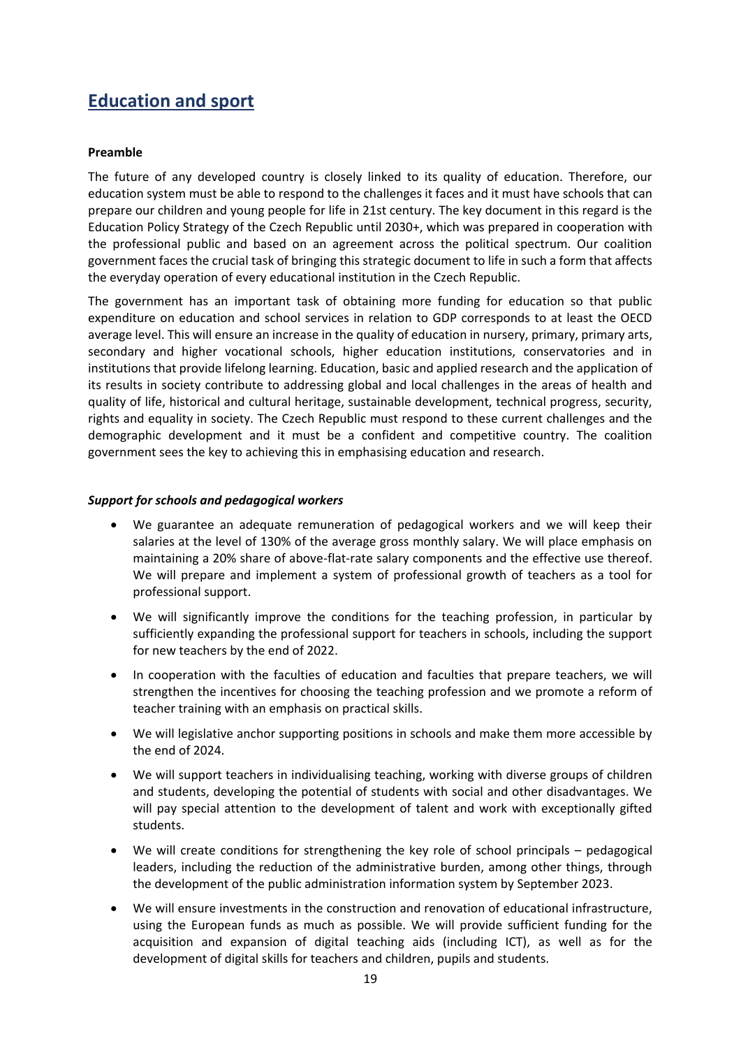## Education and sport

**Preamble**

The future of any developed country is closely linked to its quality of education. Therefore, our education system must be able to respond to the challenges it faces and it must have schools that can prepare our children and young people for life in 21st century. The key document in this regard is the Education Policy Strategy of the Czech Republic until 2030+, which was prepared in cooperation with the professional public and based on an agreement across the political spectrum. Our coalition government faces the crucial task of bringing this strategic document to life in such a form that affects the everyday operation of every educational institution in the Czech Republic.

The government has an important task of obtaining more funding for education so that public expenditure on education and school services in relation to GDP corresponds to at least the OECD average level. This will ensure an increase in the quality of education in nursery, primary, primary arts, secondary and higher vocational schools, higher education institutions, conservatories and in institutions that provide lifelong learning. Education, basic and applied research and the application of its results in society contribute to addressing global and local challenges in the areas of health and quality of life, historical and cultural heritage, sustainable development, technical progress, security, rights and equality in society. The Czech Republic must respond to these current challenges and the demographic development and it must be a confident and competitive country. The coalition government sees the key to achieving this in emphasising education and research.

***Support for schools and pedagogical workers***

- We guarantee an adequate remuneration of pedagogical workers and we will keep their salaries at the level of 130% of the average gross monthly salary. We will place emphasis on maintaining a 20% share of above-flat-rate salary components and the effective use thereof. We will prepare and implement a system of professional growth of teachers as a tool for professional support.
- We will significantly improve the conditions for the teaching profession, in particular by sufficiently expanding the professional support for teachers in schools, including the support for new teachers by the end of 2022.
- In cooperation with the faculties of education and faculties that prepare teachers, we will strengthen the incentives for choosing the teaching profession and we promote a reform of teacher training with an emphasis on practical skills.
- We will legislative anchor supporting positions in schools and make them more accessible by the end of 2024.
- We will support teachers in individualising teaching, working with diverse groups of children and students, developing the potential of students with social and other disadvantages. We will pay special attention to the development of talent and work with exceptionally gifted students.
- We will create conditions for strengthening the key role of school principals – pedagogical leaders, including the reduction of the administrative burden, among other things, through the development of the public administration information system by September 2023.
- We will ensure investments in the construction and renovation of educational infrastructure, using the European funds as much as possible. We will provide sufficient funding for the acquisition and expansion of digital teaching aids (including ICT), as well as for the development of digital skills for teachers and children, pupils and students.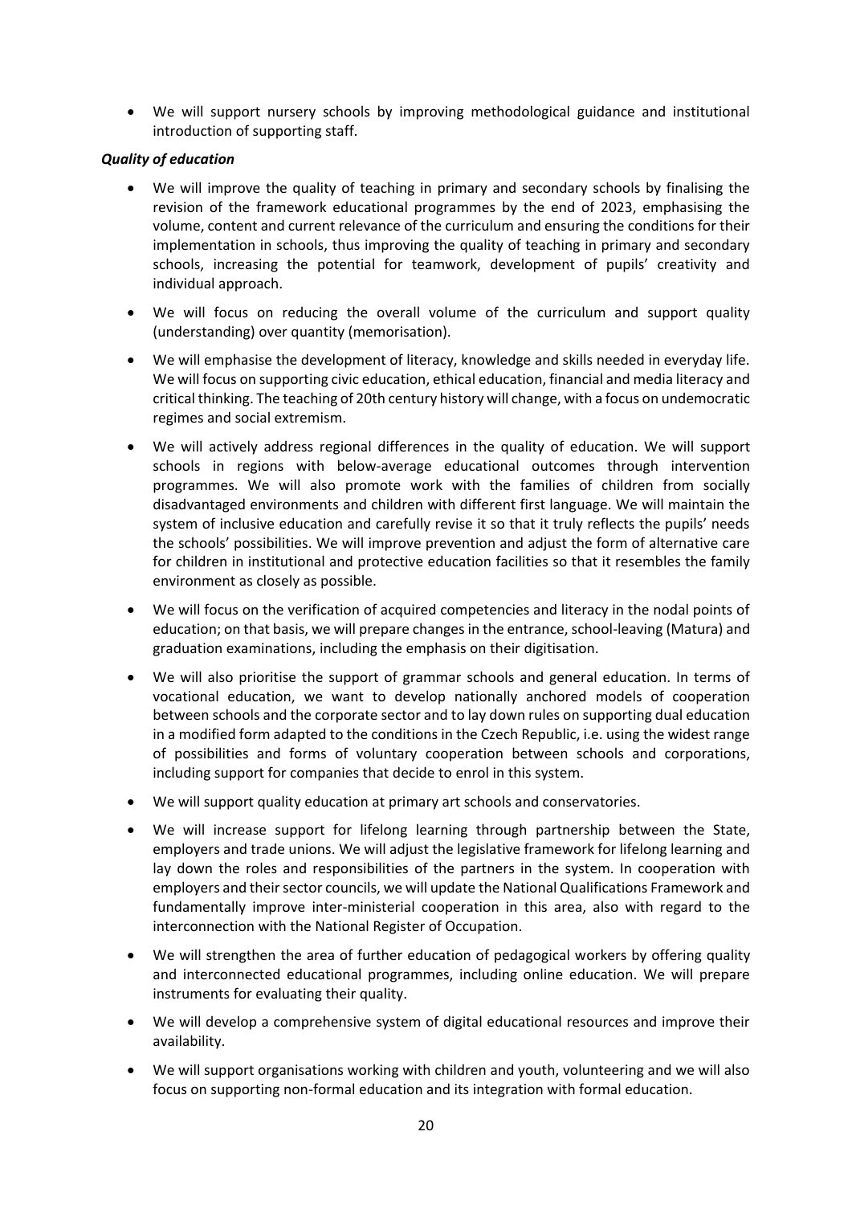- We will support nursery schools by improving methodological guidance and institutional introduction of supporting staff.

***Quality of education***

- We will improve the quality of teaching in primary and secondary schools by finalising the revision of the framework educational programmes by the end of 2023, emphasising the volume, content and current relevance of the curriculum and ensuring the conditions for their implementation in schools, thus improving the quality of teaching in primary and secondary schools, increasing the potential for teamwork, development of pupils' creativity and individual approach.
- We will focus on reducing the overall volume of the curriculum and support quality (understanding) over quantity (memorisation).
- We will emphasise the development of literacy, knowledge and skills needed in everyday life. We will focus on supporting civic education, ethical education, financial and media literacy and critical thinking. The teaching of 20th century history will change, with a focus on undemocratic regimes and social extremism.
- We will actively address regional differences in the quality of education. We will support schools in regions with below-average educational outcomes through intervention programmes. We will also promote work with the families of children from socially disadvantaged environments and children with different first language. We will maintain the system of inclusive education and carefully revise it so that it truly reflects the pupils' needs the schools' possibilities. We will improve prevention and adjust the form of alternative care for children in institutional and protective education facilities so that it resembles the family environment as closely as possible.
- We will focus on the verification of acquired competencies and literacy in the nodal points of education; on that basis, we will prepare changes in the entrance, school-leaving (Matura) and graduation examinations, including the emphasis on their digitisation.
- We will also prioritise the support of grammar schools and general education. In terms of vocational education, we want to develop nationally anchored models of cooperation between schools and the corporate sector and to lay down rules on supporting dual education in a modified form adapted to the conditions in the Czech Republic, i.e. using the widest range of possibilities and forms of voluntary cooperation between schools and corporations, including support for companies that decide to enrol in this system.
- We will support quality education at primary art schools and conservatories.
- We will increase support for lifelong learning through partnership between the State, employers and trade unions. We will adjust the legislative framework for lifelong learning and lay down the roles and responsibilities of the partners in the system. In cooperation with employers and their sector councils, we will update the National Qualifications Framework and fundamentally improve inter-ministerial cooperation in this area, also with regard to the interconnection with the National Register of Occupation.
- We will strengthen the area of further education of pedagogical workers by offering quality and interconnected educational programmes, including online education. We will prepare instruments for evaluating their quality.
- We will develop a comprehensive system of digital educational resources and improve their availability.
- We will support organisations working with children and youth, volunteering and we will also focus on supporting non-formal education and its integration with formal education.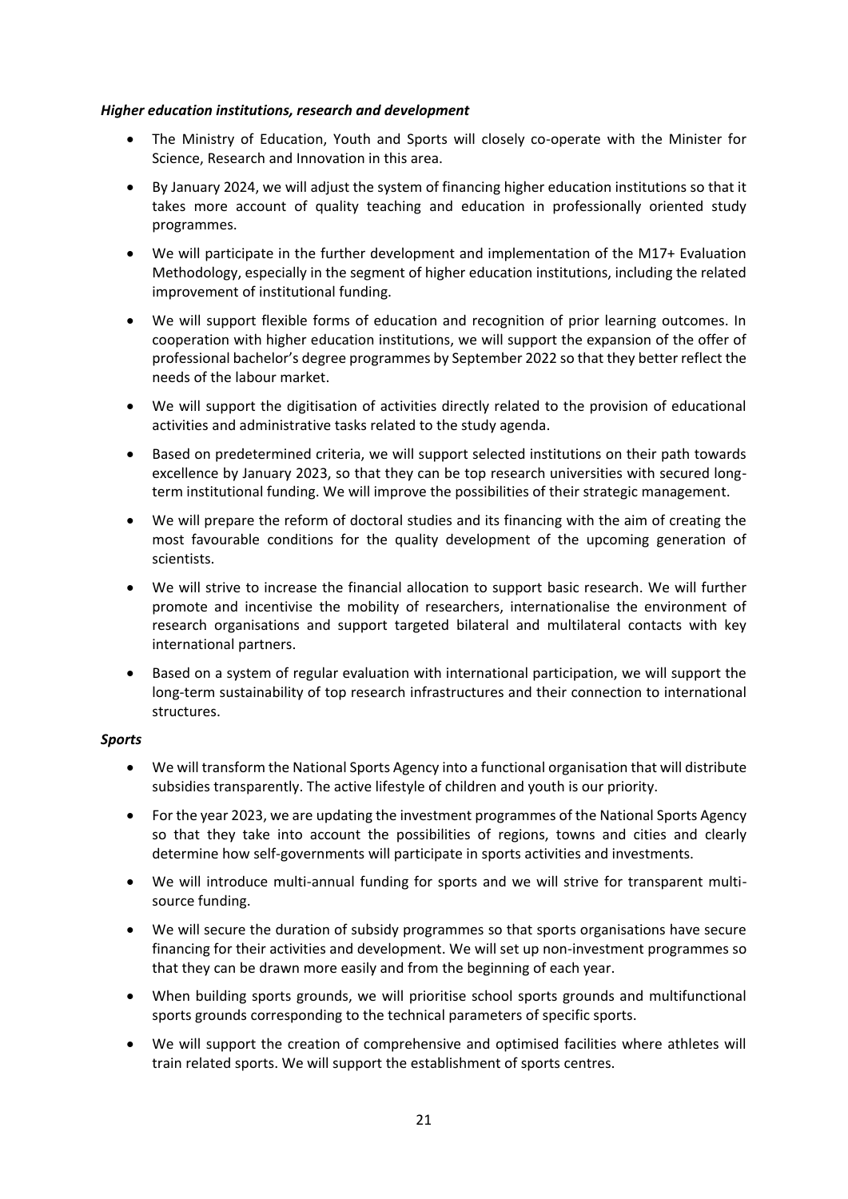***Higher education institutions, research and development***

- The Ministry of Education, Youth and Sports will closely co-operate with the Minister for Science, Research and Innovation in this area.
- By January 2024, we will adjust the system of financing higher education institutions so that it takes more account of quality teaching and education in professionally oriented study programmes.
- We will participate in the further development and implementation of the M17+ Evaluation Methodology, especially in the segment of higher education institutions, including the related improvement of institutional funding.
- We will support flexible forms of education and recognition of prior learning outcomes. In cooperation with higher education institutions, we will support the expansion of the offer of professional bachelor's degree programmes by September 2022 so that they better reflect the needs of the labour market.
- We will support the digitisation of activities directly related to the provision of educational activities and administrative tasks related to the study agenda.
- Based on predetermined criteria, we will support selected institutions on their path towards excellence by January 2023, so that they can be top research universities with secured long-term institutional funding. We will improve the possibilities of their strategic management.
- We will prepare the reform of doctoral studies and its financing with the aim of creating the most favourable conditions for the quality development of the upcoming generation of scientists.
- We will strive to increase the financial allocation to support basic research. We will further promote and incentivise the mobility of researchers, internationalise the environment of research organisations and support targeted bilateral and multilateral contacts with key international partners.
- Based on a system of regular evaluation with international participation, we will support the long-term sustainability of top research infrastructures and their connection to international structures.

***Sports***

- We will transform the National Sports Agency into a functional organisation that will distribute subsidies transparently. The active lifestyle of children and youth is our priority.
- For the year 2023, we are updating the investment programmes of the National Sports Agency so that they take into account the possibilities of regions, towns and cities and clearly determine how self-governments will participate in sports activities and investments.
- We will introduce multi-annual funding for sports and we will strive for transparent multi-source funding.
- We will secure the duration of subsidy programmes so that sports organisations have secure financing for their activities and development. We will set up non-investment programmes so that they can be drawn more easily and from the beginning of each year.
- When building sports grounds, we will prioritise school sports grounds and multifunctional sports grounds corresponding to the technical parameters of specific sports.
- We will support the creation of comprehensive and optimised facilities where athletes will train related sports. We will support the establishment of sports centres.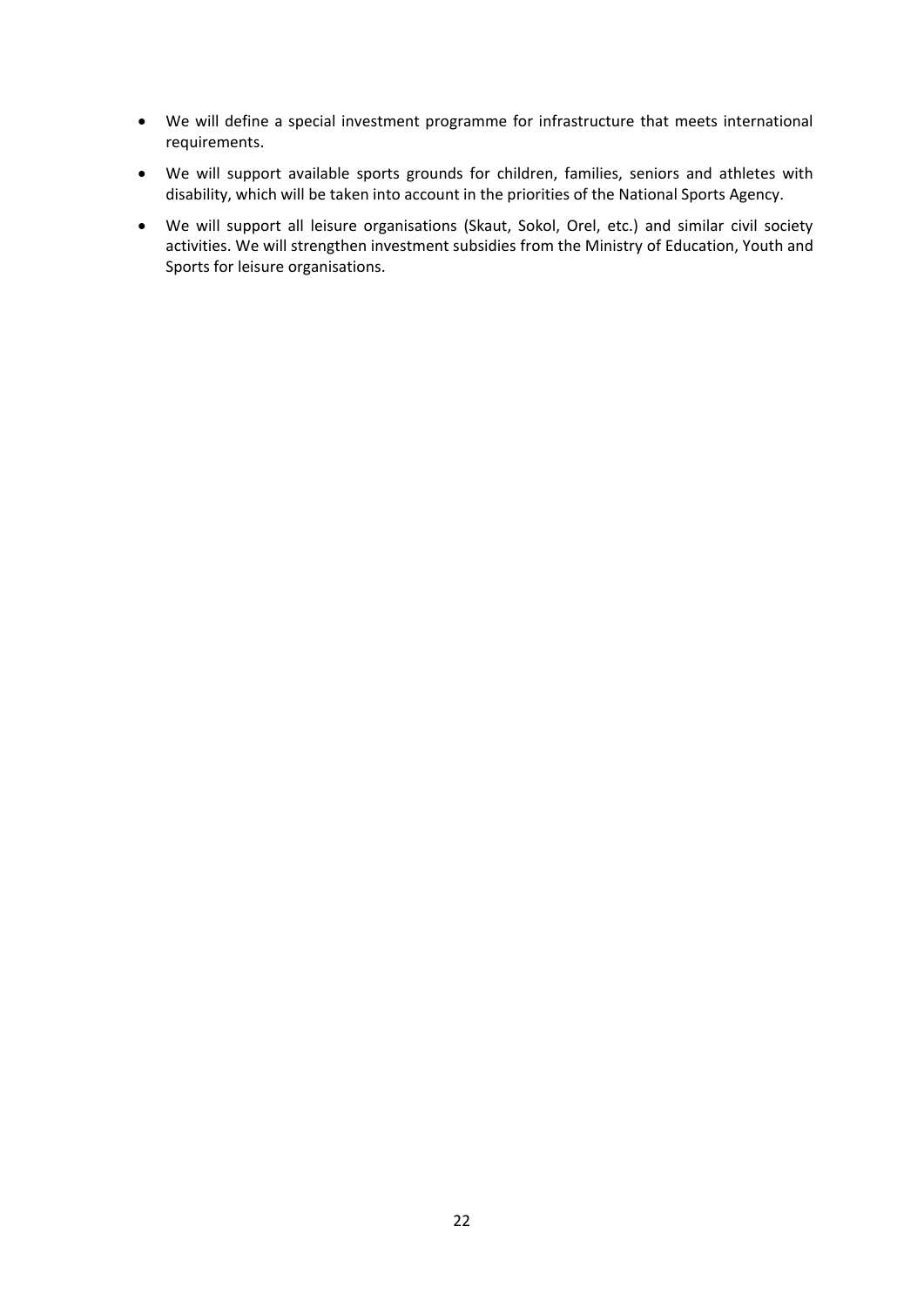- We will define a special investment programme for infrastructure that meets international requirements.
- We will support available sports grounds for children, families, seniors and athletes with disability, which will be taken into account in the priorities of the National Sports Agency.
- We will support all leisure organisations (Skaut, Sokol, Orel, etc.) and similar civil society activities. We will strengthen investment subsidies from the Ministry of Education, Youth and Sports for leisure organisations.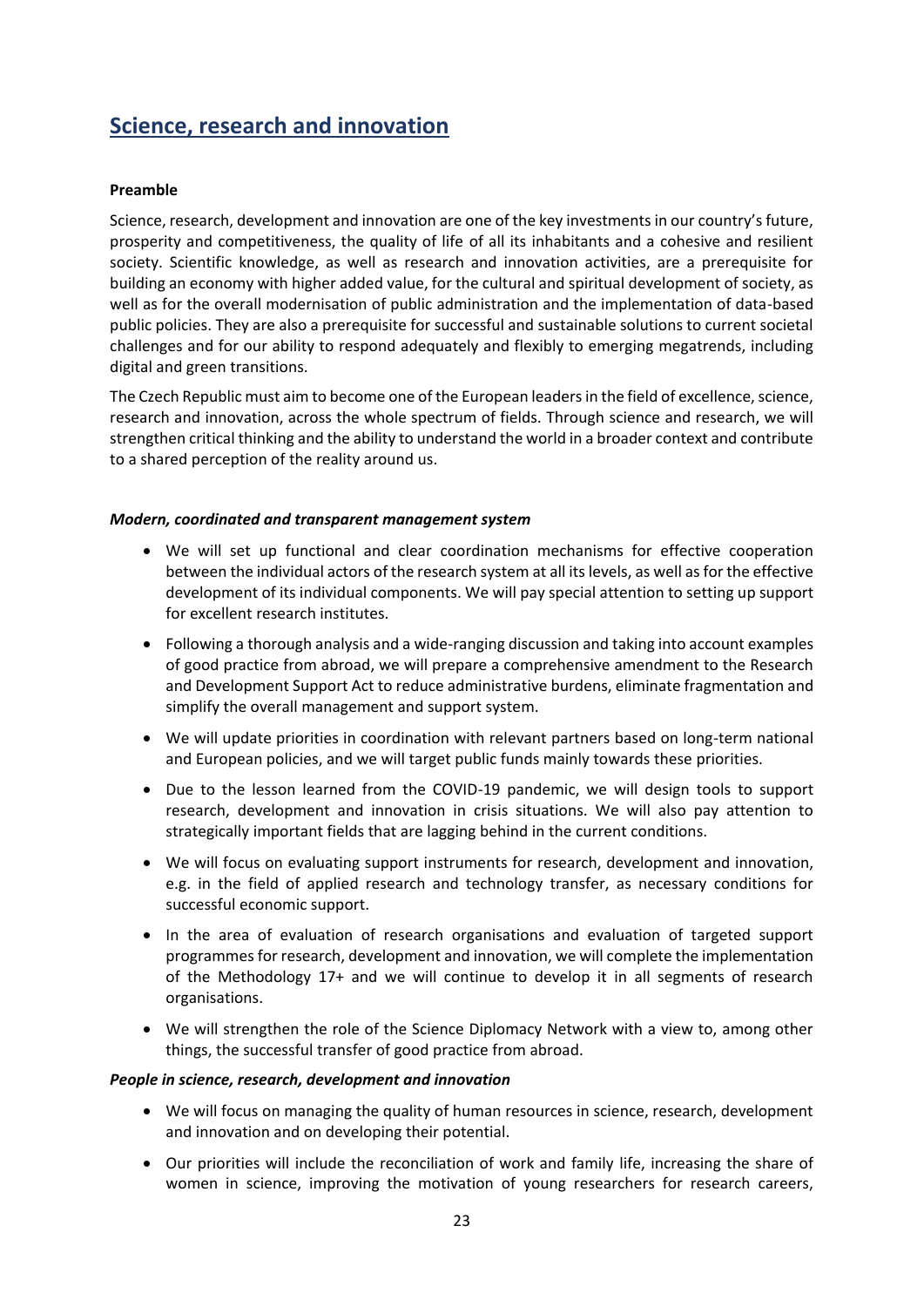## Science, research and innovation

**Preamble**

Science, research, development and innovation are one of the key investments in our country's future, prosperity and competitiveness, the quality of life of all its inhabitants and a cohesive and resilient society. Scientific knowledge, as well as research and innovation activities, are a prerequisite for building an economy with higher added value, for the cultural and spiritual development of society, as well as for the overall modernisation of public administration and the implementation of data-based public policies. They are also a prerequisite for successful and sustainable solutions to current societal challenges and for our ability to respond adequately and flexibly to emerging megatrends, including digital and green transitions.

The Czech Republic must aim to become one of the European leaders in the field of excellence, science, research and innovation, across the whole spectrum of fields. Through science and research, we will strengthen critical thinking and the ability to understand the world in a broader context and contribute to a shared perception of the reality around us.

***Modern, coordinated and transparent management system***

- We will set up functional and clear coordination mechanisms for effective cooperation between the individual actors of the research system at all its levels, as well as for the effective development of its individual components. We will pay special attention to setting up support for excellent research institutes.
- Following a thorough analysis and a wide-ranging discussion and taking into account examples of good practice from abroad, we will prepare a comprehensive amendment to the Research and Development Support Act to reduce administrative burdens, eliminate fragmentation and simplify the overall management and support system.
- We will update priorities in coordination with relevant partners based on long-term national and European policies, and we will target public funds mainly towards these priorities.
- Due to the lesson learned from the COVID-19 pandemic, we will design tools to support research, development and innovation in crisis situations. We will also pay attention to strategically important fields that are lagging behind in the current conditions.
- We will focus on evaluating support instruments for research, development and innovation, e.g. in the field of applied research and technology transfer, as necessary conditions for successful economic support.
- In the area of evaluation of research organisations and evaluation of targeted support programmes for research, development and innovation, we will complete the implementation of the Methodology 17+ and we will continue to develop it in all segments of research organisations.
- We will strengthen the role of the Science Diplomacy Network with a view to, among other things, the successful transfer of good practice from abroad.

***People in science, research, development and innovation***

- We will focus on managing the quality of human resources in science, research, development and innovation and on developing their potential.
- Our priorities will include the reconciliation of work and family life, increasing the share of women in science, improving the motivation of young researchers for research careers,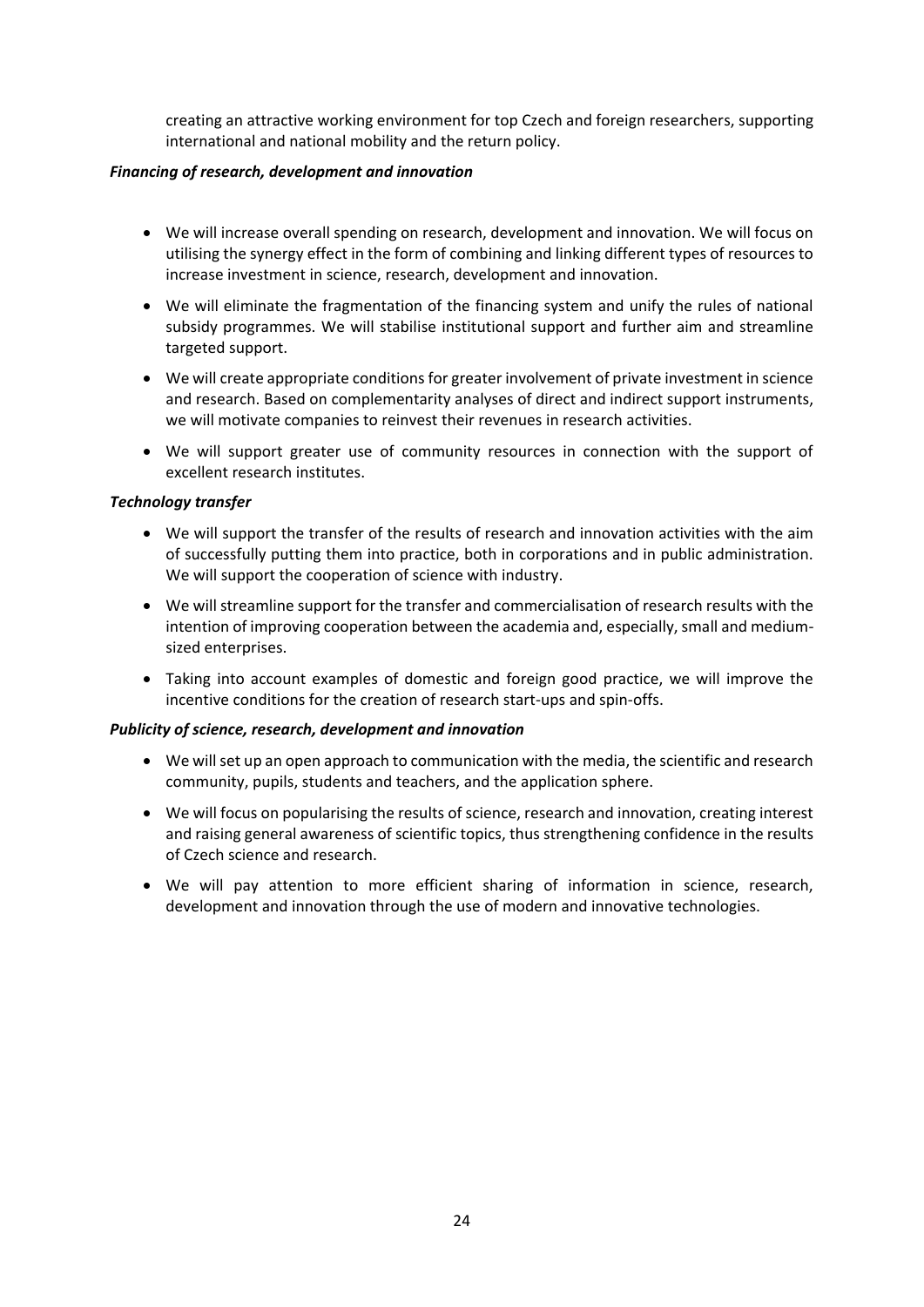creating an attractive working environment for top Czech and foreign researchers, supporting international and national mobility and the return policy.

***Financing of research, development and innovation***

- We will increase overall spending on research, development and innovation. We will focus on utilising the synergy effect in the form of combining and linking different types of resources to increase investment in science, research, development and innovation.
- We will eliminate the fragmentation of the financing system and unify the rules of national subsidy programmes. We will stabilise institutional support and further aim and streamline targeted support.
- We will create appropriate conditions for greater involvement of private investment in science and research. Based on complementarity analyses of direct and indirect support instruments, we will motivate companies to reinvest their revenues in research activities.
- We will support greater use of community resources in connection with the support of excellent research institutes.

***Technology transfer***

- We will support the transfer of the results of research and innovation activities with the aim of successfully putting them into practice, both in corporations and in public administration. We will support the cooperation of science with industry.
- We will streamline support for the transfer and commercialisation of research results with the intention of improving cooperation between the academia and, especially, small and medium-sized enterprises.
- Taking into account examples of domestic and foreign good practice, we will improve the incentive conditions for the creation of research start-ups and spin-offs.

***Publicity of science, research, development and innovation***

- We will set up an open approach to communication with the media, the scientific and research community, pupils, students and teachers, and the application sphere.
- We will focus on popularising the results of science, research and innovation, creating interest and raising general awareness of scientific topics, thus strengthening confidence in the results of Czech science and research.
- We will pay attention to more efficient sharing of information in science, research, development and innovation through the use of modern and innovative technologies.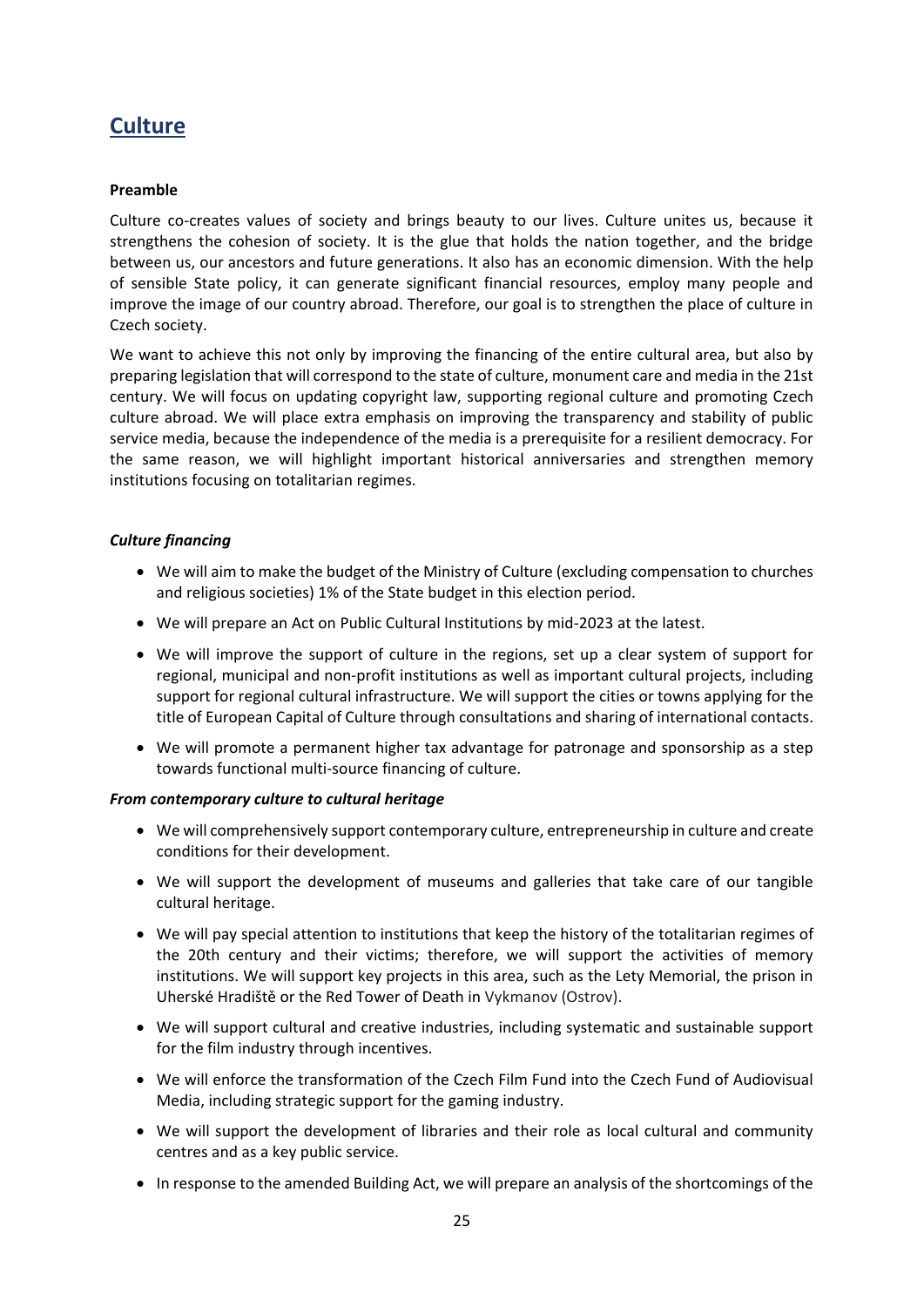## Culture

**Preamble**

Culture co-creates values of society and brings beauty to our lives. Culture unites us, because it strengthens the cohesion of society. It is the glue that holds the nation together, and the bridge between us, our ancestors and future generations. It also has an economic dimension. With the help of sensible State policy, it can generate significant financial resources, employ many people and improve the image of our country abroad. Therefore, our goal is to strengthen the place of culture in Czech society.

We want to achieve this not only by improving the financing of the entire cultural area, but also by preparing legislation that will correspond to the state of culture, monument care and media in the 21st century. We will focus on updating copyright law, supporting regional culture and promoting Czech culture abroad. We will place extra emphasis on improving the transparency and stability of public service media, because the independence of the media is a prerequisite for a resilient democracy. For the same reason, we will highlight important historical anniversaries and strengthen memory institutions focusing on totalitarian regimes.

***Culture financing***

- We will aim to make the budget of the Ministry of Culture (excluding compensation to churches and religious societies) 1% of the State budget in this election period.
- We will prepare an Act on Public Cultural Institutions by mid-2023 at the latest.
- We will improve the support of culture in the regions, set up a clear system of support for regional, municipal and non-profit institutions as well as important cultural projects, including support for regional cultural infrastructure. We will support the cities or towns applying for the title of European Capital of Culture through consultations and sharing of international contacts.
- We will promote a permanent higher tax advantage for patronage and sponsorship as a step towards functional multi-source financing of culture.

***From contemporary culture to cultural heritage***

- We will comprehensively support contemporary culture, entrepreneurship in culture and create conditions for their development.
- We will support the development of museums and galleries that take care of our tangible cultural heritage.
- We will pay special attention to institutions that keep the history of the totalitarian regimes of the 20th century and their victims; therefore, we will support the activities of memory institutions. We will support key projects in this area, such as the Lety Memorial, the prison in Uherské Hradiště or the Red Tower of Death in Vykmanov (Ostrov).
- We will support cultural and creative industries, including systematic and sustainable support for the film industry through incentives.
- We will enforce the transformation of the Czech Film Fund into the Czech Fund of Audiovisual Media, including strategic support for the gaming industry.
- We will support the development of libraries and their role as local cultural and community centres and as a key public service.
- In response to the amended Building Act, we will prepare an analysis of the shortcomings of the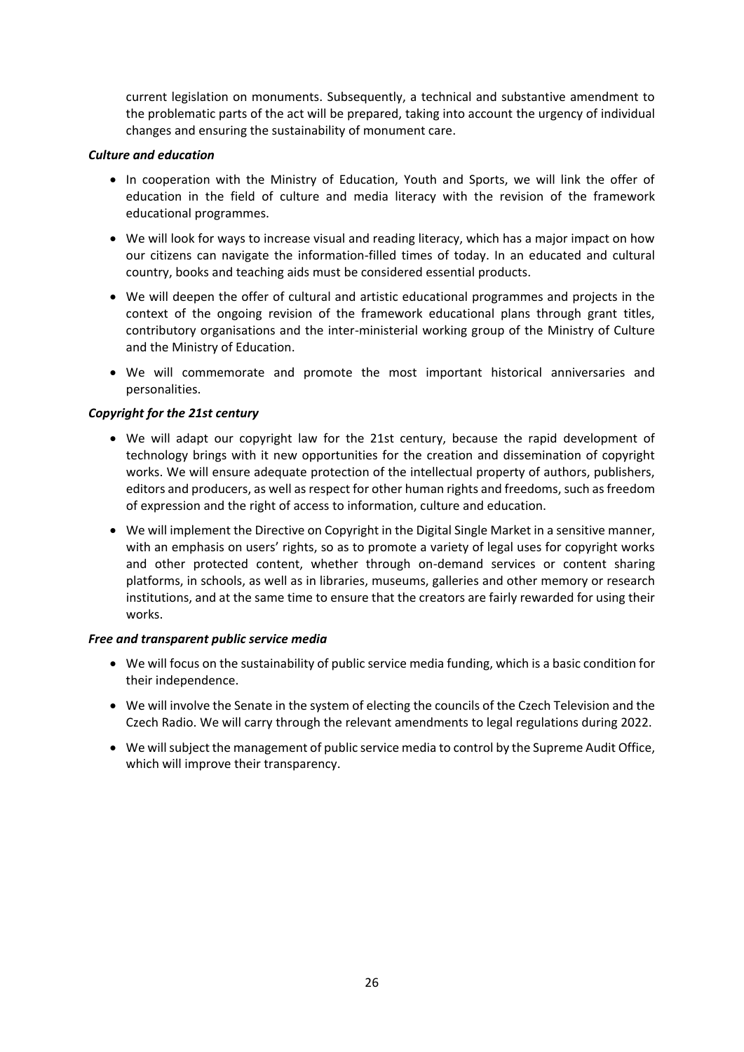current legislation on monuments. Subsequently, a technical and substantive amendment to the problematic parts of the act will be prepared, taking into account the urgency of individual changes and ensuring the sustainability of monument care.

***Culture and education***

- In cooperation with the Ministry of Education, Youth and Sports, we will link the offer of education in the field of culture and media literacy with the revision of the framework educational programmes.
- We will look for ways to increase visual and reading literacy, which has a major impact on how our citizens can navigate the information-filled times of today. In an educated and cultural country, books and teaching aids must be considered essential products.
- We will deepen the offer of cultural and artistic educational programmes and projects in the context of the ongoing revision of the framework educational plans through grant titles, contributory organisations and the inter-ministerial working group of the Ministry of Culture and the Ministry of Education.
- We will commemorate and promote the most important historical anniversaries and personalities.

***Copyright for the 21st century***

- We will adapt our copyright law for the 21st century, because the rapid development of technology brings with it new opportunities for the creation and dissemination of copyright works. We will ensure adequate protection of the intellectual property of authors, publishers, editors and producers, as well as respect for other human rights and freedoms, such as freedom of expression and the right of access to information, culture and education.
- We will implement the Directive on Copyright in the Digital Single Market in a sensitive manner, with an emphasis on users' rights, so as to promote a variety of legal uses for copyright works and other protected content, whether through on-demand services or content sharing platforms, in schools, as well as in libraries, museums, galleries and other memory or research institutions, and at the same time to ensure that the creators are fairly rewarded for using their works.

***Free and transparent public service media***

- We will focus on the sustainability of public service media funding, which is a basic condition for their independence.
- We will involve the Senate in the system of electing the councils of the Czech Television and the Czech Radio. We will carry through the relevant amendments to legal regulations during 2022.
- We will subject the management of public service media to control by the Supreme Audit Office, which will improve their transparency.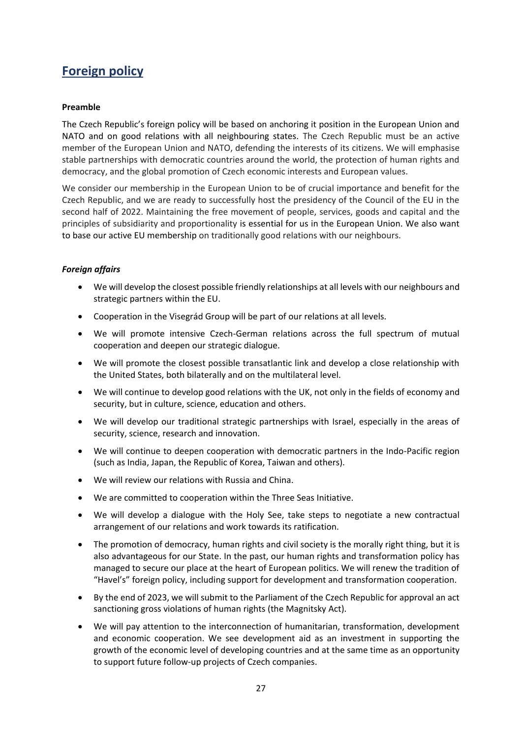## Foreign policy

**Preamble**

The Czech Republic's foreign policy will be based on anchoring it position in the European Union and NATO and on good relations with all neighbouring states. The Czech Republic must be an active member of the European Union and NATO, defending the interests of its citizens. We will emphasise stable partnerships with democratic countries around the world, the protection of human rights and democracy, and the global promotion of Czech economic interests and European values.

We consider our membership in the European Union to be of crucial importance and benefit for the Czech Republic, and we are ready to successfully host the presidency of the Council of the EU in the second half of 2022. Maintaining the free movement of people, services, goods and capital and the principles of subsidiarity and proportionality is essential for us in the European Union. We also want to base our active EU membership on traditionally good relations with our neighbours.

***Foreign affairs***

- We will develop the closest possible friendly relationships at all levels with our neighbours and strategic partners within the EU.
- Cooperation in the Visegrád Group will be part of our relations at all levels.
- We will promote intensive Czech-German relations across the full spectrum of mutual cooperation and deepen our strategic dialogue.
- We will promote the closest possible transatlantic link and develop a close relationship with the United States, both bilaterally and on the multilateral level.
- We will continue to develop good relations with the UK, not only in the fields of economy and security, but in culture, science, education and others.
- We will develop our traditional strategic partnerships with Israel, especially in the areas of security, science, research and innovation.
- We will continue to deepen cooperation with democratic partners in the Indo-Pacific region (such as India, Japan, the Republic of Korea, Taiwan and others).
- We will review our relations with Russia and China.
- We are committed to cooperation within the Three Seas Initiative.
- We will develop a dialogue with the Holy See, take steps to negotiate a new contractual arrangement of our relations and work towards its ratification.
- The promotion of democracy, human rights and civil society is the morally right thing, but it is also advantageous for our State. In the past, our human rights and transformation policy has managed to secure our place at the heart of European politics. We will renew the tradition of "Havel's" foreign policy, including support for development and transformation cooperation.
- By the end of 2023, we will submit to the Parliament of the Czech Republic for approval an act sanctioning gross violations of human rights (the Magnitsky Act).
- We will pay attention to the interconnection of humanitarian, transformation, development and economic cooperation. We see development aid as an investment in supporting the growth of the economic level of developing countries and at the same time as an opportunity to support future follow-up projects of Czech companies.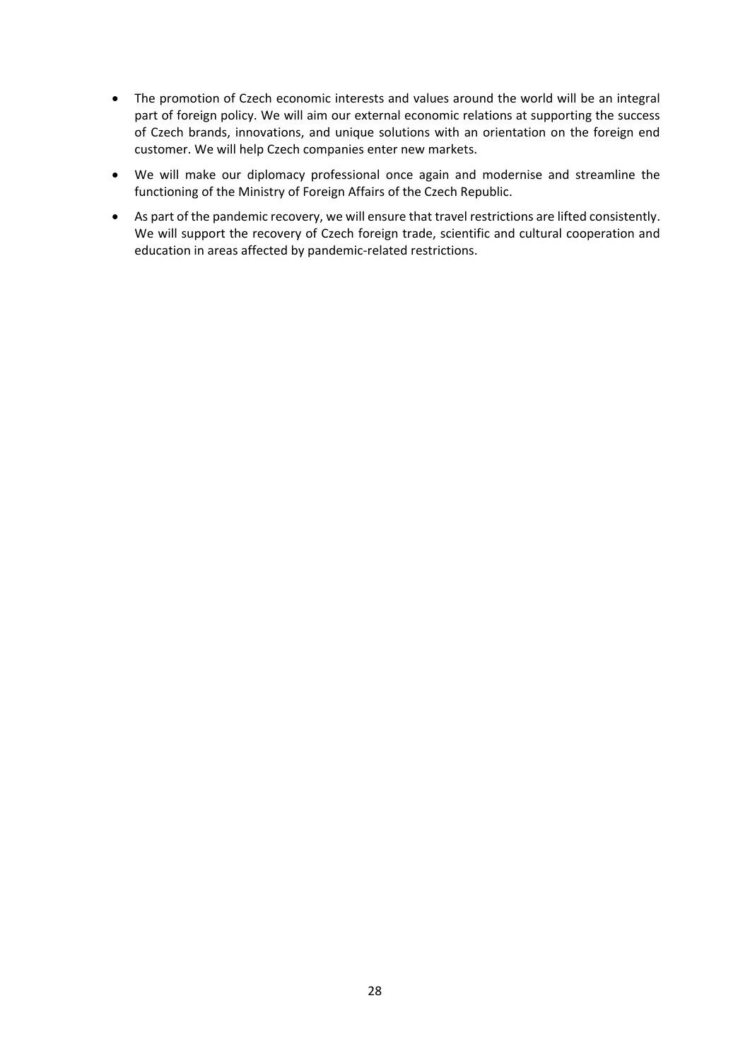- The promotion of Czech economic interests and values around the world will be an integral part of foreign policy. We will aim our external economic relations at supporting the success of Czech brands, innovations, and unique solutions with an orientation on the foreign end customer. We will help Czech companies enter new markets.
- We will make our diplomacy professional once again and modernise and streamline the functioning of the Ministry of Foreign Affairs of the Czech Republic.
- As part of the pandemic recovery, we will ensure that travel restrictions are lifted consistently. We will support the recovery of Czech foreign trade, scientific and cultural cooperation and education in areas affected by pandemic-related restrictions.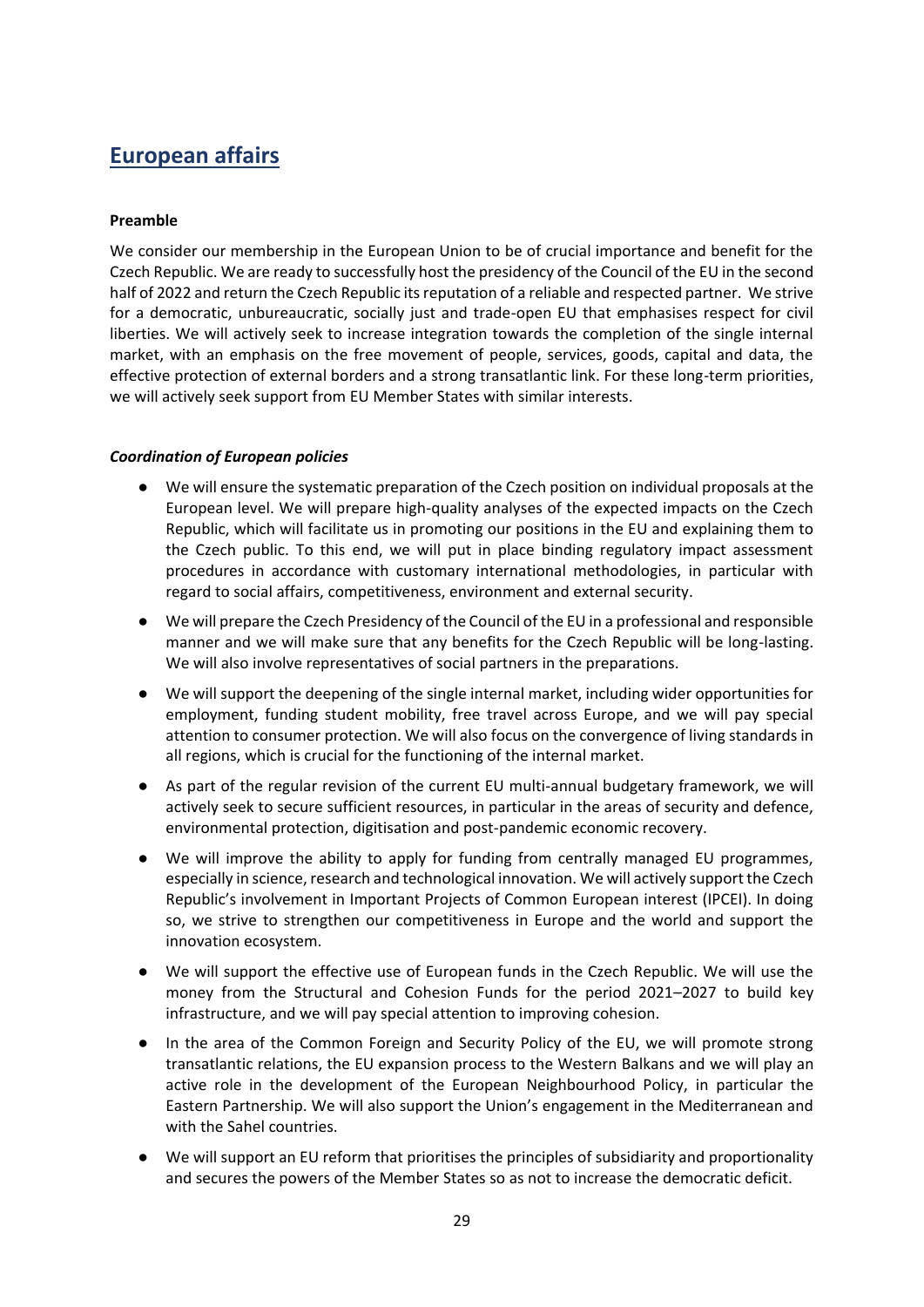## European affairs

**Preamble**

We consider our membership in the European Union to be of crucial importance and benefit for the Czech Republic. We are ready to successfully host the presidency of the Council of the EU in the second half of 2022 and return the Czech Republic its reputation of a reliable and respected partner. We strive for a democratic, unbureaucratic, socially just and trade-open EU that emphasises respect for civil liberties. We will actively seek to increase integration towards the completion of the single internal market, with an emphasis on the free movement of people, services, goods, capital and data, the effective protection of external borders and a strong transatlantic link. For these long-term priorities, we will actively seek support from EU Member States with similar interests.

***Coordination of European policies***

- We will ensure the systematic preparation of the Czech position on individual proposals at the European level. We will prepare high-quality analyses of the expected impacts on the Czech Republic, which will facilitate us in promoting our positions in the EU and explaining them to the Czech public. To this end, we will put in place binding regulatory impact assessment procedures in accordance with customary international methodologies, in particular with regard to social affairs, competitiveness, environment and external security.
- We will prepare the Czech Presidency of the Council of the EU in a professional and responsible manner and we will make sure that any benefits for the Czech Republic will be long-lasting. We will also involve representatives of social partners in the preparations.
- We will support the deepening of the single internal market, including wider opportunities for employment, funding student mobility, free travel across Europe, and we will pay special attention to consumer protection. We will also focus on the convergence of living standards in all regions, which is crucial for the functioning of the internal market.
- As part of the regular revision of the current EU multi-annual budgetary framework, we will actively seek to secure sufficient resources, in particular in the areas of security and defence, environmental protection, digitisation and post-pandemic economic recovery.
- We will improve the ability to apply for funding from centrally managed EU programmes, especially in science, research and technological innovation. We will actively support the Czech Republic's involvement in Important Projects of Common European interest (IPCEI). In doing so, we strive to strengthen our competitiveness in Europe and the world and support the innovation ecosystem.
- We will support the effective use of European funds in the Czech Republic. We will use the money from the Structural and Cohesion Funds for the period 2021–2027 to build key infrastructure, and we will pay special attention to improving cohesion.
- In the area of the Common Foreign and Security Policy of the EU, we will promote strong transatlantic relations, the EU expansion process to the Western Balkans and we will play an active role in the development of the European Neighbourhood Policy, in particular the Eastern Partnership. We will also support the Union's engagement in the Mediterranean and with the Sahel countries.
- We will support an EU reform that prioritises the principles of subsidiarity and proportionality and secures the powers of the Member States so as not to increase the democratic deficit.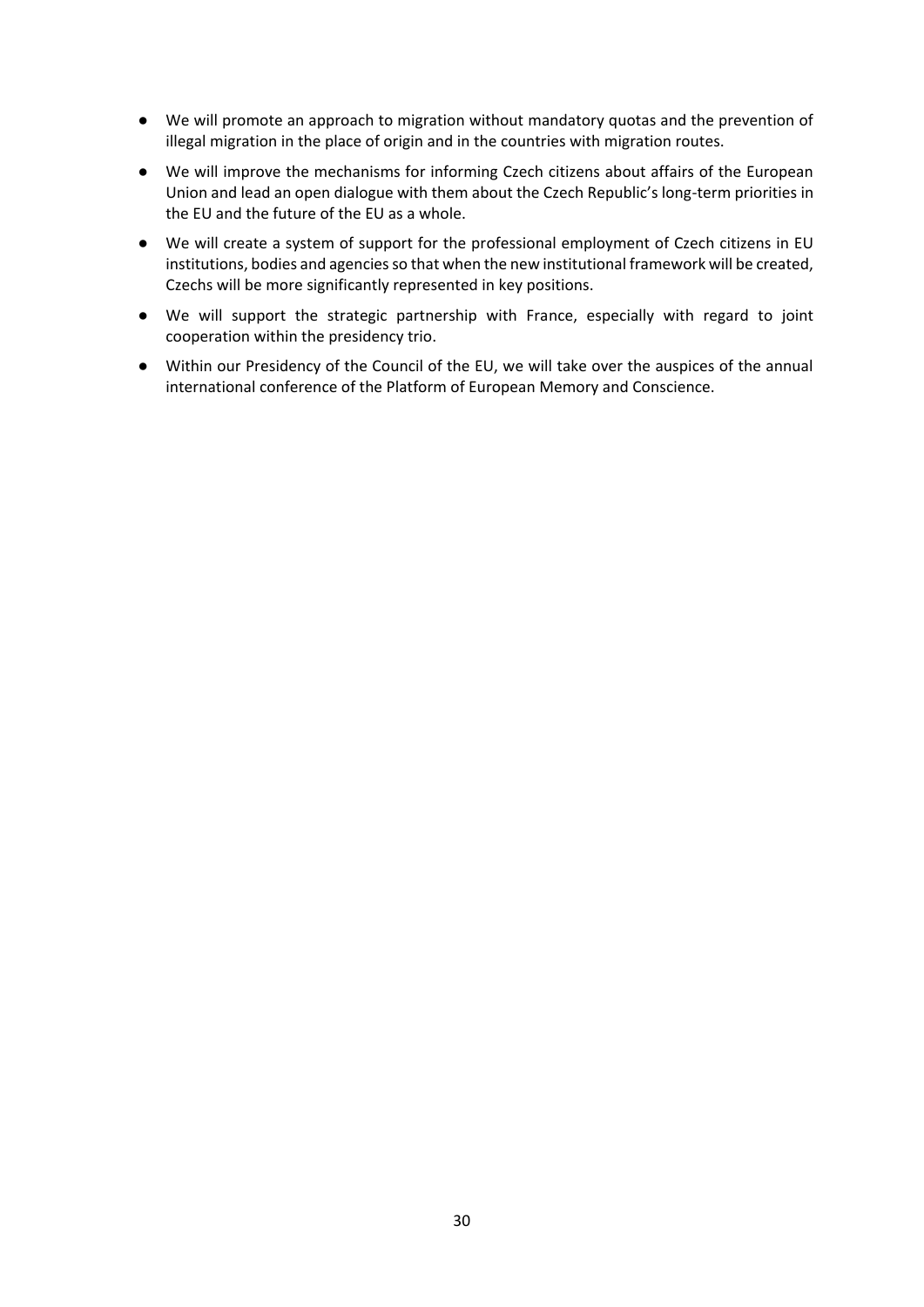- We will promote an approach to migration without mandatory quotas and the prevention of illegal migration in the place of origin and in the countries with migration routes.
- We will improve the mechanisms for informing Czech citizens about affairs of the European Union and lead an open dialogue with them about the Czech Republic's long-term priorities in the EU and the future of the EU as a whole.
- We will create a system of support for the professional employment of Czech citizens in EU institutions, bodies and agencies so that when the new institutional framework will be created, Czechs will be more significantly represented in key positions.
- We will support the strategic partnership with France, especially with regard to joint cooperation within the presidency trio.
- Within our Presidency of the Council of the EU, we will take over the auspices of the annual international conference of the Platform of European Memory and Conscience.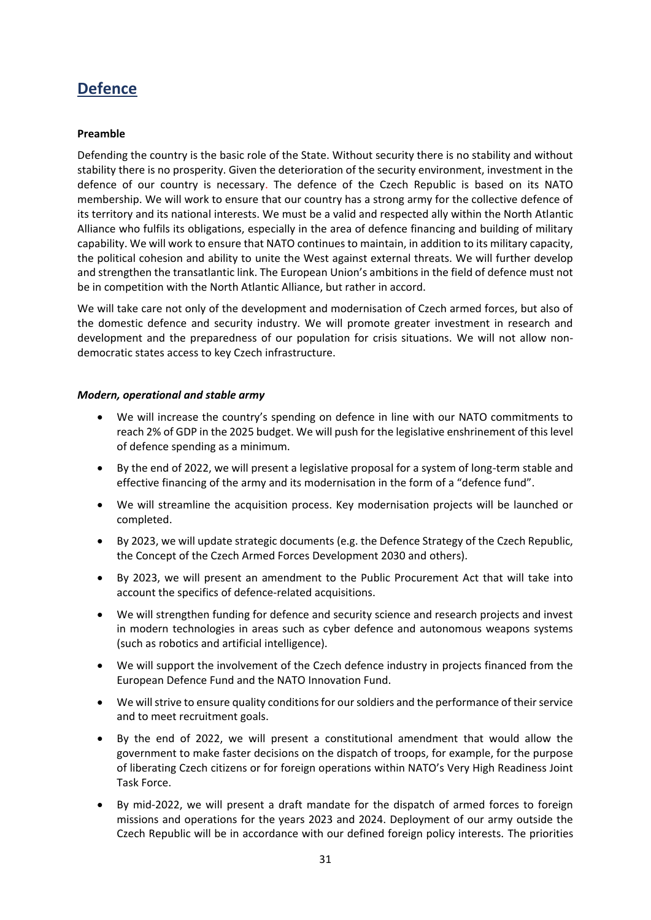## Defence

**Preamble**

Defending the country is the basic role of the State. Without security there is no stability and without stability there is no prosperity. Given the deterioration of the security environment, investment in the defence of our country is necessary. The defence of the Czech Republic is based on its NATO membership. We will work to ensure that our country has a strong army for the collective defence of its territory and its national interests. We must be a valid and respected ally within the North Atlantic Alliance who fulfils its obligations, especially in the area of defence financing and building of military capability. We will work to ensure that NATO continues to maintain, in addition to its military capacity, the political cohesion and ability to unite the West against external threats. We will further develop and strengthen the transatlantic link. The European Union's ambitions in the field of defence must not be in competition with the North Atlantic Alliance, but rather in accord.

We will take care not only of the development and modernisation of Czech armed forces, but also of the domestic defence and security industry. We will promote greater investment in research and development and the preparedness of our population for crisis situations. We will not allow non-democratic states access to key Czech infrastructure.

***Modern, operational and stable army***

- We will increase the country's spending on defence in line with our NATO commitments to reach 2% of GDP in the 2025 budget. We will push for the legislative enshrinement of this level of defence spending as a minimum.
- By the end of 2022, we will present a legislative proposal for a system of long-term stable and effective financing of the army and its modernisation in the form of a "defence fund".
- We will streamline the acquisition process. Key modernisation projects will be launched or completed.
- By 2023, we will update strategic documents (e.g. the Defence Strategy of the Czech Republic, the Concept of the Czech Armed Forces Development 2030 and others).
- By 2023, we will present an amendment to the Public Procurement Act that will take into account the specifics of defence-related acquisitions.
- We will strengthen funding for defence and security science and research projects and invest in modern technologies in areas such as cyber defence and autonomous weapons systems (such as robotics and artificial intelligence).
- We will support the involvement of the Czech defence industry in projects financed from the European Defence Fund and the NATO Innovation Fund.
- We will strive to ensure quality conditions for our soldiers and the performance of their service and to meet recruitment goals.
- By the end of 2022, we will present a constitutional amendment that would allow the government to make faster decisions on the dispatch of troops, for example, for the purpose of liberating Czech citizens or for foreign operations within NATO's Very High Readiness Joint Task Force.
- By mid-2022, we will present a draft mandate for the dispatch of armed forces to foreign missions and operations for the years 2023 and 2024. Deployment of our army outside the Czech Republic will be in accordance with our defined foreign policy interests. The priorities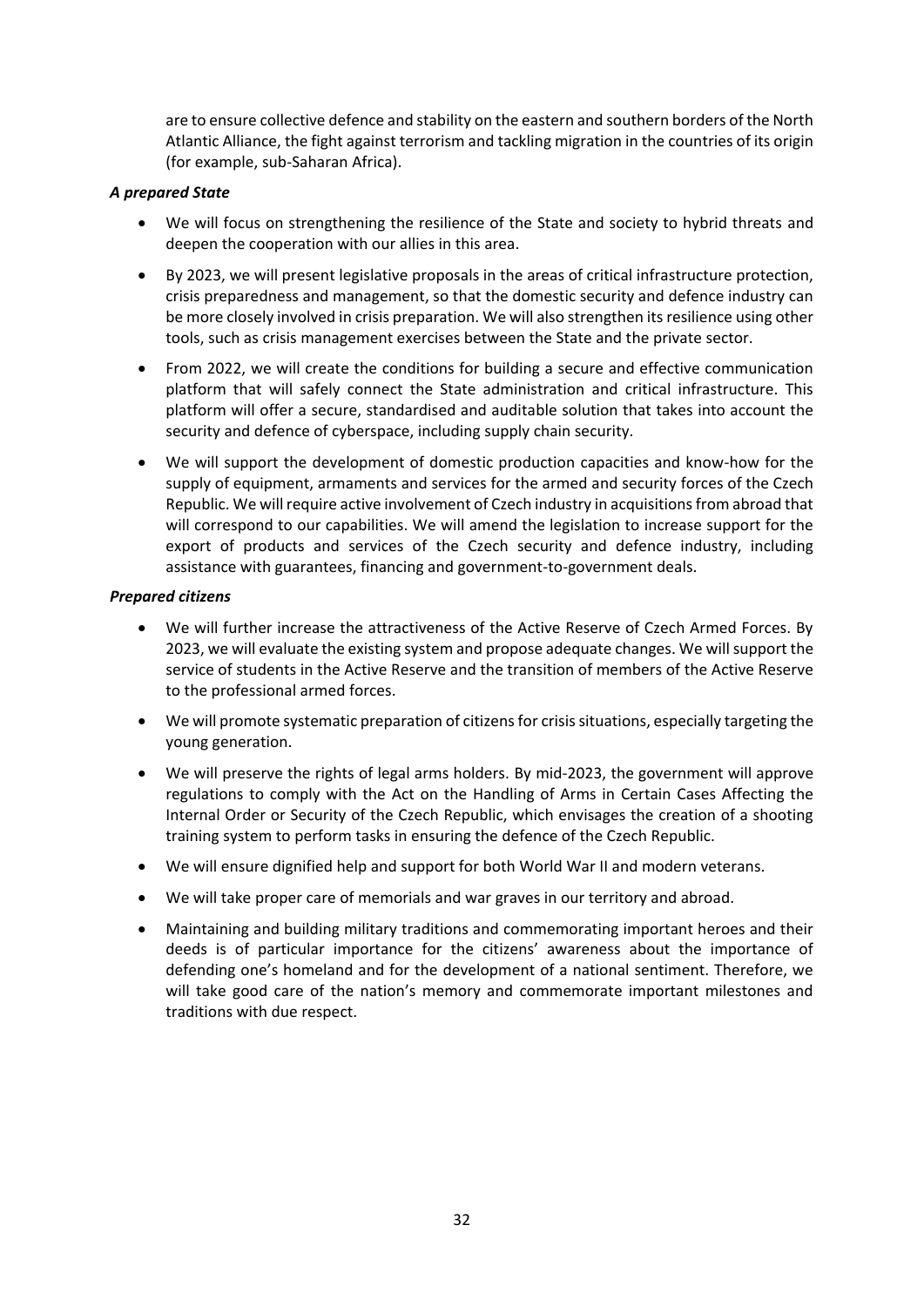are to ensure collective defence and stability on the eastern and southern borders of the North Atlantic Alliance, the fight against terrorism and tackling migration in the countries of its origin (for example, sub-Saharan Africa).

***A prepared State***

- We will focus on strengthening the resilience of the State and society to hybrid threats and deepen the cooperation with our allies in this area.
- By 2023, we will present legislative proposals in the areas of critical infrastructure protection, crisis preparedness and management, so that the domestic security and defence industry can be more closely involved in crisis preparation. We will also strengthen its resilience using other tools, such as crisis management exercises between the State and the private sector.
- From 2022, we will create the conditions for building a secure and effective communication platform that will safely connect the State administration and critical infrastructure. This platform will offer a secure, standardised and auditable solution that takes into account the security and defence of cyberspace, including supply chain security.
- We will support the development of domestic production capacities and know-how for the supply of equipment, armaments and services for the armed and security forces of the Czech Republic. We will require active involvement of Czech industry in acquisitions from abroad that will correspond to our capabilities. We will amend the legislation to increase support for the export of products and services of the Czech security and defence industry, including assistance with guarantees, financing and government-to-government deals.

***Prepared citizens***

- We will further increase the attractiveness of the Active Reserve of Czech Armed Forces. By 2023, we will evaluate the existing system and propose adequate changes. We will support the service of students in the Active Reserve and the transition of members of the Active Reserve to the professional armed forces.
- We will promote systematic preparation of citizens for crisis situations, especially targeting the young generation.
- We will preserve the rights of legal arms holders. By mid-2023, the government will approve regulations to comply with the Act on the Handling of Arms in Certain Cases Affecting the Internal Order or Security of the Czech Republic, which envisages the creation of a shooting training system to perform tasks in ensuring the defence of the Czech Republic.
- We will ensure dignified help and support for both World War II and modern veterans.
- We will take proper care of memorials and war graves in our territory and abroad.
- Maintaining and building military traditions and commemorating important heroes and their deeds is of particular importance for the citizens' awareness about the importance of defending one's homeland and for the development of a national sentiment. Therefore, we will take good care of the nation's memory and commemorate important milestones and traditions with due respect.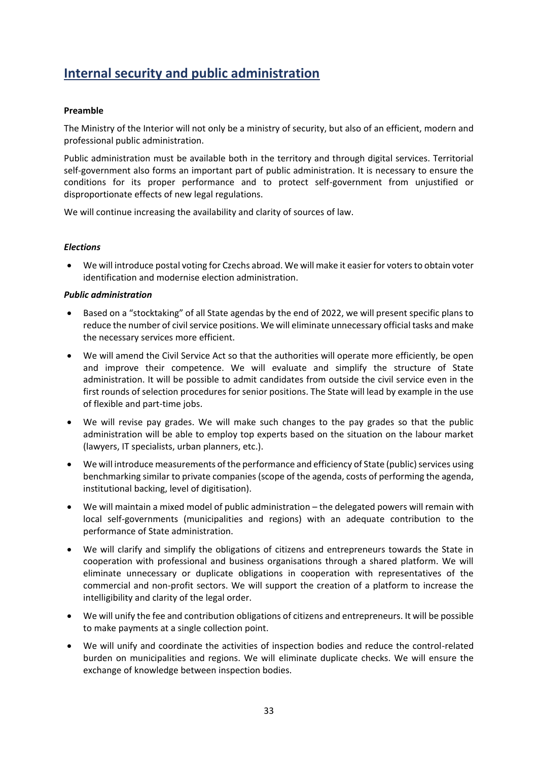# Internal security and public administration

**Preamble**

The Ministry of the Interior will not only be a ministry of security, but also of an efficient, modern and professional public administration.

Public administration must be available both in the territory and through digital services. Territorial self-government also forms an important part of public administration. It is necessary to ensure the conditions for its proper performance and to protect self-government from unjustified or disproportionate effects of new legal regulations.

We will continue increasing the availability and clarity of sources of law.

***Elections***

- We will introduce postal voting for Czechs abroad. We will make it easier for voters to obtain voter identification and modernise election administration.

***Public administration***

- Based on a "stocktaking" of all State agendas by the end of 2022, we will present specific plans to reduce the number of civil service positions. We will eliminate unnecessary official tasks and make the necessary services more efficient.
- We will amend the Civil Service Act so that the authorities will operate more efficiently, be open and improve their competence. We will evaluate and simplify the structure of State administration. It will be possible to admit candidates from outside the civil service even in the first rounds of selection procedures for senior positions. The State will lead by example in the use of flexible and part-time jobs.
- We will revise pay grades. We will make such changes to the pay grades so that the public administration will be able to employ top experts based on the situation on the labour market (lawyers, IT specialists, urban planners, etc.).
- We will introduce measurements of the performance and efficiency of State (public) services using benchmarking similar to private companies (scope of the agenda, costs of performing the agenda, institutional backing, level of digitisation).
- We will maintain a mixed model of public administration – the delegated powers will remain with local self-governments (municipalities and regions) with an adequate contribution to the performance of State administration.
- We will clarify and simplify the obligations of citizens and entrepreneurs towards the State in cooperation with professional and business organisations through a shared platform. We will eliminate unnecessary or duplicate obligations in cooperation with representatives of the commercial and non-profit sectors. We will support the creation of a platform to increase the intelligibility and clarity of the legal order.
- We will unify the fee and contribution obligations of citizens and entrepreneurs. It will be possible to make payments at a single collection point.
- We will unify and coordinate the activities of inspection bodies and reduce the control-related burden on municipalities and regions. We will eliminate duplicate checks. We will ensure the exchange of knowledge between inspection bodies.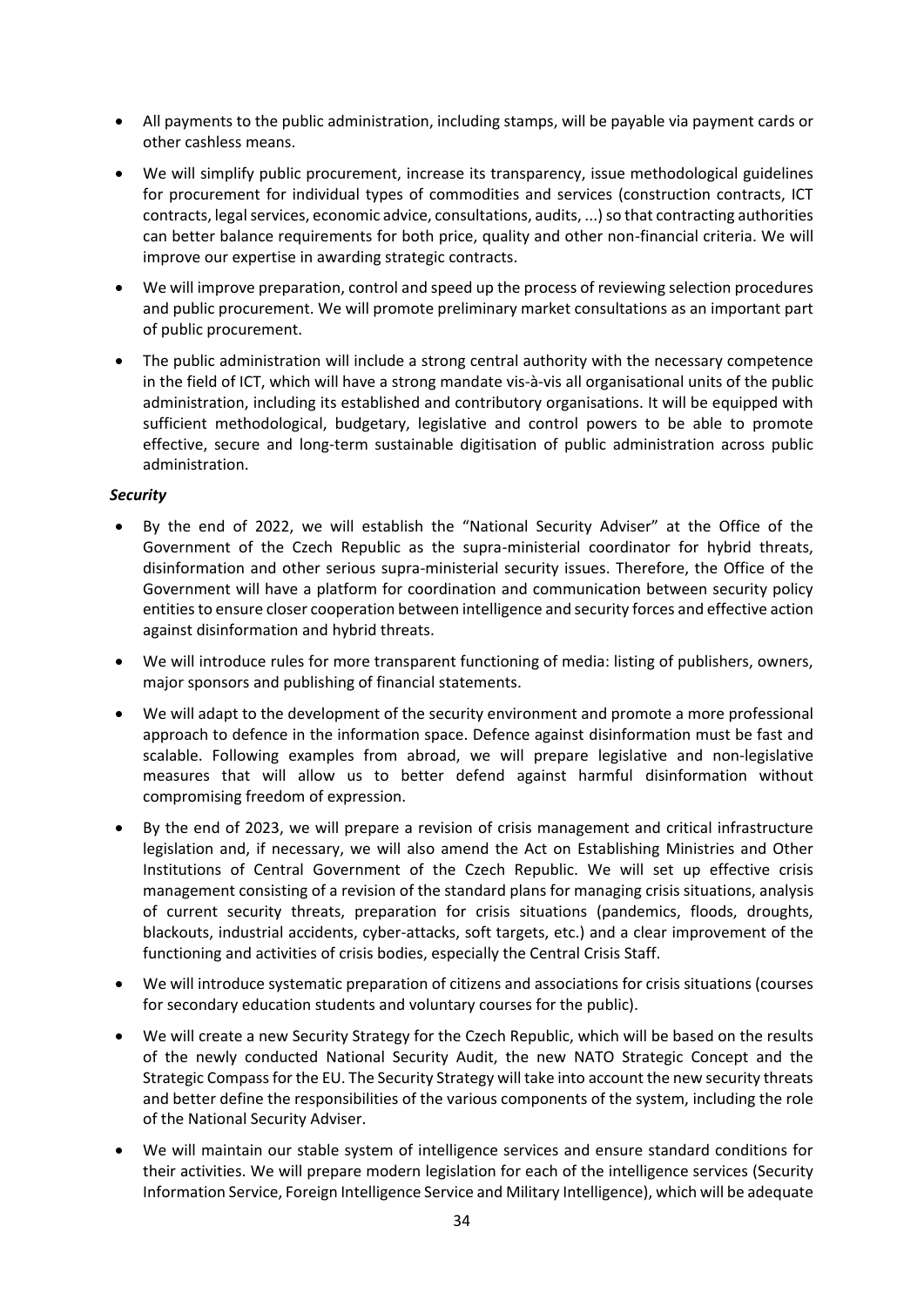- All payments to the public administration, including stamps, will be payable via payment cards or other cashless means.
- We will simplify public procurement, increase its transparency, issue methodological guidelines for procurement for individual types of commodities and services (construction contracts, ICT contracts, legal services, economic advice, consultations, audits, ...) so that contracting authorities can better balance requirements for both price, quality and other non-financial criteria. We will improve our expertise in awarding strategic contracts.
- We will improve preparation, control and speed up the process of reviewing selection procedures and public procurement. We will promote preliminary market consultations as an important part of public procurement.
- The public administration will include a strong central authority with the necessary competence in the field of ICT, which will have a strong mandate vis-à-vis all organisational units of the public administration, including its established and contributory organisations. It will be equipped with sufficient methodological, budgetary, legislative and control powers to be able to promote effective, secure and long-term sustainable digitisation of public administration across public administration.

***Security***

- By the end of 2022, we will establish the "National Security Adviser" at the Office of the Government of the Czech Republic as the supra-ministerial coordinator for hybrid threats, disinformation and other serious supra-ministerial security issues. Therefore, the Office of the Government will have a platform for coordination and communication between security policy entities to ensure closer cooperation between intelligence and security forces and effective action against disinformation and hybrid threats.
- We will introduce rules for more transparent functioning of media: listing of publishers, owners, major sponsors and publishing of financial statements.
- We will adapt to the development of the security environment and promote a more professional approach to defence in the information space. Defence against disinformation must be fast and scalable. Following examples from abroad, we will prepare legislative and non-legislative measures that will allow us to better defend against harmful disinformation without compromising freedom of expression.
- By the end of 2023, we will prepare a revision of crisis management and critical infrastructure legislation and, if necessary, we will also amend the Act on Establishing Ministries and Other Institutions of Central Government of the Czech Republic. We will set up effective crisis management consisting of a revision of the standard plans for managing crisis situations, analysis of current security threats, preparation for crisis situations (pandemics, floods, droughts, blackouts, industrial accidents, cyber-attacks, soft targets, etc.) and a clear improvement of the functioning and activities of crisis bodies, especially the Central Crisis Staff.
- We will introduce systematic preparation of citizens and associations for crisis situations (courses for secondary education students and voluntary courses for the public).
- We will create a new Security Strategy for the Czech Republic, which will be based on the results of the newly conducted National Security Audit, the new NATO Strategic Concept and the Strategic Compass for the EU. The Security Strategy will take into account the new security threats and better define the responsibilities of the various components of the system, including the role of the National Security Adviser.
- We will maintain our stable system of intelligence services and ensure standard conditions for their activities. We will prepare modern legislation for each of the intelligence services (Security Information Service, Foreign Intelligence Service and Military Intelligence), which will be adequate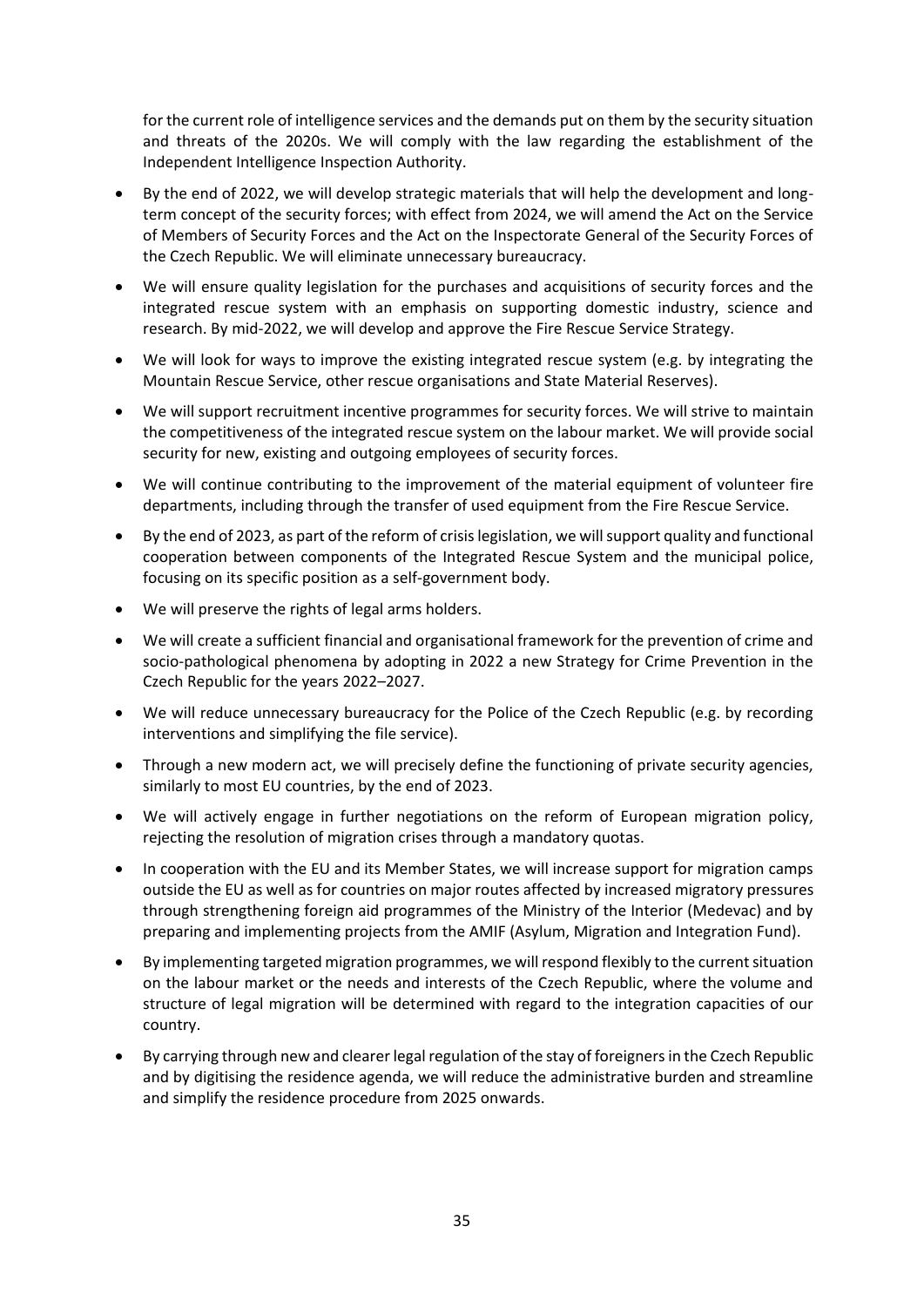for the current role of intelligence services and the demands put on them by the security situation and threats of the 2020s. We will comply with the law regarding the establishment of the Independent Intelligence Inspection Authority.

- By the end of 2022, we will develop strategic materials that will help the development and long-term concept of the security forces; with effect from 2024, we will amend the Act on the Service of Members of Security Forces and the Act on the Inspectorate General of the Security Forces of the Czech Republic. We will eliminate unnecessary bureaucracy.
- We will ensure quality legislation for the purchases and acquisitions of security forces and the integrated rescue system with an emphasis on supporting domestic industry, science and research. By mid-2022, we will develop and approve the Fire Rescue Service Strategy.
- We will look for ways to improve the existing integrated rescue system (e.g. by integrating the Mountain Rescue Service, other rescue organisations and State Material Reserves).
- We will support recruitment incentive programmes for security forces. We will strive to maintain the competitiveness of the integrated rescue system on the labour market. We will provide social security for new, existing and outgoing employees of security forces.
- We will continue contributing to the improvement of the material equipment of volunteer fire departments, including through the transfer of used equipment from the Fire Rescue Service.
- By the end of 2023, as part of the reform of crisis legislation, we will support quality and functional cooperation between components of the Integrated Rescue System and the municipal police, focusing on its specific position as a self-government body.
- We will preserve the rights of legal arms holders.
- We will create a sufficient financial and organisational framework for the prevention of crime and socio-pathological phenomena by adopting in 2022 a new Strategy for Crime Prevention in the Czech Republic for the years 2022–2027.
- We will reduce unnecessary bureaucracy for the Police of the Czech Republic (e.g. by recording interventions and simplifying the file service).
- Through a new modern act, we will precisely define the functioning of private security agencies, similarly to most EU countries, by the end of 2023.
- We will actively engage in further negotiations on the reform of European migration policy, rejecting the resolution of migration crises through a mandatory quotas.
- In cooperation with the EU and its Member States, we will increase support for migration camps outside the EU as well as for countries on major routes affected by increased migratory pressures through strengthening foreign aid programmes of the Ministry of the Interior (Medevac) and by preparing and implementing projects from the AMIF (Asylum, Migration and Integration Fund).
- By implementing targeted migration programmes, we will respond flexibly to the current situation on the labour market or the needs and interests of the Czech Republic, where the volume and structure of legal migration will be determined with regard to the integration capacities of our country.
- By carrying through new and clearer legal regulation of the stay of foreigners in the Czech Republic and by digitising the residence agenda, we will reduce the administrative burden and streamline and simplify the residence procedure from 2025 onwards.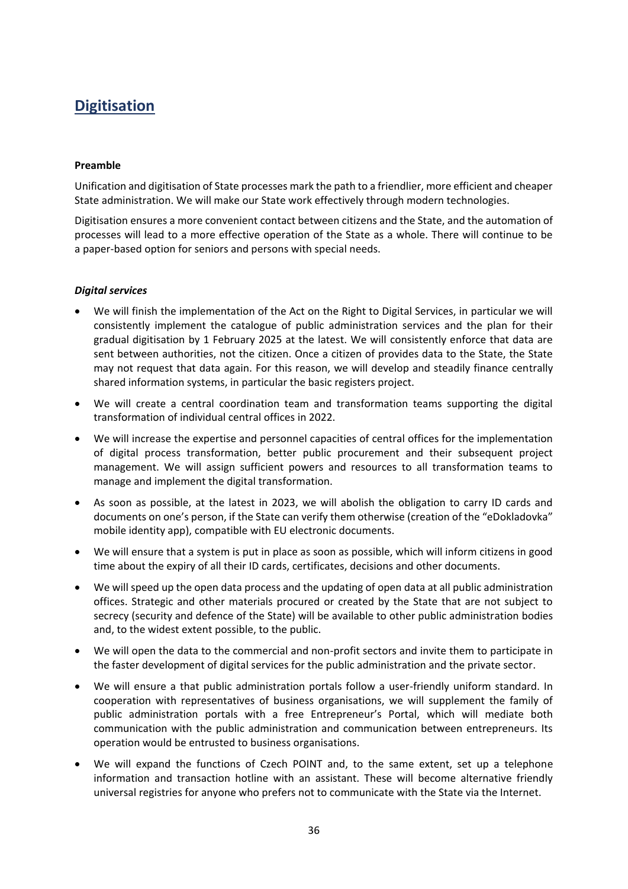# Digitisation

**Preamble**

Unification and digitisation of State processes mark the path to a friendlier, more efficient and cheaper State administration. We will make our State work effectively through modern technologies.

Digitisation ensures a more convenient contact between citizens and the State, and the automation of processes will lead to a more effective operation of the State as a whole. There will continue to be a paper-based option for seniors and persons with special needs.

***Digital services***

- We will finish the implementation of the Act on the Right to Digital Services, in particular we will consistently implement the catalogue of public administration services and the plan for their gradual digitisation by 1 February 2025 at the latest. We will consistently enforce that data are sent between authorities, not the citizen. Once a citizen of provides data to the State, the State may not request that data again. For this reason, we will develop and steadily finance centrally shared information systems, in particular the basic registers project.
- We will create a central coordination team and transformation teams supporting the digital transformation of individual central offices in 2022.
- We will increase the expertise and personnel capacities of central offices for the implementation of digital process transformation, better public procurement and their subsequent project management. We will assign sufficient powers and resources to all transformation teams to manage and implement the digital transformation.
- As soon as possible, at the latest in 2023, we will abolish the obligation to carry ID cards and documents on one's person, if the State can verify them otherwise (creation of the "eDokladovka" mobile identity app), compatible with EU electronic documents.
- We will ensure that a system is put in place as soon as possible, which will inform citizens in good time about the expiry of all their ID cards, certificates, decisions and other documents.
- We will speed up the open data process and the updating of open data at all public administration offices. Strategic and other materials procured or created by the State that are not subject to secrecy (security and defence of the State) will be available to other public administration bodies and, to the widest extent possible, to the public.
- We will open the data to the commercial and non-profit sectors and invite them to participate in the faster development of digital services for the public administration and the private sector.
- We will ensure a that public administration portals follow a user-friendly uniform standard. In cooperation with representatives of business organisations, we will supplement the family of public administration portals with a free Entrepreneur's Portal, which will mediate both communication with the public administration and communication between entrepreneurs. Its operation would be entrusted to business organisations.
- We will expand the functions of Czech POINT and, to the same extent, set up a telephone information and transaction hotline with an assistant. These will become alternative friendly universal registries for anyone who prefers not to communicate with the State via the Internet.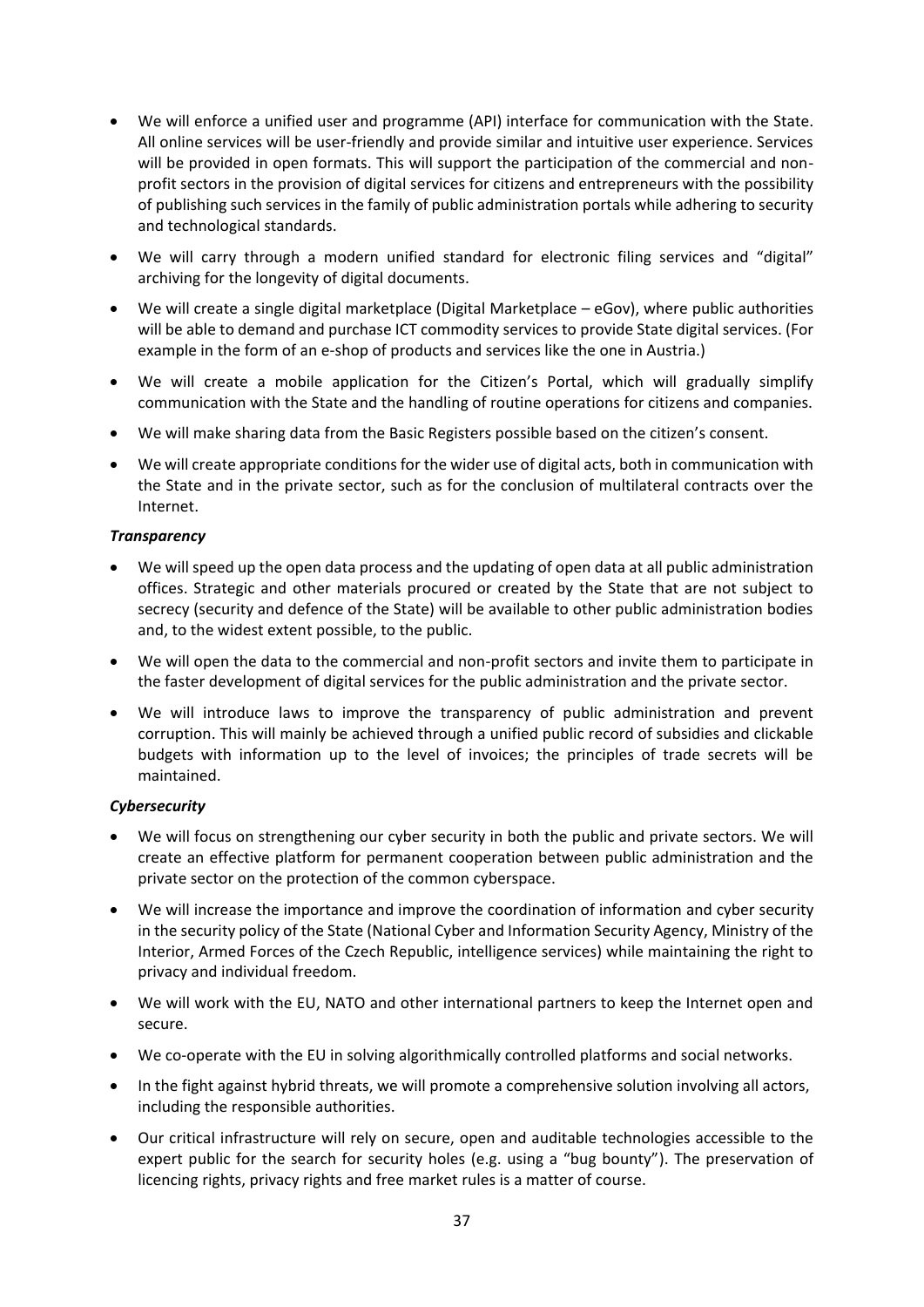- We will enforce a unified user and programme (API) interface for communication with the State. All online services will be user-friendly and provide similar and intuitive user experience. Services will be provided in open formats. This will support the participation of the commercial and non-profit sectors in the provision of digital services for citizens and entrepreneurs with the possibility of publishing such services in the family of public administration portals while adhering to security and technological standards.
- We will carry through a modern unified standard for electronic filing services and "digital" archiving for the longevity of digital documents.
- We will create a single digital marketplace (Digital Marketplace – eGov), where public authorities will be able to demand and purchase ICT commodity services to provide State digital services. (For example in the form of an e-shop of products and services like the one in Austria.)
- We will create a mobile application for the Citizen's Portal, which will gradually simplify communication with the State and the handling of routine operations for citizens and companies.
- We will make sharing data from the Basic Registers possible based on the citizen's consent.
- We will create appropriate conditions for the wider use of digital acts, both in communication with the State and in the private sector, such as for the conclusion of multilateral contracts over the Internet.

***Transparency***

- We will speed up the open data process and the updating of open data at all public administration offices. Strategic and other materials procured or created by the State that are not subject to secrecy (security and defence of the State) will be available to other public administration bodies and, to the widest extent possible, to the public.
- We will open the data to the commercial and non-profit sectors and invite them to participate in the faster development of digital services for the public administration and the private sector.
- We will introduce laws to improve the transparency of public administration and prevent corruption. This will mainly be achieved through a unified public record of subsidies and clickable budgets with information up to the level of invoices; the principles of trade secrets will be maintained.

***Cybersecurity***

- We will focus on strengthening our cyber security in both the public and private sectors. We will create an effective platform for permanent cooperation between public administration and the private sector on the protection of the common cyberspace.
- We will increase the importance and improve the coordination of information and cyber security in the security policy of the State (National Cyber and Information Security Agency, Ministry of the Interior, Armed Forces of the Czech Republic, intelligence services) while maintaining the right to privacy and individual freedom.
- We will work with the EU, NATO and other international partners to keep the Internet open and secure.
- We co-operate with the EU in solving algorithmically controlled platforms and social networks.
- In the fight against hybrid threats, we will promote a comprehensive solution involving all actors, including the responsible authorities.
- Our critical infrastructure will rely on secure, open and auditable technologies accessible to the expert public for the search for security holes (e.g. using a "bug bounty"). The preservation of licencing rights, privacy rights and free market rules is a matter of course.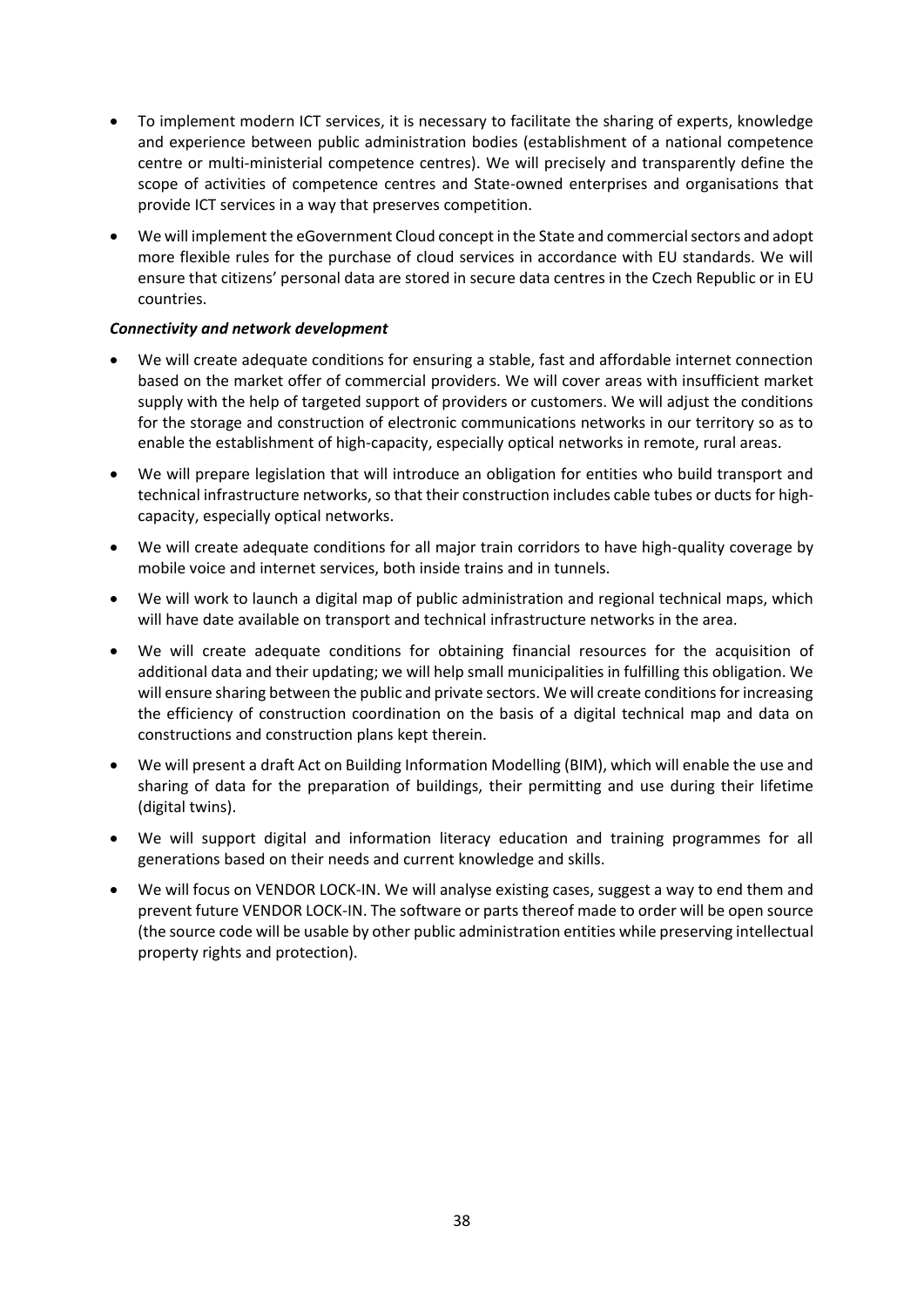- To implement modern ICT services, it is necessary to facilitate the sharing of experts, knowledge and experience between public administration bodies (establishment of a national competence centre or multi-ministerial competence centres). We will precisely and transparently define the scope of activities of competence centres and State-owned enterprises and organisations that provide ICT services in a way that preserves competition.
- We will implement the eGovernment Cloud concept in the State and commercial sectors and adopt more flexible rules for the purchase of cloud services in accordance with EU standards. We will ensure that citizens' personal data are stored in secure data centres in the Czech Republic or in EU countries.

***Connectivity and network development***

- We will create adequate conditions for ensuring a stable, fast and affordable internet connection based on the market offer of commercial providers. We will cover areas with insufficient market supply with the help of targeted support of providers or customers. We will adjust the conditions for the storage and construction of electronic communications networks in our territory so as to enable the establishment of high-capacity, especially optical networks in remote, rural areas.
- We will prepare legislation that will introduce an obligation for entities who build transport and technical infrastructure networks, so that their construction includes cable tubes or ducts for high-capacity, especially optical networks.
- We will create adequate conditions for all major train corridors to have high-quality coverage by mobile voice and internet services, both inside trains and in tunnels.
- We will work to launch a digital map of public administration and regional technical maps, which will have date available on transport and technical infrastructure networks in the area.
- We will create adequate conditions for obtaining financial resources for the acquisition of additional data and their updating; we will help small municipalities in fulfilling this obligation. We will ensure sharing between the public and private sectors. We will create conditions for increasing the efficiency of construction coordination on the basis of a digital technical map and data on constructions and construction plans kept therein.
- We will present a draft Act on Building Information Modelling (BIM), which will enable the use and sharing of data for the preparation of buildings, their permitting and use during their lifetime (digital twins).
- We will support digital and information literacy education and training programmes for all generations based on their needs and current knowledge and skills.
- We will focus on VENDOR LOCK-IN. We will analyse existing cases, suggest a way to end them and prevent future VENDOR LOCK-IN. The software or parts thereof made to order will be open source (the source code will be usable by other public administration entities while preserving intellectual property rights and protection).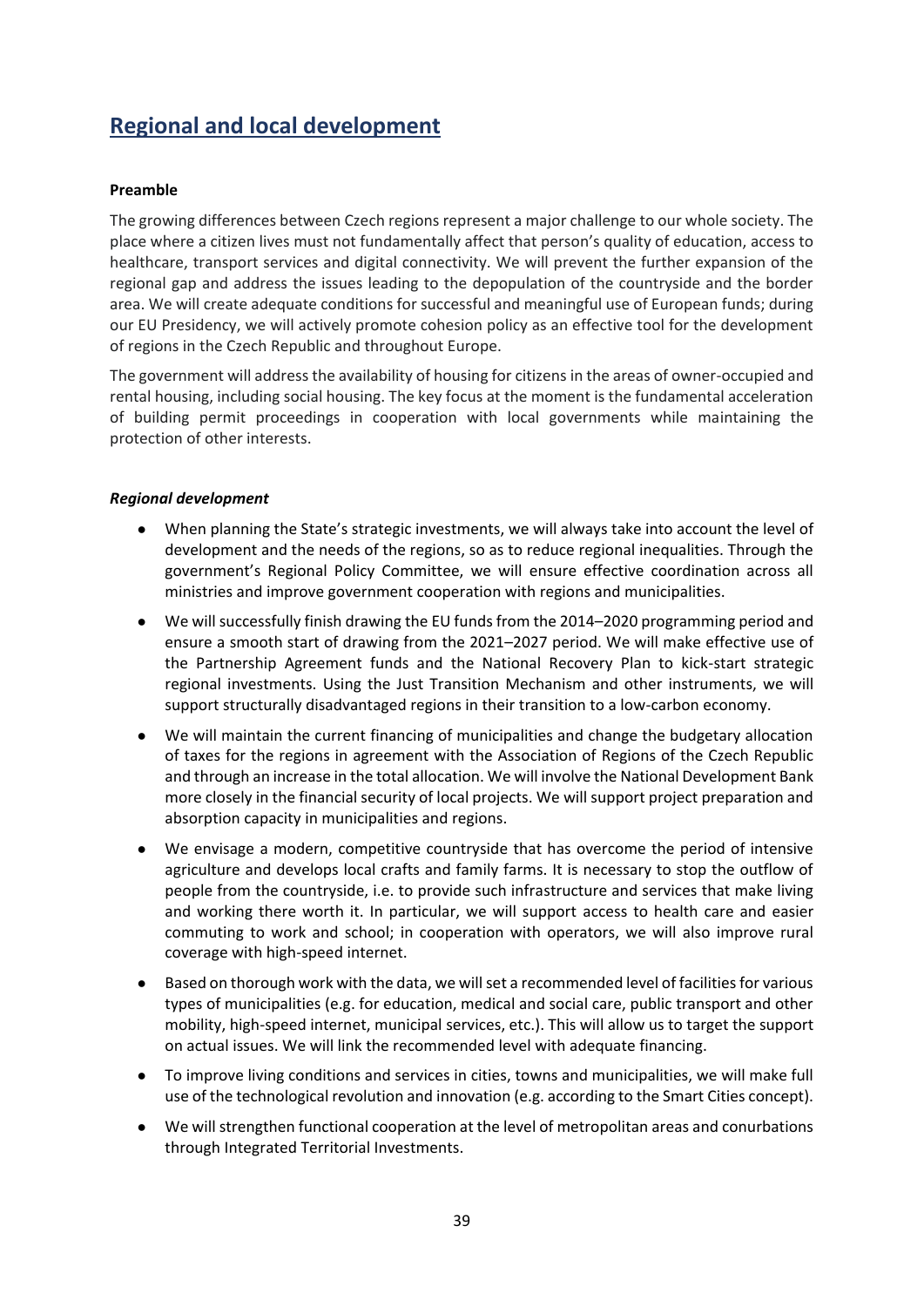# Regional and local development

**Preamble**

The growing differences between Czech regions represent a major challenge to our whole society. The place where a citizen lives must not fundamentally affect that person's quality of education, access to healthcare, transport services and digital connectivity. We will prevent the further expansion of the regional gap and address the issues leading to the depopulation of the countryside and the border area. We will create adequate conditions for successful and meaningful use of European funds; during our EU Presidency, we will actively promote cohesion policy as an effective tool for the development of regions in the Czech Republic and throughout Europe.

The government will address the availability of housing for citizens in the areas of owner-occupied and rental housing, including social housing. The key focus at the moment is the fundamental acceleration of building permit proceedings in cooperation with local governments while maintaining the protection of other interests.

***Regional development***

- When planning the State's strategic investments, we will always take into account the level of development and the needs of the regions, so as to reduce regional inequalities. Through the government's Regional Policy Committee, we will ensure effective coordination across all ministries and improve government cooperation with regions and municipalities.
- We will successfully finish drawing the EU funds from the 2014–2020 programming period and ensure a smooth start of drawing from the 2021–2027 period. We will make effective use of the Partnership Agreement funds and the National Recovery Plan to kick-start strategic regional investments. Using the Just Transition Mechanism and other instruments, we will support structurally disadvantaged regions in their transition to a low-carbon economy.
- We will maintain the current financing of municipalities and change the budgetary allocation of taxes for the regions in agreement with the Association of Regions of the Czech Republic and through an increase in the total allocation. We will involve the National Development Bank more closely in the financial security of local projects. We will support project preparation and absorption capacity in municipalities and regions.
- We envisage a modern, competitive countryside that has overcome the period of intensive agriculture and develops local crafts and family farms. It is necessary to stop the outflow of people from the countryside, i.e. to provide such infrastructure and services that make living and working there worth it. In particular, we will support access to health care and easier commuting to work and school; in cooperation with operators, we will also improve rural coverage with high-speed internet.
- Based on thorough work with the data, we will set a recommended level of facilities for various types of municipalities (e.g. for education, medical and social care, public transport and other mobility, high-speed internet, municipal services, etc.). This will allow us to target the support on actual issues. We will link the recommended level with adequate financing.
- To improve living conditions and services in cities, towns and municipalities, we will make full use of the technological revolution and innovation (e.g. according to the Smart Cities concept).
- We will strengthen functional cooperation at the level of metropolitan areas and conurbations through Integrated Territorial Investments.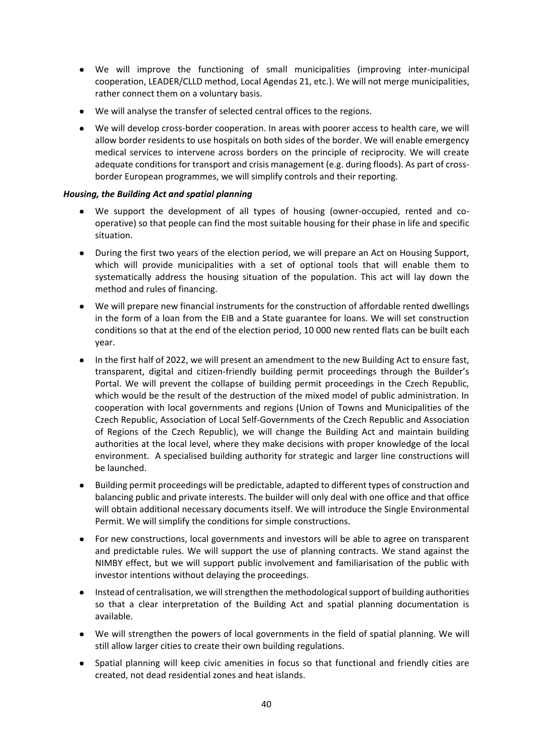- We will improve the functioning of small municipalities (improving inter-municipal cooperation, LEADER/CLLD method, Local Agendas 21, etc.). We will not merge municipalities, rather connect them on a voluntary basis.
- We will analyse the transfer of selected central offices to the regions.
- We will develop cross-border cooperation. In areas with poorer access to health care, we will allow border residents to use hospitals on both sides of the border. We will enable emergency medical services to intervene across borders on the principle of reciprocity. We will create adequate conditions for transport and crisis management (e.g. during floods). As part of cross-border European programmes, we will simplify controls and their reporting.

***Housing, the Building Act and spatial planning***

- We support the development of all types of housing (owner-occupied, rented and co-operative) so that people can find the most suitable housing for their phase in life and specific situation.
- During the first two years of the election period, we will prepare an Act on Housing Support, which will provide municipalities with a set of optional tools that will enable them to systematically address the housing situation of the population. This act will lay down the method and rules of financing.
- We will prepare new financial instruments for the construction of affordable rented dwellings in the form of a loan from the EIB and a State guarantee for loans. We will set construction conditions so that at the end of the election period, 10 000 new rented flats can be built each year.
- In the first half of 2022, we will present an amendment to the new Building Act to ensure fast, transparent, digital and citizen-friendly building permit proceedings through the Builder's Portal. We will prevent the collapse of building permit proceedings in the Czech Republic, which would be the result of the destruction of the mixed model of public administration. In cooperation with local governments and regions (Union of Towns and Municipalities of the Czech Republic, Association of Local Self-Governments of the Czech Republic and Association of Regions of the Czech Republic), we will change the Building Act and maintain building authorities at the local level, where they make decisions with proper knowledge of the local environment. A specialised building authority for strategic and larger line constructions will be launched.
- Building permit proceedings will be predictable, adapted to different types of construction and balancing public and private interests. The builder will only deal with one office and that office will obtain additional necessary documents itself. We will introduce the Single Environmental Permit. We will simplify the conditions for simple constructions.
- For new constructions, local governments and investors will be able to agree on transparent and predictable rules. We will support the use of planning contracts. We stand against the NIMBY effect, but we will support public involvement and familiarisation of the public with investor intentions without delaying the proceedings.
- Instead of centralisation, we will strengthen the methodological support of building authorities so that a clear interpretation of the Building Act and spatial planning documentation is available.
- We will strengthen the powers of local governments in the field of spatial planning. We will still allow larger cities to create their own building regulations.
- Spatial planning will keep civic amenities in focus so that functional and friendly cities are created, not dead residential zones and heat islands.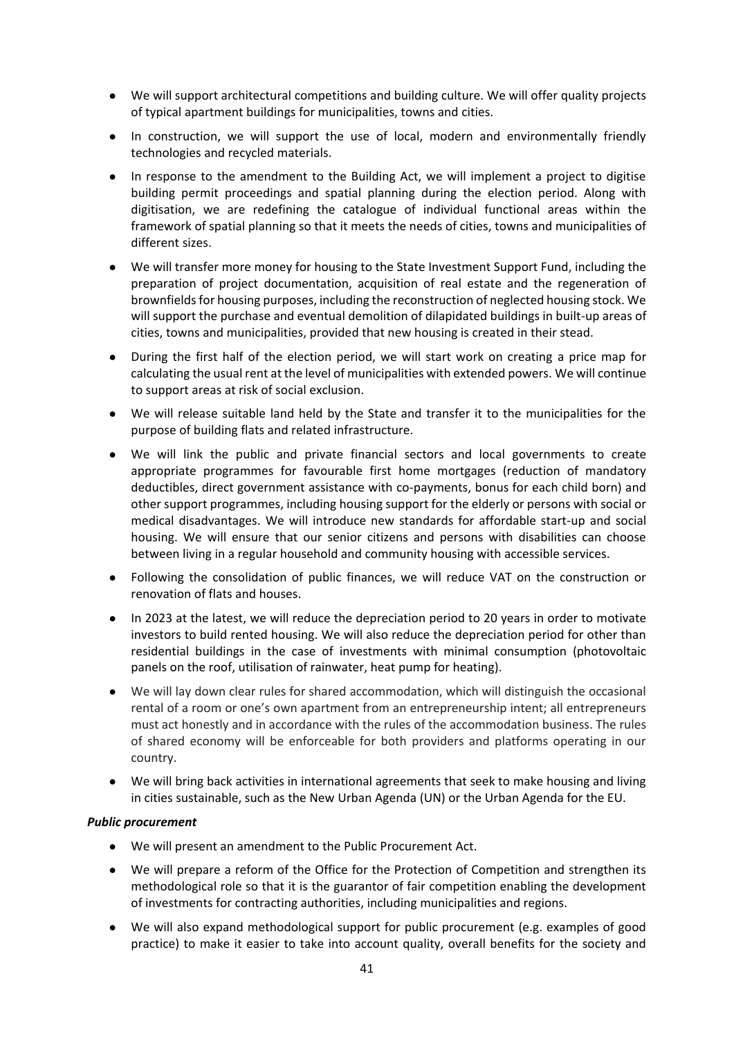- We will support architectural competitions and building culture. We will offer quality projects of typical apartment buildings for municipalities, towns and cities.
- In construction, we will support the use of local, modern and environmentally friendly technologies and recycled materials.
- In response to the amendment to the Building Act, we will implement a project to digitise building permit proceedings and spatial planning during the election period. Along with digitisation, we are redefining the catalogue of individual functional areas within the framework of spatial planning so that it meets the needs of cities, towns and municipalities of different sizes.
- We will transfer more money for housing to the State Investment Support Fund, including the preparation of project documentation, acquisition of real estate and the regeneration of brownfields for housing purposes, including the reconstruction of neglected housing stock. We will support the purchase and eventual demolition of dilapidated buildings in built-up areas of cities, towns and municipalities, provided that new housing is created in their stead.
- During the first half of the election period, we will start work on creating a price map for calculating the usual rent at the level of municipalities with extended powers. We will continue to support areas at risk of social exclusion.
- We will release suitable land held by the State and transfer it to the municipalities for the purpose of building flats and related infrastructure.
- We will link the public and private financial sectors and local governments to create appropriate programmes for favourable first home mortgages (reduction of mandatory deductibles, direct government assistance with co-payments, bonus for each child born) and other support programmes, including housing support for the elderly or persons with social or medical disadvantages. We will introduce new standards for affordable start-up and social housing. We will ensure that our senior citizens and persons with disabilities can choose between living in a regular household and community housing with accessible services.
- Following the consolidation of public finances, we will reduce VAT on the construction or renovation of flats and houses.
- In 2023 at the latest, we will reduce the depreciation period to 20 years in order to motivate investors to build rented housing. We will also reduce the depreciation period for other than residential buildings in the case of investments with minimal consumption (photovoltaic panels on the roof, utilisation of rainwater, heat pump for heating).
- We will lay down clear rules for shared accommodation, which will distinguish the occasional rental of a room or one's own apartment from an entrepreneurship intent; all entrepreneurs must act honestly and in accordance with the rules of the accommodation business. The rules of shared economy will be enforceable for both providers and platforms operating in our country.
- We will bring back activities in international agreements that seek to make housing and living in cities sustainable, such as the New Urban Agenda (UN) or the Urban Agenda for the EU.

***Public procurement***

- We will present an amendment to the Public Procurement Act.
- We will prepare a reform of the Office for the Protection of Competition and strengthen its methodological role so that it is the guarantor of fair competition enabling the development of investments for contracting authorities, including municipalities and regions.
- We will also expand methodological support for public procurement (e.g. examples of good practice) to make it easier to take into account quality, overall benefits for the society and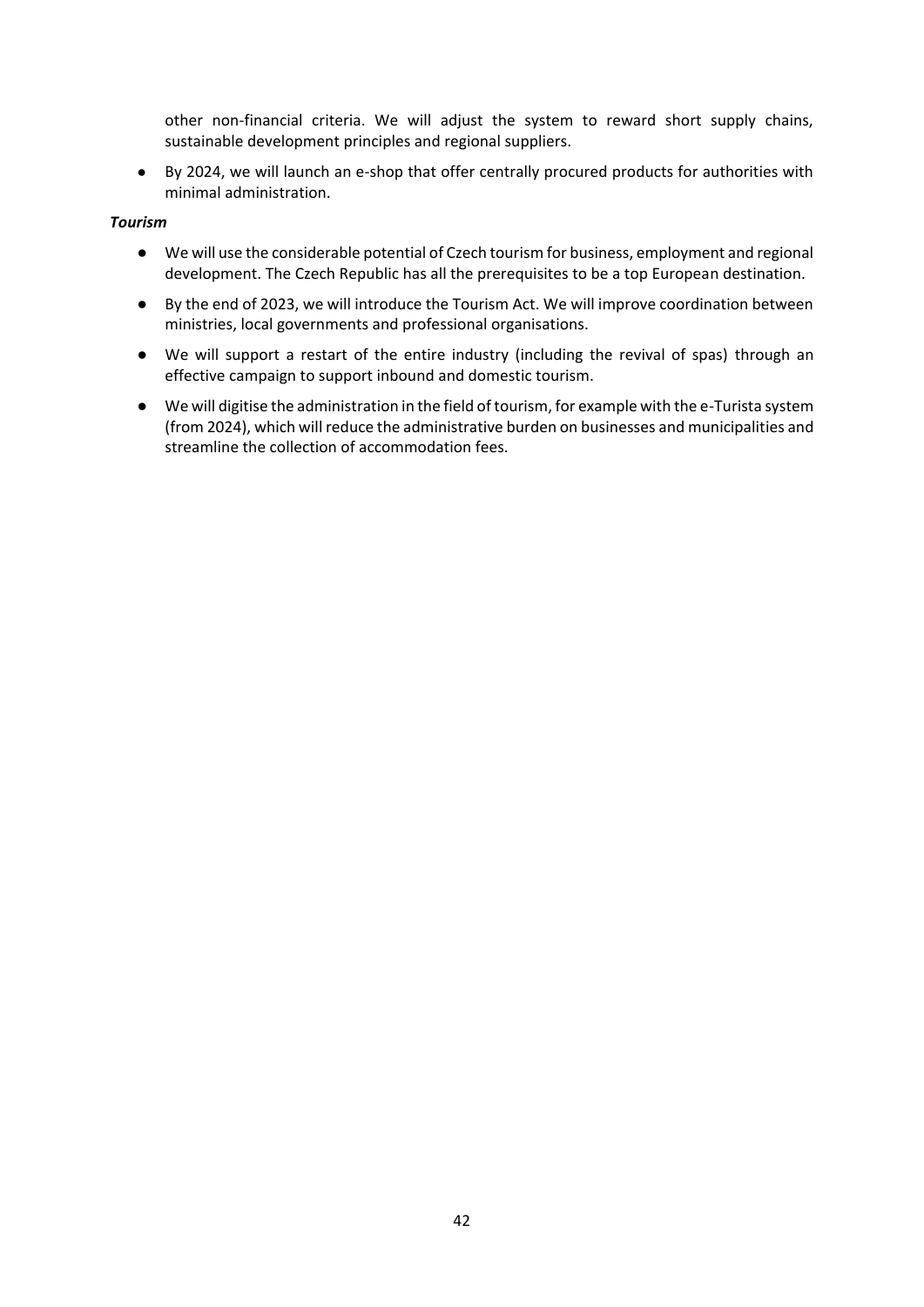other non-financial criteria. We will adjust the system to reward short supply chains, sustainable development principles and regional suppliers.

- By 2024, we will launch an e-shop that offer centrally procured products for authorities with minimal administration.

***Tourism***

- We will use the considerable potential of Czech tourism for business, employment and regional development. The Czech Republic has all the prerequisites to be a top European destination.
- By the end of 2023, we will introduce the Tourism Act. We will improve coordination between ministries, local governments and professional organisations.
- We will support a restart of the entire industry (including the revival of spas) through an effective campaign to support inbound and domestic tourism.
- We will digitise the administration in the field of tourism, for example with the e-Turista system (from 2024), which will reduce the administrative burden on businesses and municipalities and streamline the collection of accommodation fees.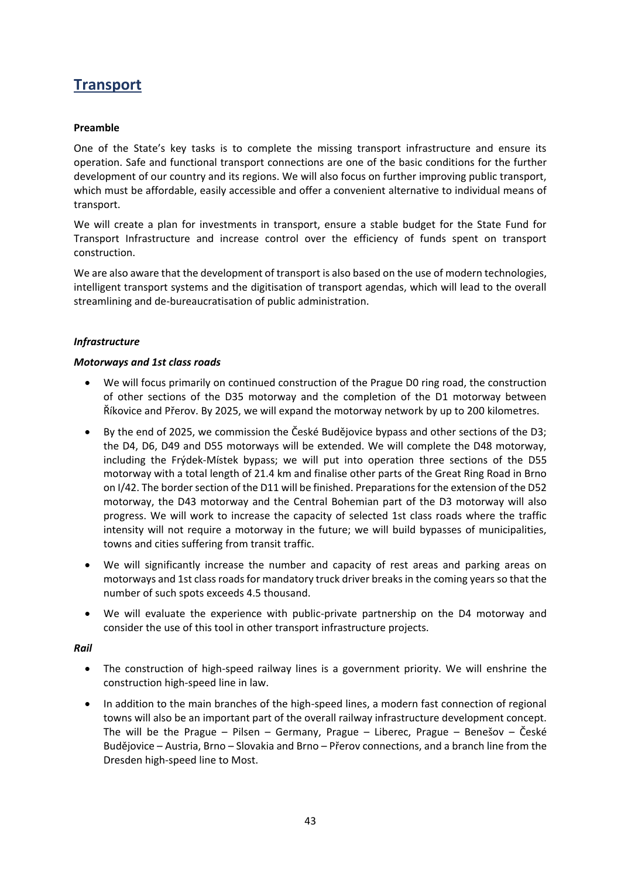## Transport

**Preamble**

One of the State's key tasks is to complete the missing transport infrastructure and ensure its operation. Safe and functional transport connections are one of the basic conditions for the further development of our country and its regions. We will also focus on further improving public transport, which must be affordable, easily accessible and offer a convenient alternative to individual means of transport.

We will create a plan for investments in transport, ensure a stable budget for the State Fund for Transport Infrastructure and increase control over the efficiency of funds spent on transport construction.

We are also aware that the development of transport is also based on the use of modern technologies, intelligent transport systems and the digitisation of transport agendas, which will lead to the overall streamlining and de-bureaucratisation of public administration.

***Infrastructure***

***Motorways and 1st class roads***

- We will focus primarily on continued construction of the Prague D0 ring road, the construction of other sections of the D35 motorway and the completion of the D1 motorway between Říkovice and Přerov. By 2025, we will expand the motorway network by up to 200 kilometres.
- By the end of 2025, we commission the České Budějovice bypass and other sections of the D3; the D4, D6, D49 and D55 motorways will be extended. We will complete the D48 motorway, including the Frýdek-Místek bypass; we will put into operation three sections of the D55 motorway with a total length of 21.4 km and finalise other parts of the Great Ring Road in Brno on I/42. The border section of the D11 will be finished. Preparations for the extension of the D52 motorway, the D43 motorway and the Central Bohemian part of the D3 motorway will also progress. We will work to increase the capacity of selected 1st class roads where the traffic intensity will not require a motorway in the future; we will build bypasses of municipalities, towns and cities suffering from transit traffic.
- We will significantly increase the number and capacity of rest areas and parking areas on motorways and 1st class roads for mandatory truck driver breaks in the coming years so that the number of such spots exceeds 4.5 thousand.
- We will evaluate the experience with public-private partnership on the D4 motorway and consider the use of this tool in other transport infrastructure projects.

***Rail***

- The construction of high-speed railway lines is a government priority. We will enshrine the construction high-speed line in law.
- In addition to the main branches of the high-speed lines, a modern fast connection of regional towns will also be an important part of the overall railway infrastructure development concept. The will be the Prague – Pilsen – Germany, Prague – Liberec, Prague – Benešov – České Budějovice – Austria, Brno – Slovakia and Brno – Přerov connections, and a branch line from the Dresden high-speed line to Most.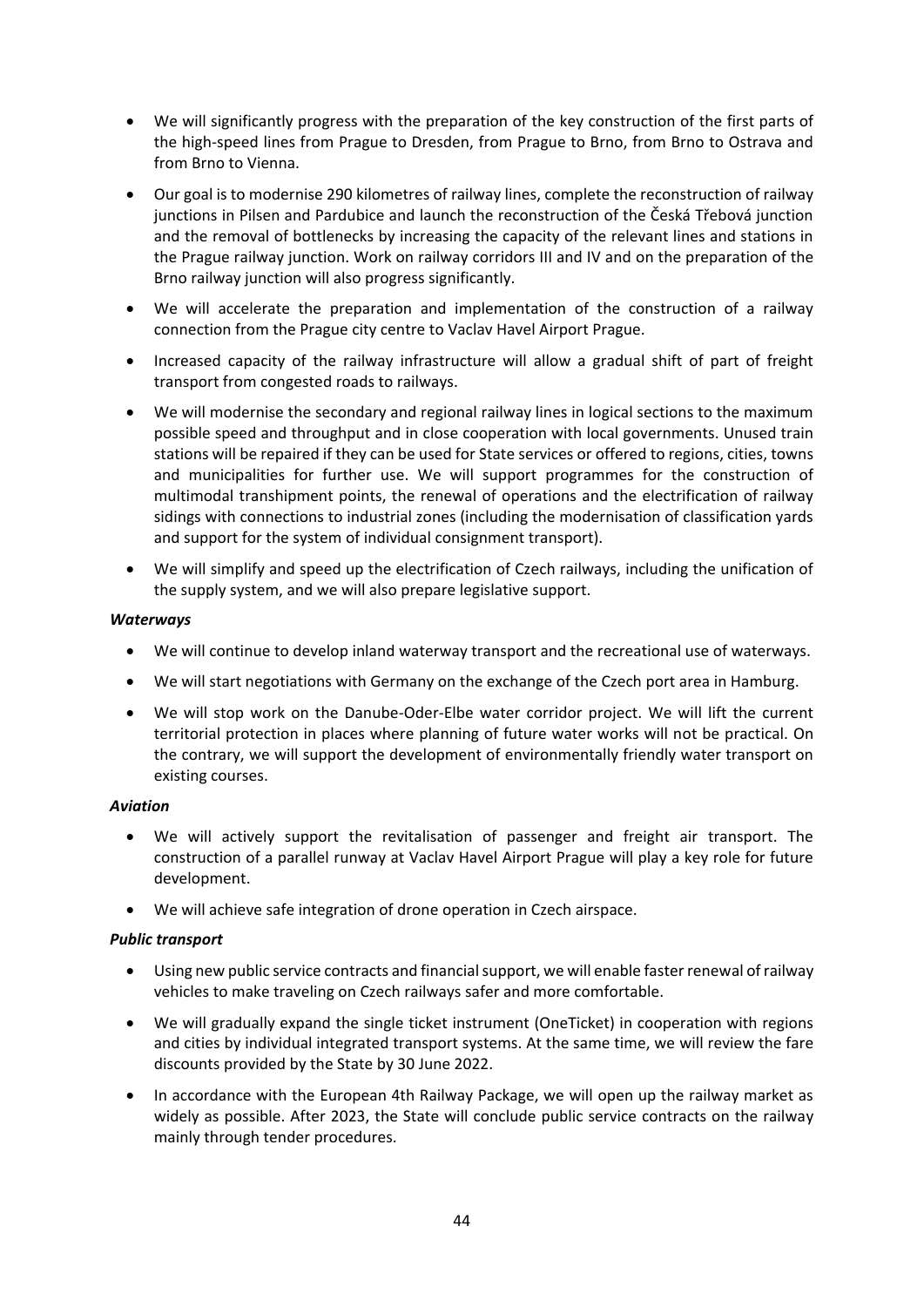- We will significantly progress with the preparation of the key construction of the first parts of the high-speed lines from Prague to Dresden, from Prague to Brno, from Brno to Ostrava and from Brno to Vienna.
- Our goal is to modernise 290 kilometres of railway lines, complete the reconstruction of railway junctions in Pilsen and Pardubice and launch the reconstruction of the Česká Třebová junction and the removal of bottlenecks by increasing the capacity of the relevant lines and stations in the Prague railway junction. Work on railway corridors III and IV and on the preparation of the Brno railway junction will also progress significantly.
- We will accelerate the preparation and implementation of the construction of a railway connection from the Prague city centre to Vaclav Havel Airport Prague.
- Increased capacity of the railway infrastructure will allow a gradual shift of part of freight transport from congested roads to railways.
- We will modernise the secondary and regional railway lines in logical sections to the maximum possible speed and throughput and in close cooperation with local governments. Unused train stations will be repaired if they can be used for State services or offered to regions, cities, towns and municipalities for further use. We will support programmes for the construction of multimodal transhipment points, the renewal of operations and the electrification of railway sidings with connections to industrial zones (including the modernisation of classification yards and support for the system of individual consignment transport).
- We will simplify and speed up the electrification of Czech railways, including the unification of the supply system, and we will also prepare legislative support.

***Waterways***

- We will continue to develop inland waterway transport and the recreational use of waterways.
- We will start negotiations with Germany on the exchange of the Czech port area in Hamburg.
- We will stop work on the Danube-Oder-Elbe water corridor project. We will lift the current territorial protection in places where planning of future water works will not be practical. On the contrary, we will support the development of environmentally friendly water transport on existing courses.

***Aviation***

- We will actively support the revitalisation of passenger and freight air transport. The construction of a parallel runway at Vaclav Havel Airport Prague will play a key role for future development.
- We will achieve safe integration of drone operation in Czech airspace.

***Public transport***

- Using new public service contracts and financial support, we will enable faster renewal of railway vehicles to make traveling on Czech railways safer and more comfortable.
- We will gradually expand the single ticket instrument (OneTicket) in cooperation with regions and cities by individual integrated transport systems. At the same time, we will review the fare discounts provided by the State by 30 June 2022.
- In accordance with the European 4th Railway Package, we will open up the railway market as widely as possible. After 2023, the State will conclude public service contracts on the railway mainly through tender procedures.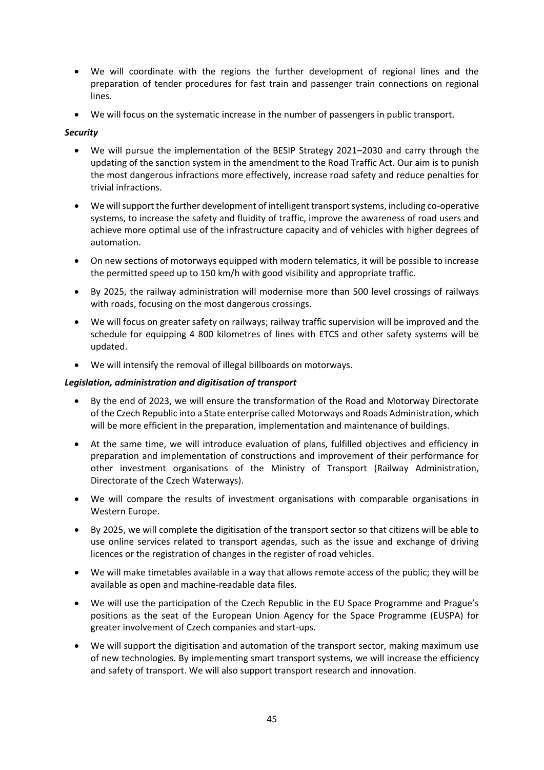- We will coordinate with the regions the further development of regional lines and the preparation of tender procedures for fast train and passenger train connections on regional lines.
- We will focus on the systematic increase in the number of passengers in public transport.

***Security***

- We will pursue the implementation of the BESIP Strategy 2021–2030 and carry through the updating of the sanction system in the amendment to the Road Traffic Act. Our aim is to punish the most dangerous infractions more effectively, increase road safety and reduce penalties for trivial infractions.
- We will support the further development of intelligent transport systems, including co-operative systems, to increase the safety and fluidity of traffic, improve the awareness of road users and achieve more optimal use of the infrastructure capacity and of vehicles with higher degrees of automation.
- On new sections of motorways equipped with modern telematics, it will be possible to increase the permitted speed up to 150 km/h with good visibility and appropriate traffic.
- By 2025, the railway administration will modernise more than 500 level crossings of railways with roads, focusing on the most dangerous crossings.
- We will focus on greater safety on railways; railway traffic supervision will be improved and the schedule for equipping 4 800 kilometres of lines with ETCS and other safety systems will be updated.
- We will intensify the removal of illegal billboards on motorways.

***Legislation, administration and digitisation of transport***

- By the end of 2023, we will ensure the transformation of the Road and Motorway Directorate of the Czech Republic into a State enterprise called Motorways and Roads Administration, which will be more efficient in the preparation, implementation and maintenance of buildings.
- At the same time, we will introduce evaluation of plans, fulfilled objectives and efficiency in preparation and implementation of constructions and improvement of their performance for other investment organisations of the Ministry of Transport (Railway Administration, Directorate of the Czech Waterways).
- We will compare the results of investment organisations with comparable organisations in Western Europe.
- By 2025, we will complete the digitisation of the transport sector so that citizens will be able to use online services related to transport agendas, such as the issue and exchange of driving licences or the registration of changes in the register of road vehicles.
- We will make timetables available in a way that allows remote access of the public; they will be available as open and machine-readable data files.
- We will use the participation of the Czech Republic in the EU Space Programme and Prague's positions as the seat of the European Union Agency for the Space Programme (EUSPA) for greater involvement of Czech companies and start-ups.
- We will support the digitisation and automation of the transport sector, making maximum use of new technologies. By implementing smart transport systems, we will increase the efficiency and safety of transport. We will also support transport research and innovation.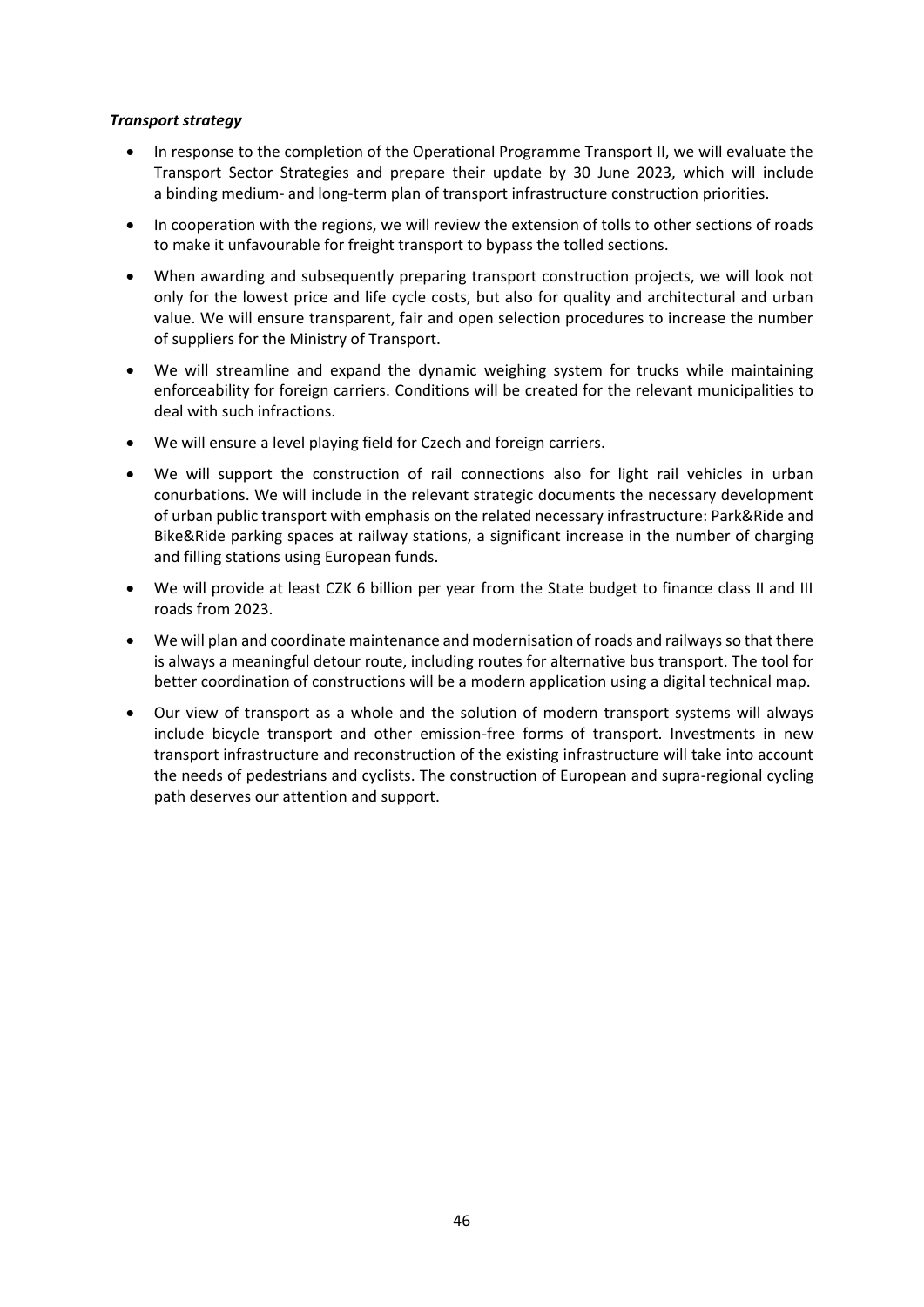***Transport strategy***

- In response to the completion of the Operational Programme Transport II, we will evaluate the Transport Sector Strategies and prepare their update by 30 June 2023, which will include a binding medium- and long-term plan of transport infrastructure construction priorities.
- In cooperation with the regions, we will review the extension of tolls to other sections of roads to make it unfavourable for freight transport to bypass the tolled sections.
- When awarding and subsequently preparing transport construction projects, we will look not only for the lowest price and life cycle costs, but also for quality and architectural and urban value. We will ensure transparent, fair and open selection procedures to increase the number of suppliers for the Ministry of Transport.
- We will streamline and expand the dynamic weighing system for trucks while maintaining enforceability for foreign carriers. Conditions will be created for the relevant municipalities to deal with such infractions.
- We will ensure a level playing field for Czech and foreign carriers.
- We will support the construction of rail connections also for light rail vehicles in urban conurbations. We will include in the relevant strategic documents the necessary development of urban public transport with emphasis on the related necessary infrastructure: Park&Ride and Bike&Ride parking spaces at railway stations, a significant increase in the number of charging and filling stations using European funds.
- We will provide at least CZK 6 billion per year from the State budget to finance class II and III roads from 2023.
- We will plan and coordinate maintenance and modernisation of roads and railways so that there is always a meaningful detour route, including routes for alternative bus transport. The tool for better coordination of constructions will be a modern application using a digital technical map.
- Our view of transport as a whole and the solution of modern transport systems will always include bicycle transport and other emission-free forms of transport. Investments in new transport infrastructure and reconstruction of the existing infrastructure will take into account the needs of pedestrians and cyclists. The construction of European and supra-regional cycling path deserves our attention and support.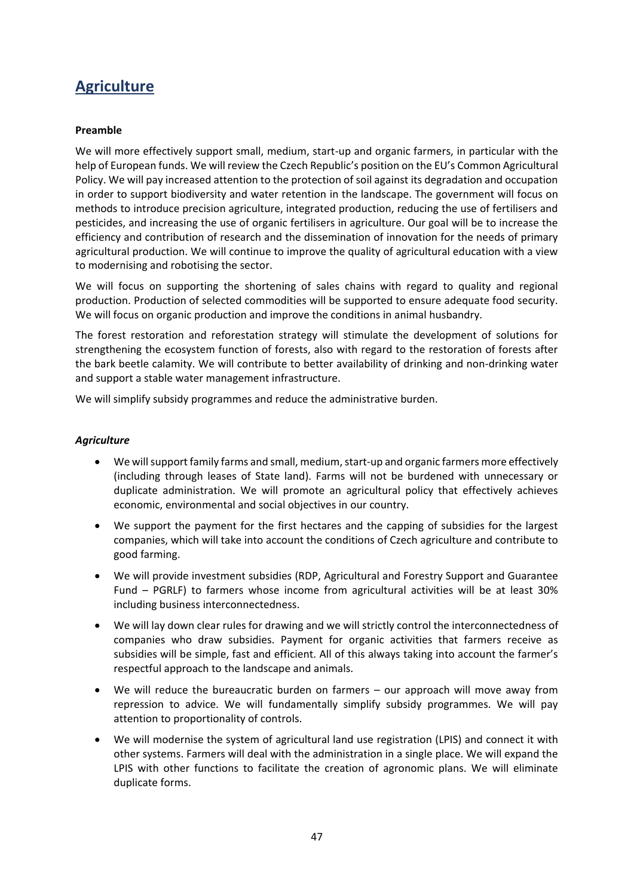## Agriculture

**Preamble**

We will more effectively support small, medium, start-up and organic farmers, in particular with the help of European funds. We will review the Czech Republic's position on the EU's Common Agricultural Policy. We will pay increased attention to the protection of soil against its degradation and occupation in order to support biodiversity and water retention in the landscape. The government will focus on methods to introduce precision agriculture, integrated production, reducing the use of fertilisers and pesticides, and increasing the use of organic fertilisers in agriculture. Our goal will be to increase the efficiency and contribution of research and the dissemination of innovation for the needs of primary agricultural production. We will continue to improve the quality of agricultural education with a view to modernising and robotising the sector.

We will focus on supporting the shortening of sales chains with regard to quality and regional production. Production of selected commodities will be supported to ensure adequate food security. We will focus on organic production and improve the conditions in animal husbandry.

The forest restoration and reforestation strategy will stimulate the development of solutions for strengthening the ecosystem function of forests, also with regard to the restoration of forests after the bark beetle calamity. We will contribute to better availability of drinking and non-drinking water and support a stable water management infrastructure.

We will simplify subsidy programmes and reduce the administrative burden.

***Agriculture***

- We will support family farms and small, medium, start-up and organic farmers more effectively (including through leases of State land). Farms will not be burdened with unnecessary or duplicate administration. We will promote an agricultural policy that effectively achieves economic, environmental and social objectives in our country.
- We support the payment for the first hectares and the capping of subsidies for the largest companies, which will take into account the conditions of Czech agriculture and contribute to good farming.
- We will provide investment subsidies (RDP, Agricultural and Forestry Support and Guarantee Fund – PGRLF) to farmers whose income from agricultural activities will be at least 30% including business interconnectedness.
- We will lay down clear rules for drawing and we will strictly control the interconnectedness of companies who draw subsidies. Payment for organic activities that farmers receive as subsidies will be simple, fast and efficient. All of this always taking into account the farmer's respectful approach to the landscape and animals.
- We will reduce the bureaucratic burden on farmers – our approach will move away from repression to advice. We will fundamentally simplify subsidy programmes. We will pay attention to proportionality of controls.
- We will modernise the system of agricultural land use registration (LPIS) and connect it with other systems. Farmers will deal with the administration in a single place. We will expand the LPIS with other functions to facilitate the creation of agronomic plans. We will eliminate duplicate forms.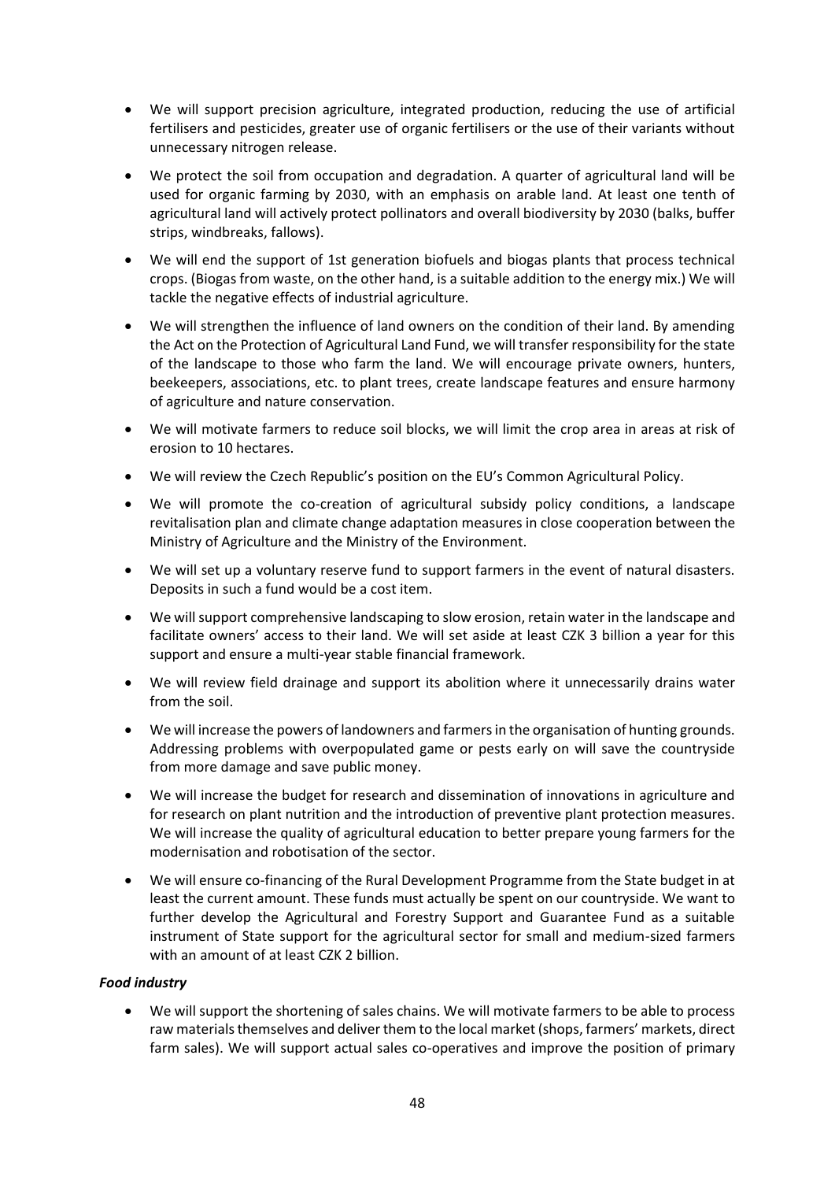- We will support precision agriculture, integrated production, reducing the use of artificial fertilisers and pesticides, greater use of organic fertilisers or the use of their variants without unnecessary nitrogen release.
- We protect the soil from occupation and degradation. A quarter of agricultural land will be used for organic farming by 2030, with an emphasis on arable land. At least one tenth of agricultural land will actively protect pollinators and overall biodiversity by 2030 (balks, buffer strips, windbreaks, fallows).
- We will end the support of 1st generation biofuels and biogas plants that process technical crops. (Biogas from waste, on the other hand, is a suitable addition to the energy mix.) We will tackle the negative effects of industrial agriculture.
- We will strengthen the influence of land owners on the condition of their land. By amending the Act on the Protection of Agricultural Land Fund, we will transfer responsibility for the state of the landscape to those who farm the land. We will encourage private owners, hunters, beekeepers, associations, etc. to plant trees, create landscape features and ensure harmony of agriculture and nature conservation.
- We will motivate farmers to reduce soil blocks, we will limit the crop area in areas at risk of erosion to 10 hectares.
- We will review the Czech Republic's position on the EU's Common Agricultural Policy.
- We will promote the co-creation of agricultural subsidy policy conditions, a landscape revitalisation plan and climate change adaptation measures in close cooperation between the Ministry of Agriculture and the Ministry of the Environment.
- We will set up a voluntary reserve fund to support farmers in the event of natural disasters. Deposits in such a fund would be a cost item.
- We will support comprehensive landscaping to slow erosion, retain water in the landscape and facilitate owners' access to their land. We will set aside at least CZK 3 billion a year for this support and ensure a multi-year stable financial framework.
- We will review field drainage and support its abolition where it unnecessarily drains water from the soil.
- We will increase the powers of landowners and farmers in the organisation of hunting grounds. Addressing problems with overpopulated game or pests early on will save the countryside from more damage and save public money.
- We will increase the budget for research and dissemination of innovations in agriculture and for research on plant nutrition and the introduction of preventive plant protection measures. We will increase the quality of agricultural education to better prepare young farmers for the modernisation and robotisation of the sector.
- We will ensure co-financing of the Rural Development Programme from the State budget in at least the current amount. These funds must actually be spent on our countryside. We want to further develop the Agricultural and Forestry Support and Guarantee Fund as a suitable instrument of State support for the agricultural sector for small and medium-sized farmers with an amount of at least CZK 2 billion.

***Food industry***

- We will support the shortening of sales chains. We will motivate farmers to be able to process raw materials themselves and deliver them to the local market (shops, farmers' markets, direct farm sales). We will support actual sales co-operatives and improve the position of primary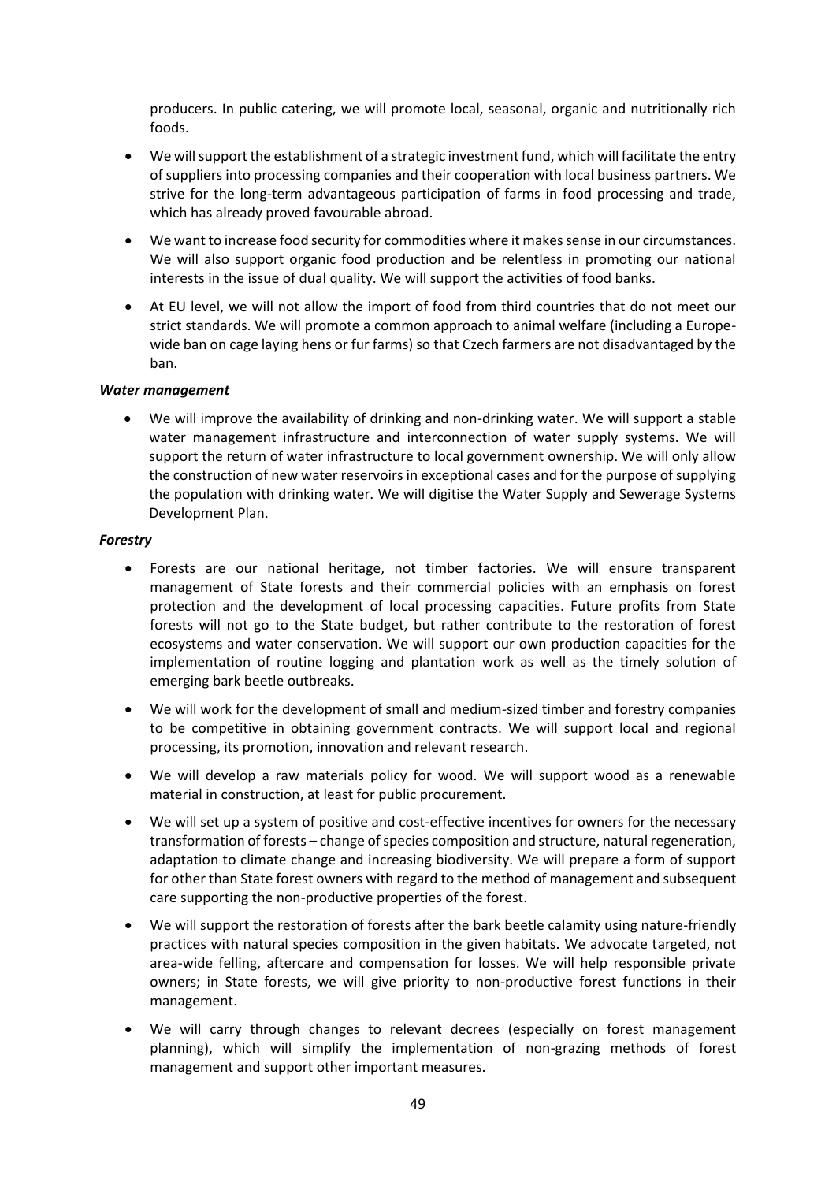producers. In public catering, we will promote local, seasonal, organic and nutritionally rich foods.

- We will support the establishment of a strategic investment fund, which will facilitate the entry of suppliers into processing companies and their cooperation with local business partners. We strive for the long-term advantageous participation of farms in food processing and trade, which has already proved favourable abroad.
- We want to increase food security for commodities where it makes sense in our circumstances. We will also support organic food production and be relentless in promoting our national interests in the issue of dual quality. We will support the activities of food banks.
- At EU level, we will not allow the import of food from third countries that do not meet our strict standards. We will promote a common approach to animal welfare (including a Europe-wide ban on cage laying hens or fur farms) so that Czech farmers are not disadvantaged by the ban.

***Water management***

- We will improve the availability of drinking and non-drinking water. We will support a stable water management infrastructure and interconnection of water supply systems. We will support the return of water infrastructure to local government ownership. We will only allow the construction of new water reservoirs in exceptional cases and for the purpose of supplying the population with drinking water. We will digitise the Water Supply and Sewerage Systems Development Plan.

***Forestry***

- Forests are our national heritage, not timber factories. We will ensure transparent management of State forests and their commercial policies with an emphasis on forest protection and the development of local processing capacities. Future profits from State forests will not go to the State budget, but rather contribute to the restoration of forest ecosystems and water conservation. We will support our own production capacities for the implementation of routine logging and plantation work as well as the timely solution of emerging bark beetle outbreaks.
- We will work for the development of small and medium-sized timber and forestry companies to be competitive in obtaining government contracts. We will support local and regional processing, its promotion, innovation and relevant research.
- We will develop a raw materials policy for wood. We will support wood as a renewable material in construction, at least for public procurement.
- We will set up a system of positive and cost-effective incentives for owners for the necessary transformation of forests – change of species composition and structure, natural regeneration, adaptation to climate change and increasing biodiversity. We will prepare a form of support for other than State forest owners with regard to the method of management and subsequent care supporting the non-productive properties of the forest.
- We will support the restoration of forests after the bark beetle calamity using nature-friendly practices with natural species composition in the given habitats. We advocate targeted, not area-wide felling, aftercare and compensation for losses. We will help responsible private owners; in State forests, we will give priority to non-productive forest functions in their management.
- We will carry through changes to relevant decrees (especially on forest management planning), which will simplify the implementation of non-grazing methods of forest management and support other important measures.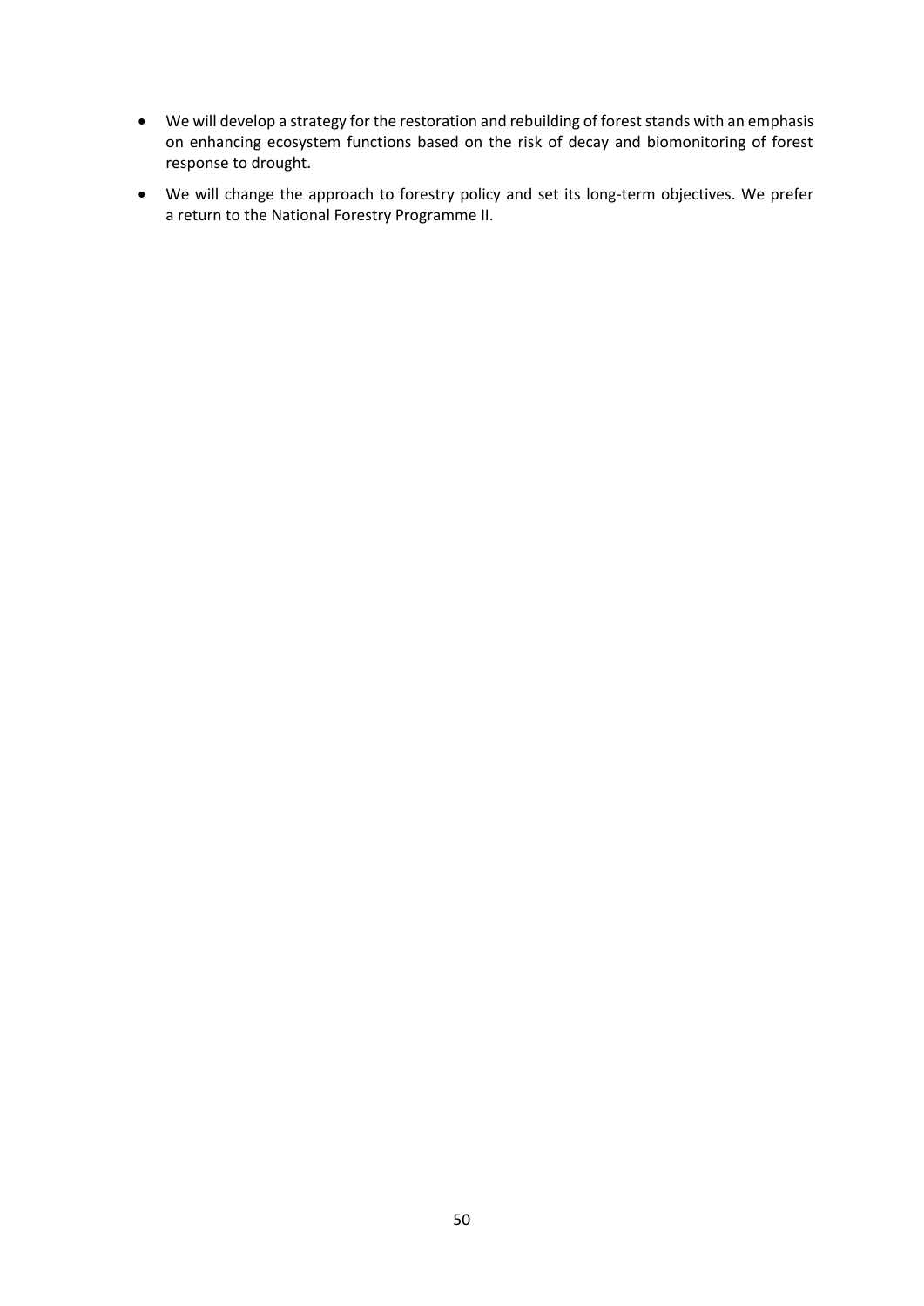- We will develop a strategy for the restoration and rebuilding of forest stands with an emphasis on enhancing ecosystem functions based on the risk of decay and biomonitoring of forest response to drought.
- We will change the approach to forestry policy and set its long-term objectives. We prefer a return to the National Forestry Programme II.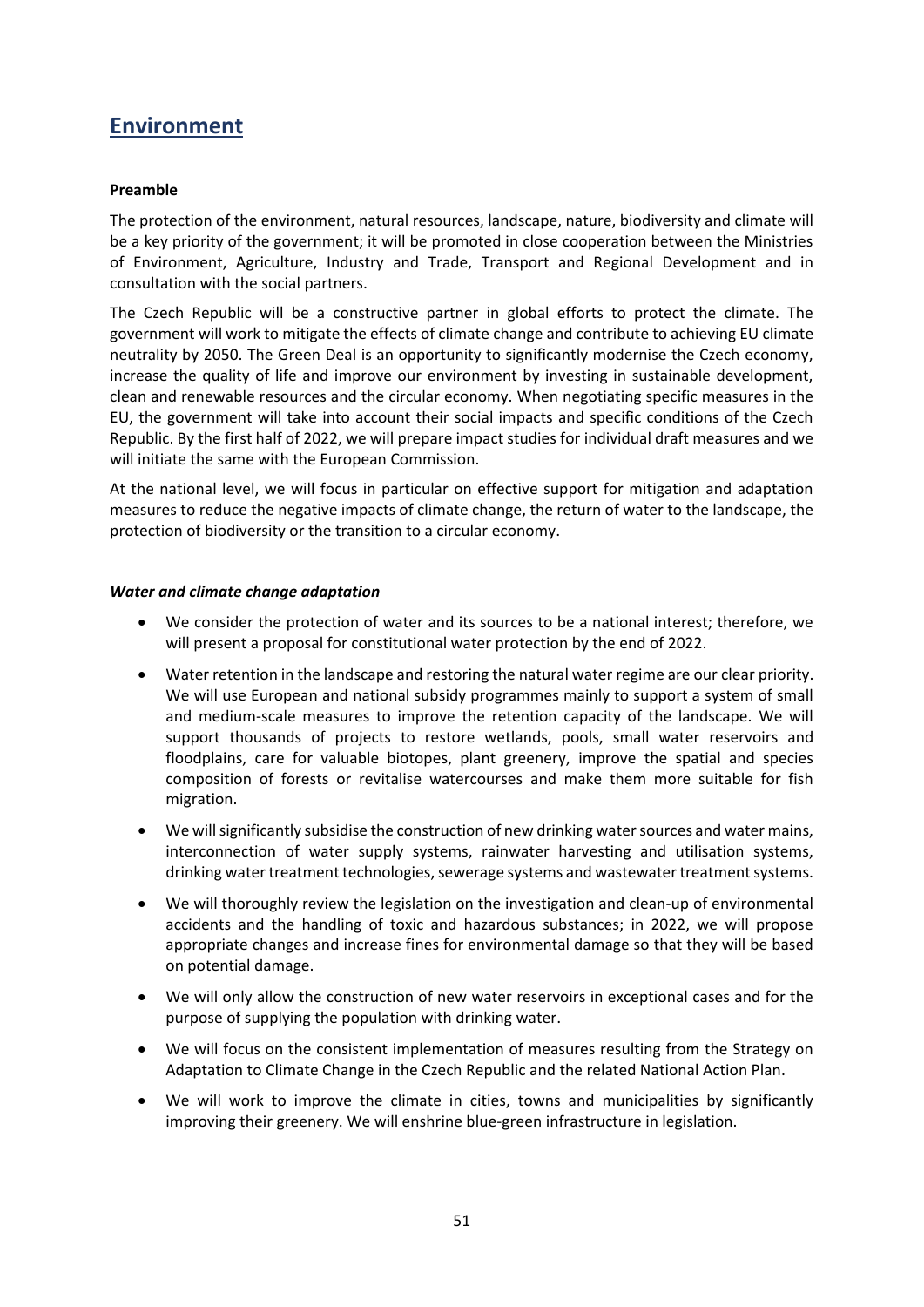## Environment

**Preamble**

The protection of the environment, natural resources, landscape, nature, biodiversity and climate will be a key priority of the government; it will be promoted in close cooperation between the Ministries of Environment, Agriculture, Industry and Trade, Transport and Regional Development and in consultation with the social partners.

The Czech Republic will be a constructive partner in global efforts to protect the climate. The government will work to mitigate the effects of climate change and contribute to achieving EU climate neutrality by 2050. The Green Deal is an opportunity to significantly modernise the Czech economy, increase the quality of life and improve our environment by investing in sustainable development, clean and renewable resources and the circular economy. When negotiating specific measures in the EU, the government will take into account their social impacts and specific conditions of the Czech Republic. By the first half of 2022, we will prepare impact studies for individual draft measures and we will initiate the same with the European Commission.

At the national level, we will focus in particular on effective support for mitigation and adaptation measures to reduce the negative impacts of climate change, the return of water to the landscape, the protection of biodiversity or the transition to a circular economy.

***Water and climate change adaptation***

- We consider the protection of water and its sources to be a national interest; therefore, we will present a proposal for constitutional water protection by the end of 2022.
- Water retention in the landscape and restoring the natural water regime are our clear priority. We will use European and national subsidy programmes mainly to support a system of small and medium-scale measures to improve the retention capacity of the landscape. We will support thousands of projects to restore wetlands, pools, small water reservoirs and floodplains, care for valuable biotopes, plant greenery, improve the spatial and species composition of forests or revitalise watercourses and make them more suitable for fish migration.
- We will significantly subsidise the construction of new drinking water sources and water mains, interconnection of water supply systems, rainwater harvesting and utilisation systems, drinking water treatment technologies, sewerage systems and wastewater treatment systems.
- We will thoroughly review the legislation on the investigation and clean-up of environmental accidents and the handling of toxic and hazardous substances; in 2022, we will propose appropriate changes and increase fines for environmental damage so that they will be based on potential damage.
- We will only allow the construction of new water reservoirs in exceptional cases and for the purpose of supplying the population with drinking water.
- We will focus on the consistent implementation of measures resulting from the Strategy on Adaptation to Climate Change in the Czech Republic and the related National Action Plan.
- We will work to improve the climate in cities, towns and municipalities by significantly improving their greenery. We will enshrine blue-green infrastructure in legislation.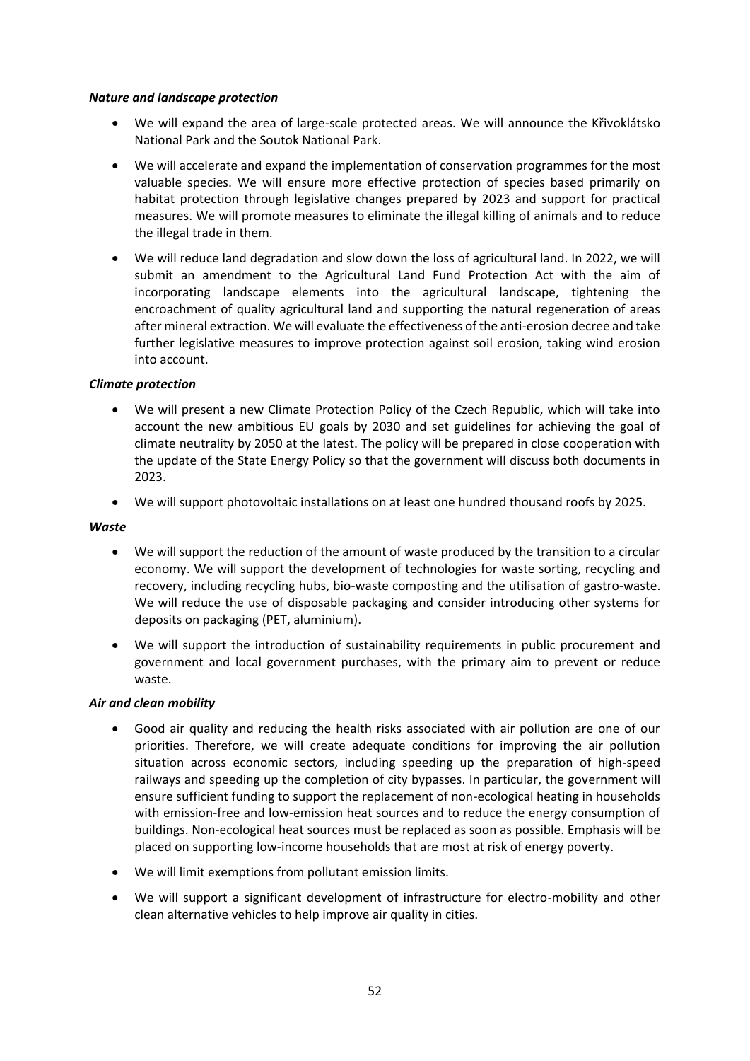***Nature and landscape protection***

- We will expand the area of large-scale protected areas. We will announce the Křivoklátsko National Park and the Soutok National Park.
- We will accelerate and expand the implementation of conservation programmes for the most valuable species. We will ensure more effective protection of species based primarily on habitat protection through legislative changes prepared by 2023 and support for practical measures. We will promote measures to eliminate the illegal killing of animals and to reduce the illegal trade in them.
- We will reduce land degradation and slow down the loss of agricultural land. In 2022, we will submit an amendment to the Agricultural Land Fund Protection Act with the aim of incorporating landscape elements into the agricultural landscape, tightening the encroachment of quality agricultural land and supporting the natural regeneration of areas after mineral extraction. We will evaluate the effectiveness of the anti-erosion decree and take further legislative measures to improve protection against soil erosion, taking wind erosion into account.

***Climate protection***

- We will present a new Climate Protection Policy of the Czech Republic, which will take into account the new ambitious EU goals by 2030 and set guidelines for achieving the goal of climate neutrality by 2050 at the latest. The policy will be prepared in close cooperation with the update of the State Energy Policy so that the government will discuss both documents in 2023.
- We will support photovoltaic installations on at least one hundred thousand roofs by 2025.

***Waste***

- We will support the reduction of the amount of waste produced by the transition to a circular economy. We will support the development of technologies for waste sorting, recycling and recovery, including recycling hubs, bio-waste composting and the utilisation of gastro-waste. We will reduce the use of disposable packaging and consider introducing other systems for deposits on packaging (PET, aluminium).
- We will support the introduction of sustainability requirements in public procurement and government and local government purchases, with the primary aim to prevent or reduce waste.

***Air and clean mobility***

- Good air quality and reducing the health risks associated with air pollution are one of our priorities. Therefore, we will create adequate conditions for improving the air pollution situation across economic sectors, including speeding up the preparation of high-speed railways and speeding up the completion of city bypasses. In particular, the government will ensure sufficient funding to support the replacement of non-ecological heating in households with emission-free and low-emission heat sources and to reduce the energy consumption of buildings. Non-ecological heat sources must be replaced as soon as possible. Emphasis will be placed on supporting low-income households that are most at risk of energy poverty.
- We will limit exemptions from pollutant emission limits.
- We will support a significant development of infrastructure for electro-mobility and other clean alternative vehicles to help improve air quality in cities.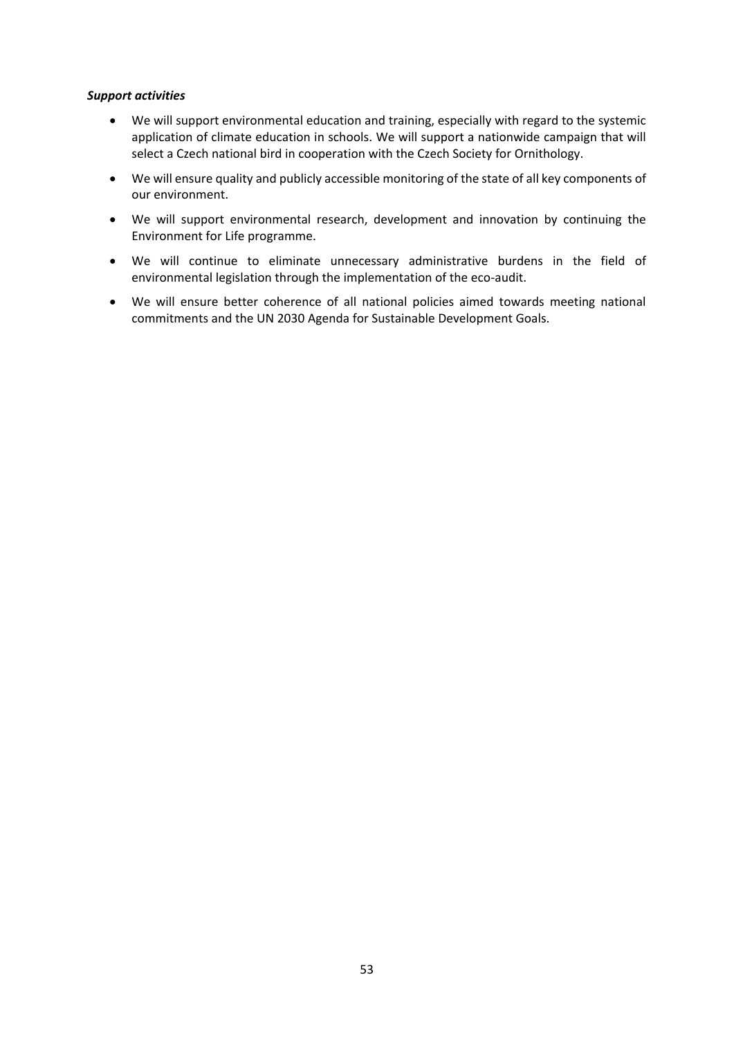***Support activities***

- We will support environmental education and training, especially with regard to the systemic application of climate education in schools. We will support a nationwide campaign that will select a Czech national bird in cooperation with the Czech Society for Ornithology.
- We will ensure quality and publicly accessible monitoring of the state of all key components of our environment.
- We will support environmental research, development and innovation by continuing the Environment for Life programme.
- We will continue to eliminate unnecessary administrative burdens in the field of environmental legislation through the implementation of the eco-audit.
- We will ensure better coherence of all national policies aimed towards meeting national commitments and the UN 2030 Agenda for Sustainable Development Goals.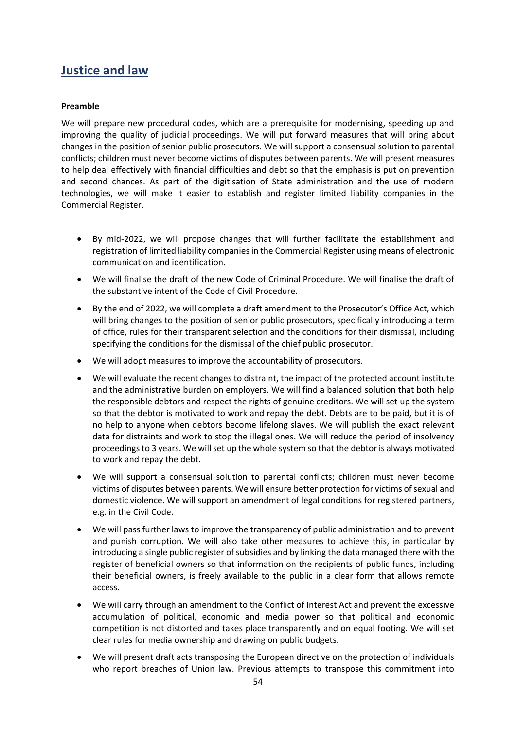## Justice and law

**Preamble**

We will prepare new procedural codes, which are a prerequisite for modernising, speeding up and improving the quality of judicial proceedings. We will put forward measures that will bring about changes in the position of senior public prosecutors. We will support a consensual solution to parental conflicts; children must never become victims of disputes between parents. We will present measures to help deal effectively with financial difficulties and debt so that the emphasis is put on prevention and second chances. As part of the digitisation of State administration and the use of modern technologies, we will make it easier to establish and register limited liability companies in the Commercial Register.

- By mid-2022, we will propose changes that will further facilitate the establishment and registration of limited liability companies in the Commercial Register using means of electronic communication and identification.
- We will finalise the draft of the new Code of Criminal Procedure. We will finalise the draft of the substantive intent of the Code of Civil Procedure.
- By the end of 2022, we will complete a draft amendment to the Prosecutor's Office Act, which will bring changes to the position of senior public prosecutors, specifically introducing a term of office, rules for their transparent selection and the conditions for their dismissal, including specifying the conditions for the dismissal of the chief public prosecutor.
- We will adopt measures to improve the accountability of prosecutors.
- We will evaluate the recent changes to distraint, the impact of the protected account institute and the administrative burden on employers. We will find a balanced solution that both help the responsible debtors and respect the rights of genuine creditors. We will set up the system so that the debtor is motivated to work and repay the debt. Debts are to be paid, but it is of no help to anyone when debtors become lifelong slaves. We will publish the exact relevant data for distraints and work to stop the illegal ones. We will reduce the period of insolvency proceedings to 3 years. We will set up the whole system so that the debtor is always motivated to work and repay the debt.
- We will support a consensual solution to parental conflicts; children must never become victims of disputes between parents. We will ensure better protection for victims of sexual and domestic violence. We will support an amendment of legal conditions for registered partners, e.g. in the Civil Code.
- We will pass further laws to improve the transparency of public administration and to prevent and punish corruption. We will also take other measures to achieve this, in particular by introducing a single public register of subsidies and by linking the data managed there with the register of beneficial owners so that information on the recipients of public funds, including their beneficial owners, is freely available to the public in a clear form that allows remote access.
- We will carry through an amendment to the Conflict of Interest Act and prevent the excessive accumulation of political, economic and media power so that political and economic competition is not distorted and takes place transparently and on equal footing. We will set clear rules for media ownership and drawing on public budgets.
- We will present draft acts transposing the European directive on the protection of individuals who report breaches of Union law. Previous attempts to transpose this commitment into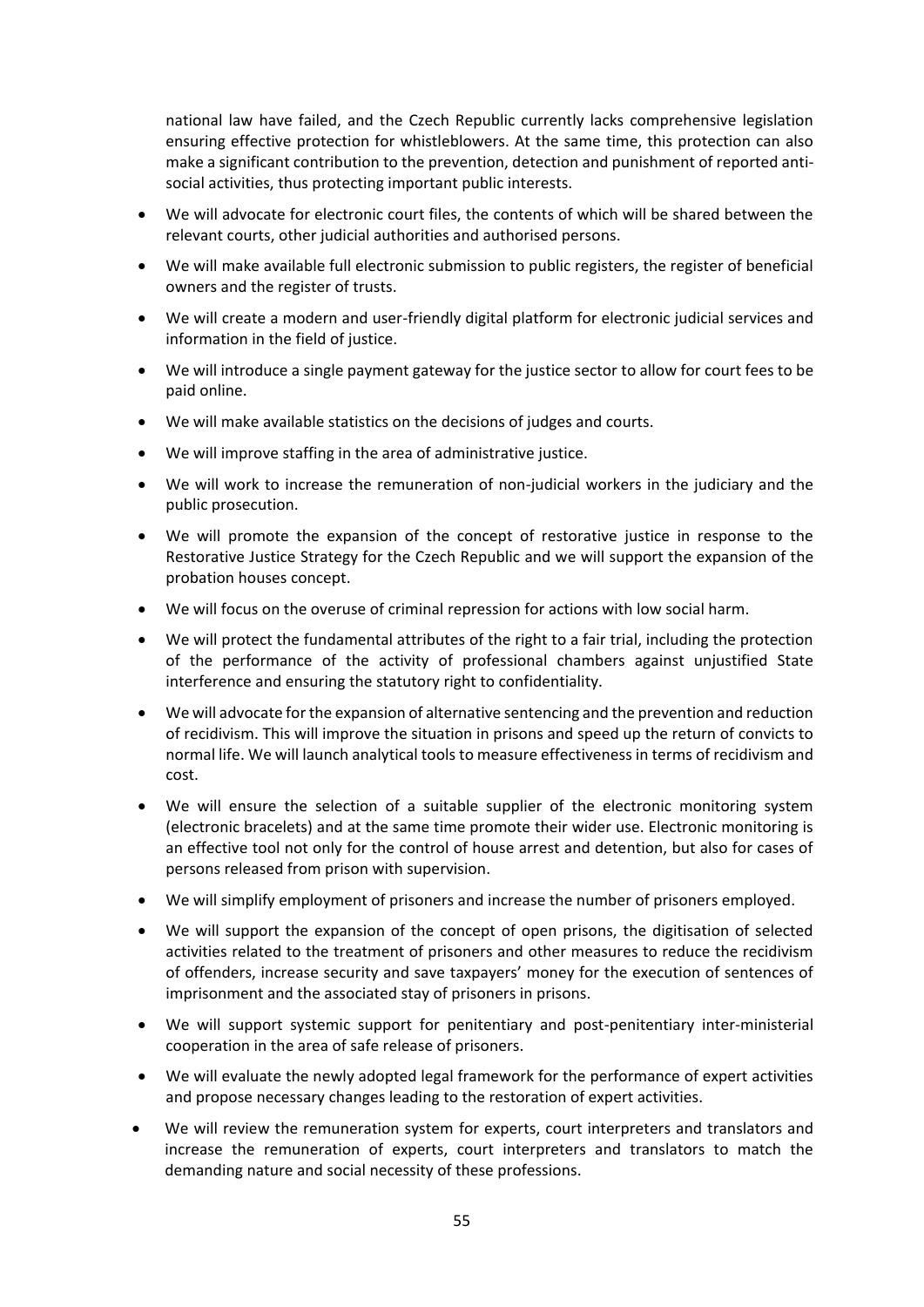national law have failed, and the Czech Republic currently lacks comprehensive legislation ensuring effective protection for whistleblowers. At the same time, this protection can also make a significant contribution to the prevention, detection and punishment of reported anti-social activities, thus protecting important public interests.

- We will advocate for electronic court files, the contents of which will be shared between the relevant courts, other judicial authorities and authorised persons.
- We will make available full electronic submission to public registers, the register of beneficial owners and the register of trusts.
- We will create a modern and user-friendly digital platform for electronic judicial services and information in the field of justice.
- We will introduce a single payment gateway for the justice sector to allow for court fees to be paid online.
- We will make available statistics on the decisions of judges and courts.
- We will improve staffing in the area of administrative justice.
- We will work to increase the remuneration of non-judicial workers in the judiciary and the public prosecution.
- We will promote the expansion of the concept of restorative justice in response to the Restorative Justice Strategy for the Czech Republic and we will support the expansion of the probation houses concept.
- We will focus on the overuse of criminal repression for actions with low social harm.
- We will protect the fundamental attributes of the right to a fair trial, including the protection of the performance of the activity of professional chambers against unjustified State interference and ensuring the statutory right to confidentiality.
- We will advocate for the expansion of alternative sentencing and the prevention and reduction of recidivism. This will improve the situation in prisons and speed up the return of convicts to normal life. We will launch analytical tools to measure effectiveness in terms of recidivism and cost.
- We will ensure the selection of a suitable supplier of the electronic monitoring system (electronic bracelets) and at the same time promote their wider use. Electronic monitoring is an effective tool not only for the control of house arrest and detention, but also for cases of persons released from prison with supervision.
- We will simplify employment of prisoners and increase the number of prisoners employed.
- We will support the expansion of the concept of open prisons, the digitisation of selected activities related to the treatment of prisoners and other measures to reduce the recidivism of offenders, increase security and save taxpayers' money for the execution of sentences of imprisonment and the associated stay of prisoners in prisons.
- We will support systemic support for penitentiary and post-penitentiary inter-ministerial cooperation in the area of safe release of prisoners.
- We will evaluate the newly adopted legal framework for the performance of expert activities and propose necessary changes leading to the restoration of expert activities.
- We will review the remuneration system for experts, court interpreters and translators and increase the remuneration of experts, court interpreters and translators to match the demanding nature and social necessity of these professions.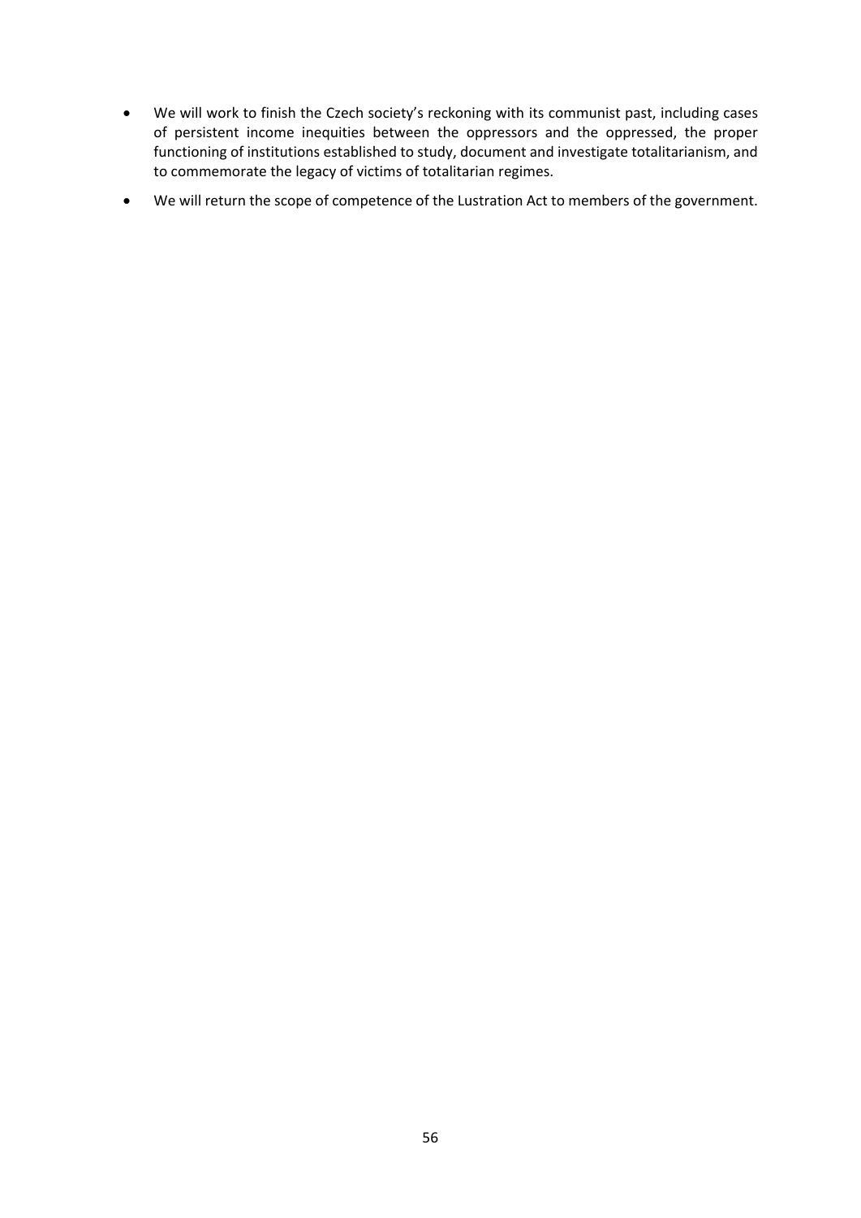- We will work to finish the Czech society's reckoning with its communist past, including cases of persistent income inequities between the oppressors and the oppressed, the proper functioning of institutions established to study, document and investigate totalitarianism, and to commemorate the legacy of victims of totalitarian regimes.
- We will return the scope of competence of the Lustration Act to members of the government.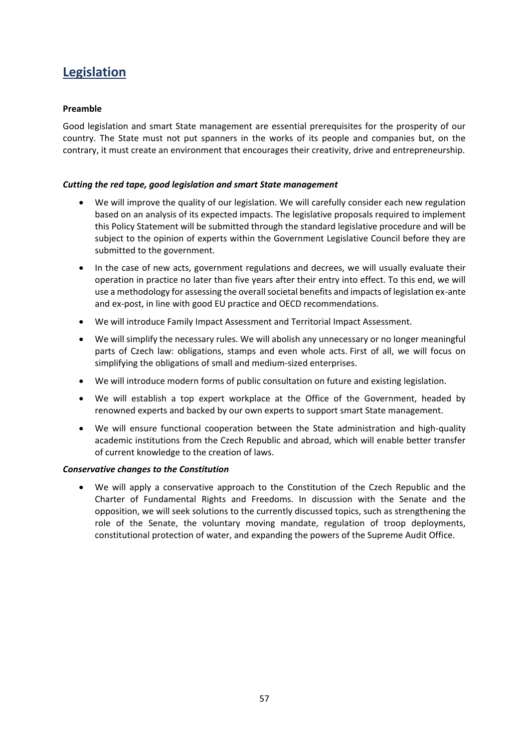## Legislation

**Preamble**

Good legislation and smart State management are essential prerequisites for the prosperity of our country. The State must not put spanners in the works of its people and companies but, on the contrary, it must create an environment that encourages their creativity, drive and entrepreneurship.

***Cutting the red tape, good legislation and smart State management***

- We will improve the quality of our legislation. We will carefully consider each new regulation based on an analysis of its expected impacts. The legislative proposals required to implement this Policy Statement will be submitted through the standard legislative procedure and will be subject to the opinion of experts within the Government Legislative Council before they are submitted to the government.
- In the case of new acts, government regulations and decrees, we will usually evaluate their operation in practice no later than five years after their entry into effect. To this end, we will use a methodology for assessing the overall societal benefits and impacts of legislation ex-ante and ex-post, in line with good EU practice and OECD recommendations.
- We will introduce Family Impact Assessment and Territorial Impact Assessment.
- We will simplify the necessary rules. We will abolish any unnecessary or no longer meaningful parts of Czech law: obligations, stamps and even whole acts. First of all, we will focus on simplifying the obligations of small and medium-sized enterprises.
- We will introduce modern forms of public consultation on future and existing legislation.
- We will establish a top expert workplace at the Office of the Government, headed by renowned experts and backed by our own experts to support smart State management.
- We will ensure functional cooperation between the State administration and high-quality academic institutions from the Czech Republic and abroad, which will enable better transfer of current knowledge to the creation of laws.

***Conservative changes to the Constitution***

- We will apply a conservative approach to the Constitution of the Czech Republic and the Charter of Fundamental Rights and Freedoms. In discussion with the Senate and the opposition, we will seek solutions to the currently discussed topics, such as strengthening the role of the Senate, the voluntary moving mandate, regulation of troop deployments, constitutional protection of water, and expanding the powers of the Supreme Audit Office.